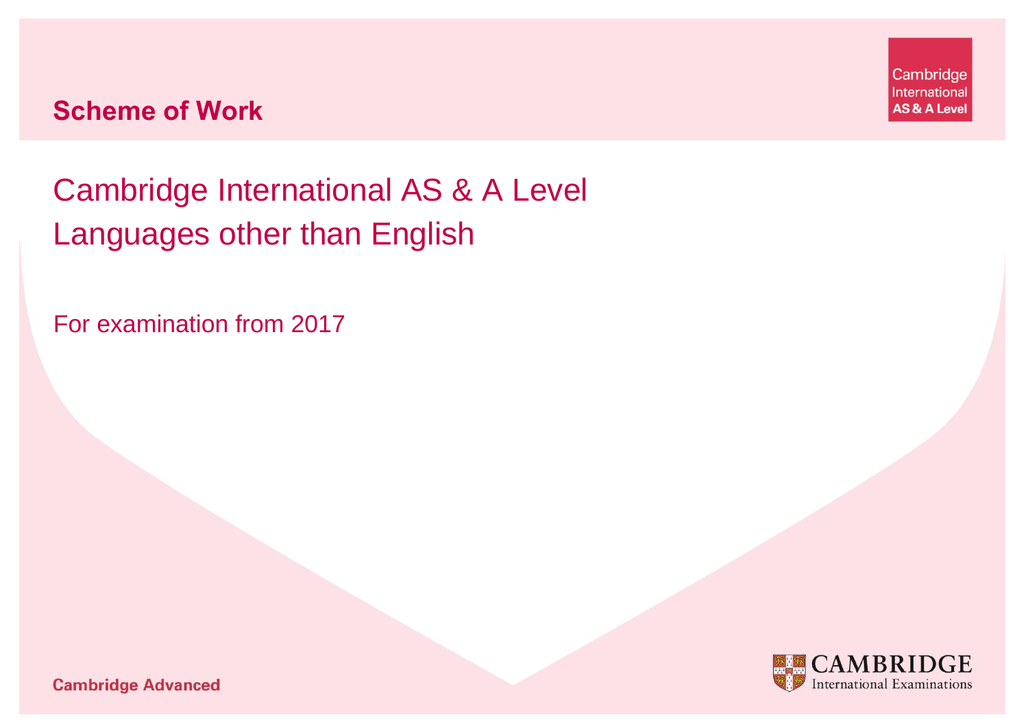**Scheme of Work**

Cambridge International AS & A Level

# Cambridge International AS & A Level Languages other than English

For examination from 2017

**Cambridge Advanced**

CAMBRIDGE
International Examinations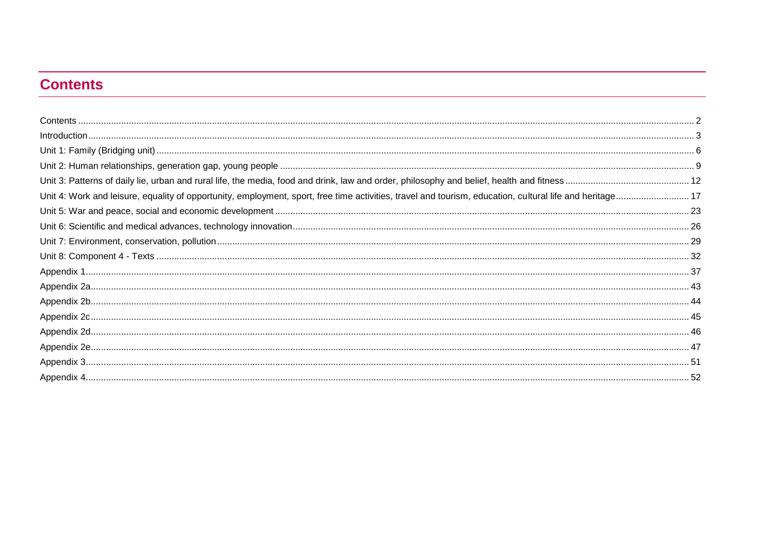# Contents

Contents ........ 2
Introduction ........ 3
Unit 1: Family (Bridging unit) ........ 6
Unit 2: Human relationships, generation gap, young people ........ 9
Unit 3: Patterns of daily lie, urban and rural life, the media, food and drink, law and order, philosophy and belief, health and fitness ........ 12
Unit 4: Work and leisure, equality of opportunity, employment, sport, free time activities, travel and tourism, education, cultural life and heritage ........ 17
Unit 5: War and peace, social and economic development ........ 23
Unit 6: Scientific and medical advances, technology innovation ........ 26
Unit 7: Environment, conservation, pollution ........ 29
Unit 8: Component 4 - Texts ........ 32
Appendix 1 ........ 37
Appendix 2a ........ 43
Appendix 2b ........ 44
Appendix 2c ........ 45
Appendix 2d ........ 46
Appendix 2e ........ 47
Appendix 3 ........ 51
Appendix 4 ........ 52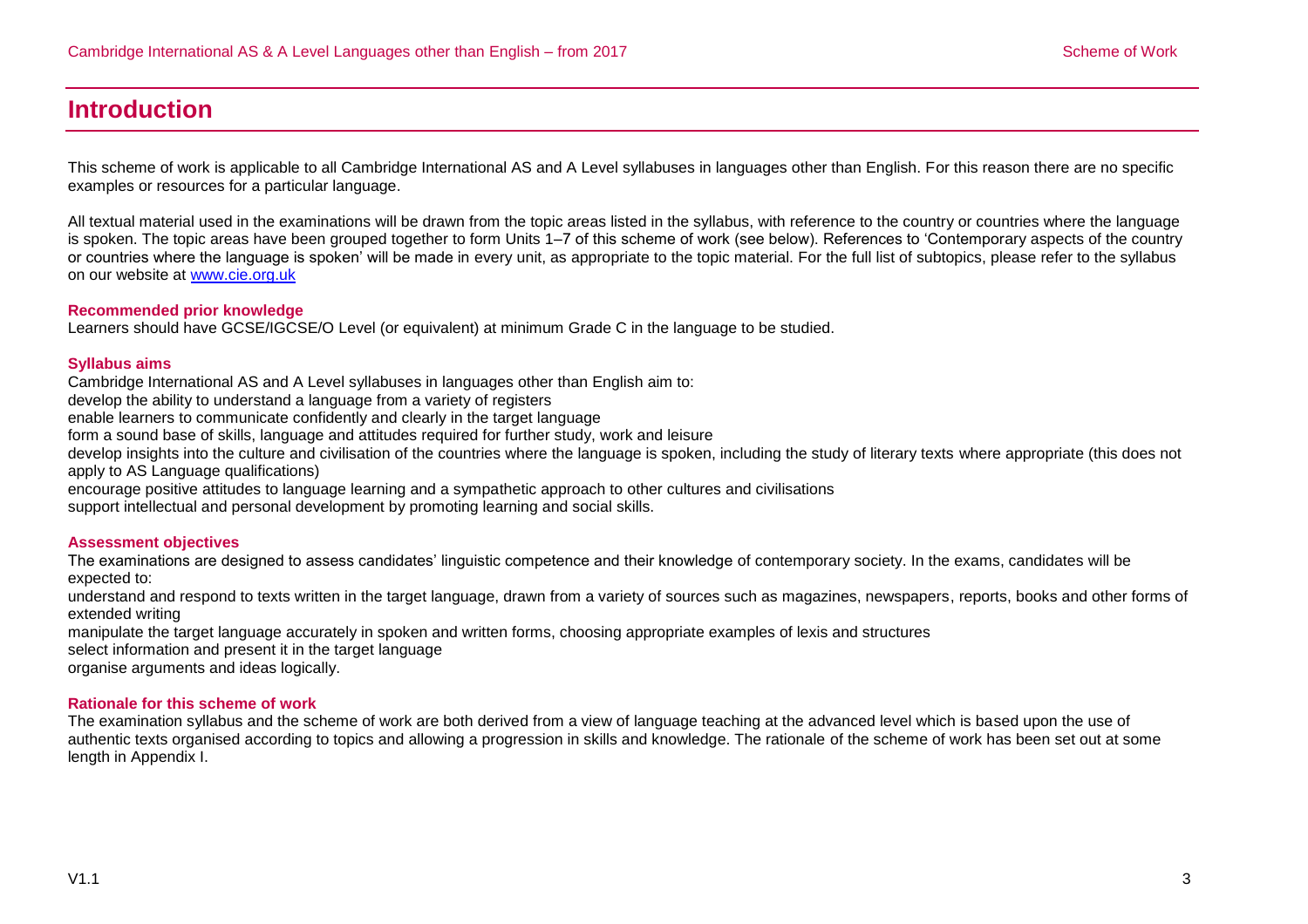# Introduction

This scheme of work is applicable to all Cambridge International AS and A Level syllabuses in languages other than English. For this reason there are no specific examples or resources for a particular language.

All textual material used in the examinations will be drawn from the topic areas listed in the syllabus, with reference to the country or countries where the language is spoken. The topic areas have been grouped together to form Units 1–7 of this scheme of work (see below). References to 'Contemporary aspects of the country or countries where the language is spoken' will be made in every unit, as appropriate to the topic material. For the full list of subtopics, please refer to the syllabus on our website at [www.cie.org.uk](http://www.cie.org.uk)

### Recommended prior knowledge

Learners should have GCSE/IGCSE/O Level (or equivalent) at minimum Grade C in the language to be studied.

### Syllabus aims

Cambridge International AS and A Level syllabuses in languages other than English aim to:

develop the ability to understand a language from a variety of registers

enable learners to communicate confidently and clearly in the target language

form a sound base of skills, language and attitudes required for further study, work and leisure

develop insights into the culture and civilisation of the countries where the language is spoken, including the study of literary texts where appropriate (this does not apply to AS Language qualifications)

encourage positive attitudes to language learning and a sympathetic approach to other cultures and civilisations

support intellectual and personal development by promoting learning and social skills.

### Assessment objectives

The examinations are designed to assess candidates' linguistic competence and their knowledge of contemporary society. In the exams, candidates will be expected to:

understand and respond to texts written in the target language, drawn from a variety of sources such as magazines, newspapers, reports, books and other forms of extended writing

manipulate the target language accurately in spoken and written forms, choosing appropriate examples of lexis and structures

select information and present it in the target language

organise arguments and ideas logically.

### Rationale for this scheme of work

The examination syllabus and the scheme of work are both derived from a view of language teaching at the advanced level which is based upon the use of authentic texts organised according to topics and allowing a progression in skills and knowledge. The rationale of the scheme of work has been set out at some length in Appendix I.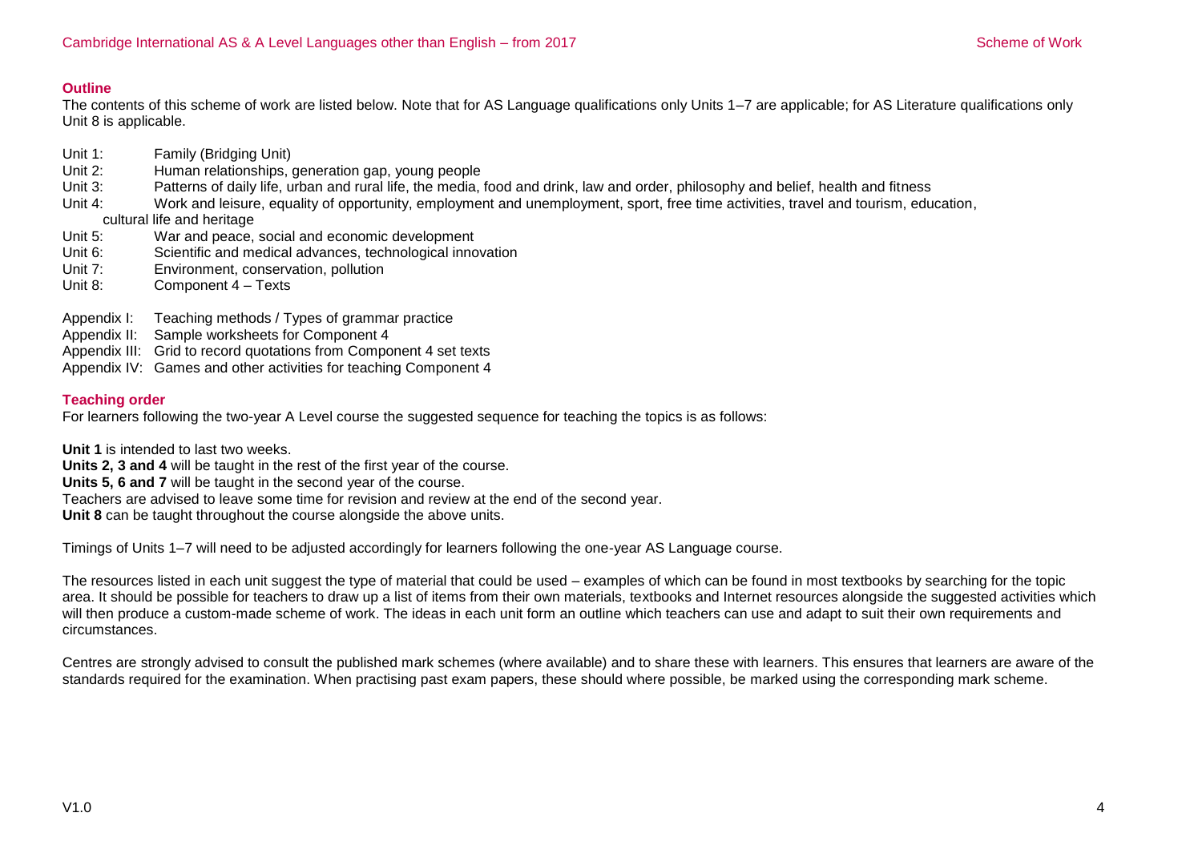## Outline

The contents of this scheme of work are listed below. Note that for AS Language qualifications only Units 1–7 are applicable; for AS Literature qualifications only Unit 8 is applicable.

- Unit 1: Family (Bridging Unit)
- Unit 2: Human relationships, generation gap, young people
- Unit 3: Patterns of daily life, urban and rural life, the media, food and drink, law and order, philosophy and belief, health and fitness
- Unit 4: Work and leisure, equality of opportunity, employment and unemployment, sport, free time activities, travel and tourism, education, cultural life and heritage
- Unit 5: War and peace, social and economic development
- Unit 6: Scientific and medical advances, technological innovation
- Unit 7: Environment, conservation, pollution
- Unit 8: Component 4 – Texts

- Appendix I: Teaching methods / Types of grammar practice
- Appendix II: Sample worksheets for Component 4
- Appendix III: Grid to record quotations from Component 4 set texts
- Appendix IV: Games and other activities for teaching Component 4

## Teaching order

For learners following the two-year A Level course the suggested sequence for teaching the topics is as follows:

**Unit 1** is intended to last two weeks.
**Units 2, 3 and 4** will be taught in the rest of the first year of the course.
**Units 5, 6 and 7** will be taught in the second year of the course.
Teachers are advised to leave some time for revision and review at the end of the second year.
**Unit 8** can be taught throughout the course alongside the above units.

Timings of Units 1–7 will need to be adjusted accordingly for learners following the one-year AS Language course.

The resources listed in each unit suggest the type of material that could be used – examples of which can be found in most textbooks by searching for the topic area. It should be possible for teachers to draw up a list of items from their own materials, textbooks and Internet resources alongside the suggested activities which will then produce a custom-made scheme of work. The ideas in each unit form an outline which teachers can use and adapt to suit their own requirements and circumstances.

Centres are strongly advised to consult the published mark schemes (where available) and to share these with learners. This ensures that learners are aware of the standards required for the examination. When practising past exam papers, these should where possible, be marked using the corresponding mark scheme.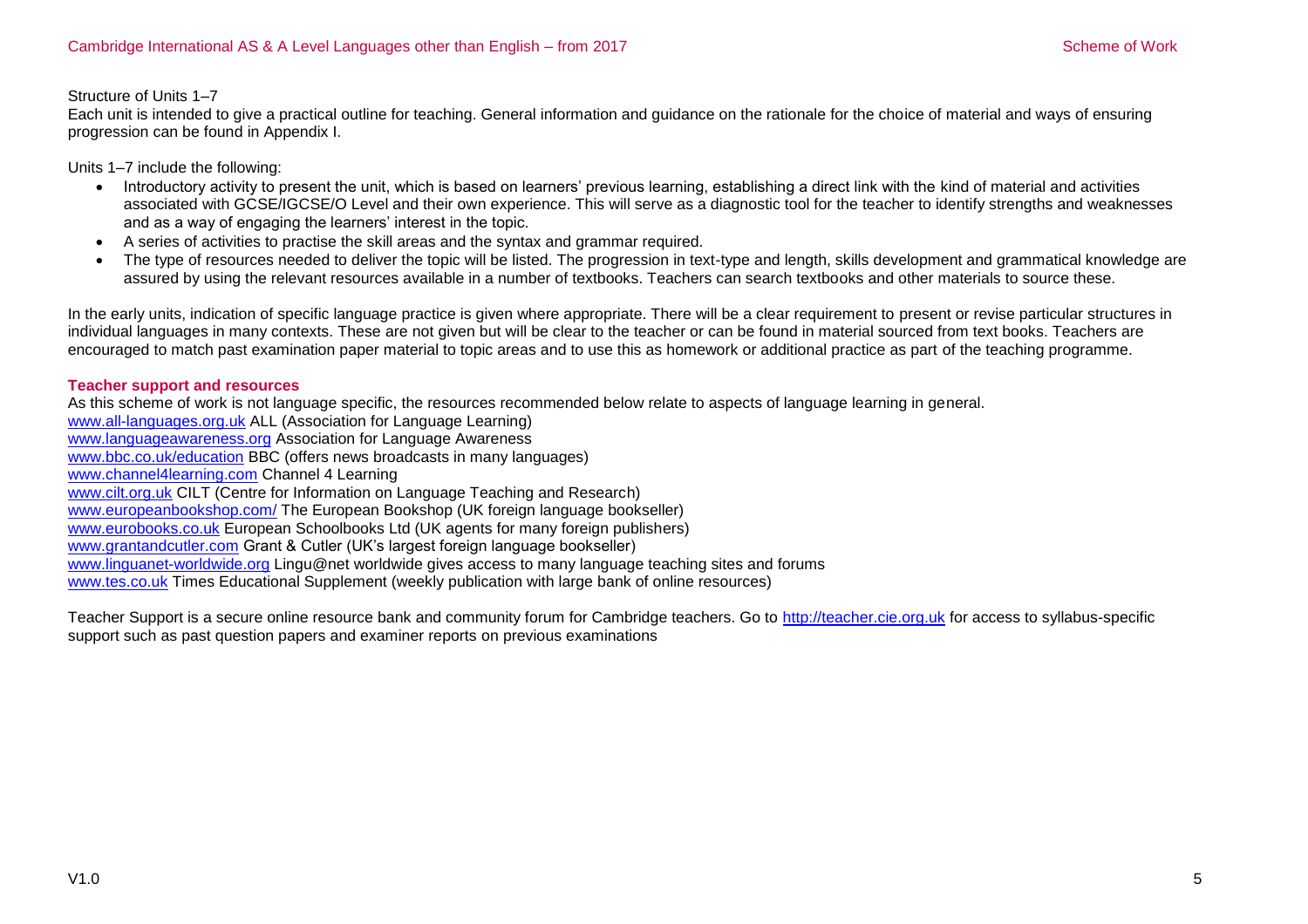Structure of Units 1–7

Each unit is intended to give a practical outline for teaching. General information and guidance on the rationale for the choice of material and ways of ensuring progression can be found in Appendix I.

Units 1–7 include the following:

- Introductory activity to present the unit, which is based on learners' previous learning, establishing a direct link with the kind of material and activities associated with GCSE/IGCSE/O Level and their own experience. This will serve as a diagnostic tool for the teacher to identify strengths and weaknesses and as a way of engaging the learners' interest in the topic.
- A series of activities to practise the skill areas and the syntax and grammar required.
- The type of resources needed to deliver the topic will be listed. The progression in text-type and length, skills development and grammatical knowledge are assured by using the relevant resources available in a number of textbooks. Teachers can search textbooks and other materials to source these.

In the early units, indication of specific language practice is given where appropriate. There will be a clear requirement to present or revise particular structures in individual languages in many contexts. These are not given but will be clear to the teacher or can be found in material sourced from text books. Teachers are encouraged to match past examination paper material to topic areas and to use this as homework or additional practice as part of the teaching programme.

### Teacher support and resources

As this scheme of work is not language specific, the resources recommended below relate to aspects of language learning in general.

www.all-languages.org.uk ALL (Association for Language Learning)
www.languageawareness.org Association for Language Awareness
www.bbc.co.uk/education BBC (offers news broadcasts in many languages)
www.channel4learning.com Channel 4 Learning
www.cilt.org.uk CILT (Centre for Information on Language Teaching and Research)
www.europeanbookshop.com/ The European Bookshop (UK foreign language bookseller)
www.eurobooks.co.uk European Schoolbooks Ltd (UK agents for many foreign publishers)
www.grantandcutler.com Grant & Cutler (UK's largest foreign language bookseller)
www.linguanet-worldwide.org Lingu@net worldwide gives access to many language teaching sites and forums
www.tes.co.uk Times Educational Supplement (weekly publication with large bank of online resources)

Teacher Support is a secure online resource bank and community forum for Cambridge teachers. Go to http://teacher.cie.org.uk for access to syllabus-specific support such as past question papers and examiner reports on previous examinations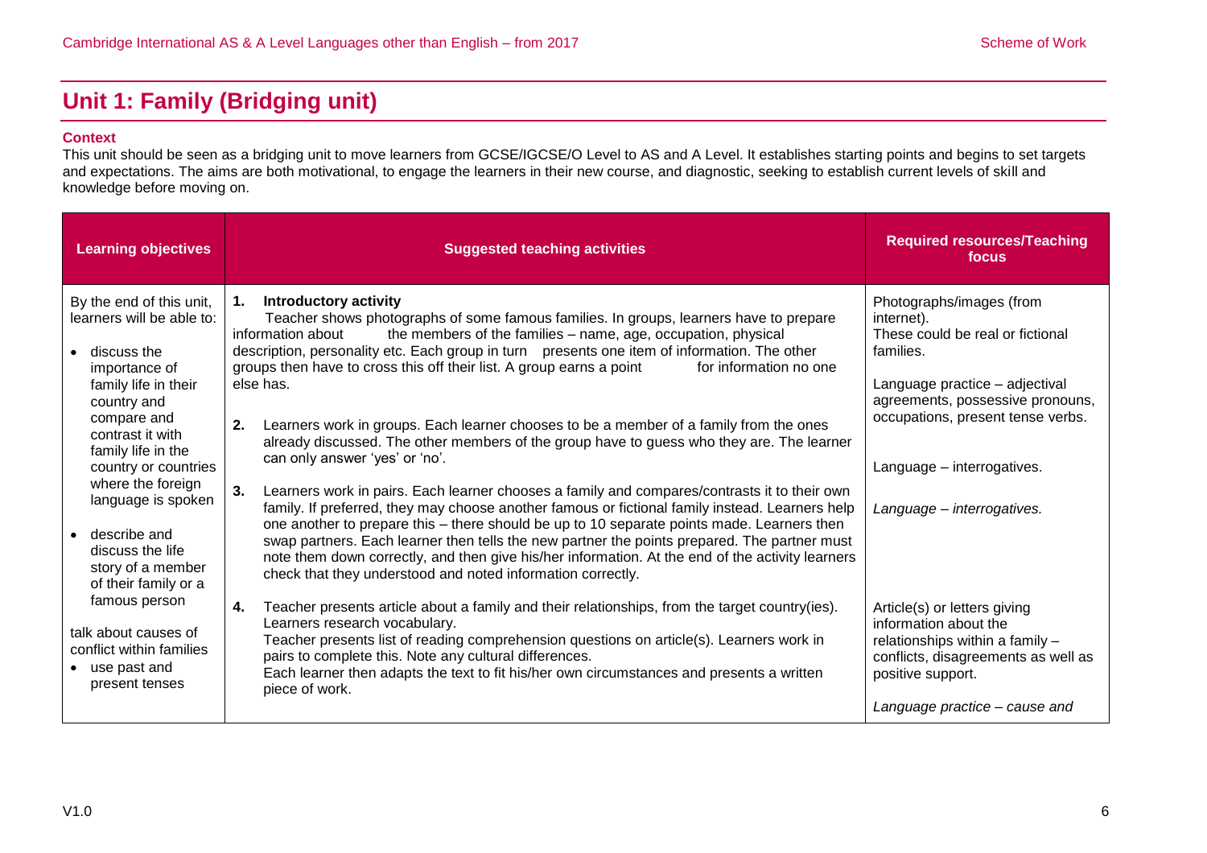# Unit 1: Family (Bridging unit)

**Context**

This unit should be seen as a bridging unit to move learners from GCSE/IGCSE/O Level to AS and A Level. It establishes starting points and begins to set targets and expectations. The aims are both motivational, to engage the learners in their new course, and diagnostic, seeking to establish current levels of skill and knowledge before moving on.

| Learning objectives | Suggested teaching activities | Required resources/Teaching focus |
|---|---|---|
| By the end of this unit, learners will be able to:<br>• discuss the importance of family life in their country and compare and contrast it with family life in the country or countries where the foreign language is spoken<br>• describe and discuss the life story of a member of their family or a famous person<br>talk about causes of conflict within families<br>• use past and present tenses | **1. Introductory activity**<br>Teacher shows photographs of some famous families. In groups, learners have to prepare information about the members of the families – name, age, occupation, physical description, personality etc. Each group in turn presents one item of information. The other groups then have to cross this off their list. A group earns a point for information no one else has. | Photographs/images (from internet).<br>These could be real or fictional families.<br><br>Language practice – adjectival agreements, possessive pronouns, occupations, present tense verbs. |
| | **2.** Learners work in groups. Each learner chooses to be a member of a family from the ones already discussed. The other members of the group have to guess who they are. The learner can only answer 'yes' or 'no'. | Language – interrogatives. |
| | **3.** Learners work in pairs. Each learner chooses a family and compares/contrasts it to their own family. If preferred, they may choose another famous or fictional family instead. Learners help one another to prepare this – there should be up to 10 separate points made. Learners then swap partners. Each learner then tells the new partner the points prepared. The partner must note them down correctly, and then give his/her information. At the end of the activity learners check that they understood and noted information correctly. | *Language – interrogatives.* |
| | **4.** Teacher presents article about a family and their relationships, from the target country(ies). Learners research vocabulary.<br>Teacher presents list of reading comprehension questions on article(s). Learners work in pairs to complete this. Note any cultural differences.<br>Each learner then adapts the text to fit his/her own circumstances and presents a written piece of work. | Article(s) or letters giving information about the relationships within a family – conflicts, disagreements as well as positive support.<br><br>*Language practice – cause and* |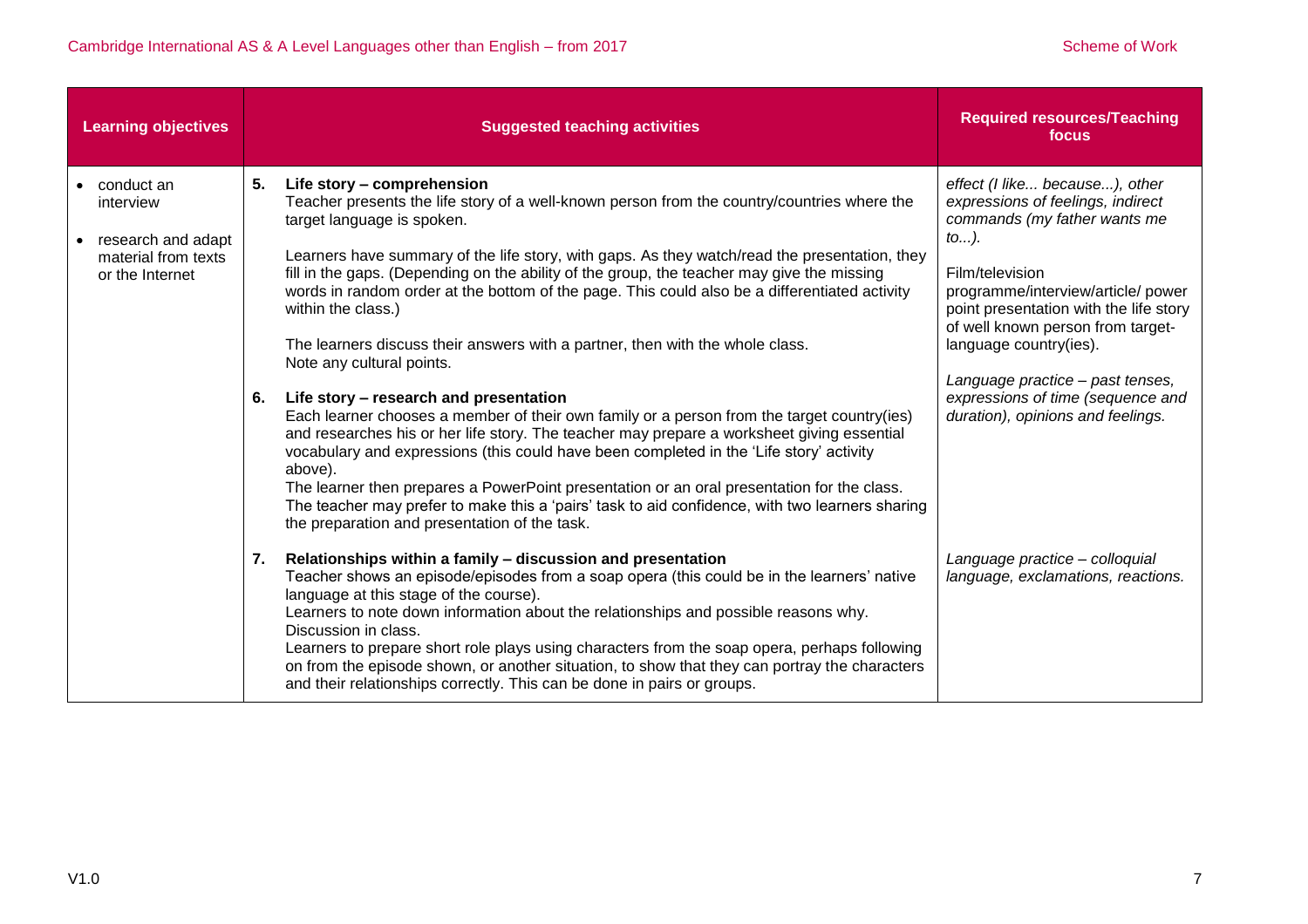| Learning objectives | Suggested teaching activities | Required resources/Teaching focus |
|---|---|---|
| • conduct an interview<br><br>• research and adapt material from texts or the Internet | **5. Life story – comprehension**<br>Teacher presents the life story of a well-known person from the country/countries where the target language is spoken.<br><br>Learners have summary of the life story, with gaps. As they watch/read the presentation, they fill in the gaps. (Depending on the ability of the group, the teacher may give the missing words in random order at the bottom of the page. This could also be a differentiated activity within the class.)<br><br>The learners discuss their answers with a partner, then with the whole class.<br>Note any cultural points. | *effect (I like... because...), other expressions of feelings, indirect commands (my father wants me to...).*<br><br>Film/television programme/interview/article/ power point presentation with the life story of well known person from target-language country(ies). |
| | **6. Life story – research and presentation**<br>Each learner chooses a member of their own family or a person from the target country(ies) and researches his or her life story. The teacher may prepare a worksheet giving essential vocabulary and expressions (this could have been completed in the 'Life story' activity above).<br>The learner then prepares a PowerPoint presentation or an oral presentation for the class. The teacher may prefer to make this a 'pairs' task to aid confidence, with two learners sharing the preparation and presentation of the task. | *Language practice – past tenses, expressions of time (sequence and duration), opinions and feelings.* |
| | **7. Relationships within a family – discussion and presentation**<br>Teacher shows an episode/episodes from a soap opera (this could be in the learners' native language at this stage of the course).<br>Learners to note down information about the relationships and possible reasons why.<br>Discussion in class.<br>Learners to prepare short role plays using characters from the soap opera, perhaps following on from the episode shown, or another situation, to show that they can portray the characters and their relationships correctly. This can be done in pairs or groups. | *Language practice – colloquial language, exclamations, reactions.* |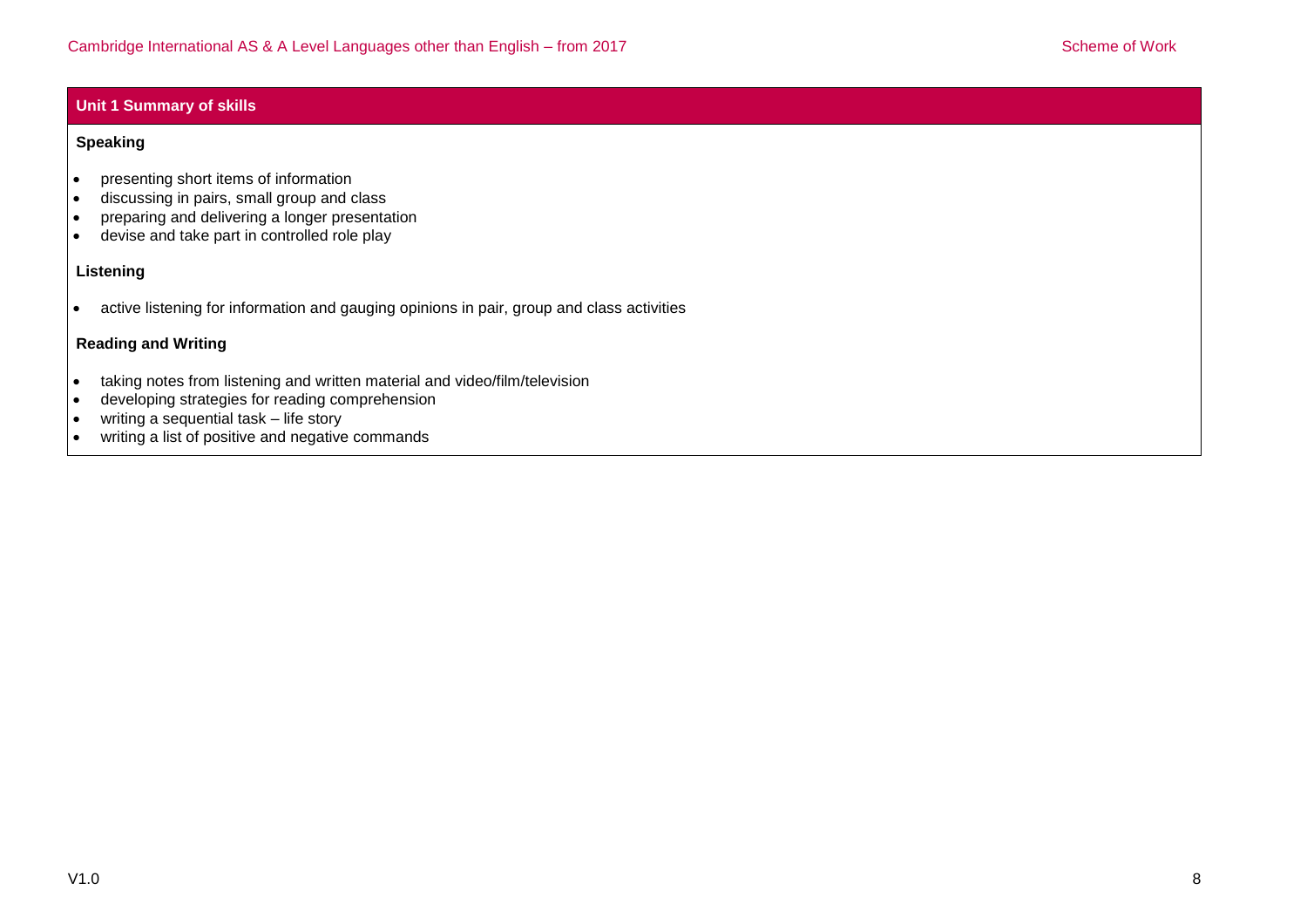## Unit 1 Summary of skills

### Speaking

- presenting short items of information
- discussing in pairs, small group and class
- preparing and delivering a longer presentation
- devise and take part in controlled role play

### Listening

- active listening for information and gauging opinions in pair, group and class activities

### Reading and Writing

- taking notes from listening and written material and video/film/television
- developing strategies for reading comprehension
- writing a sequential task – life story
- writing a list of positive and negative commands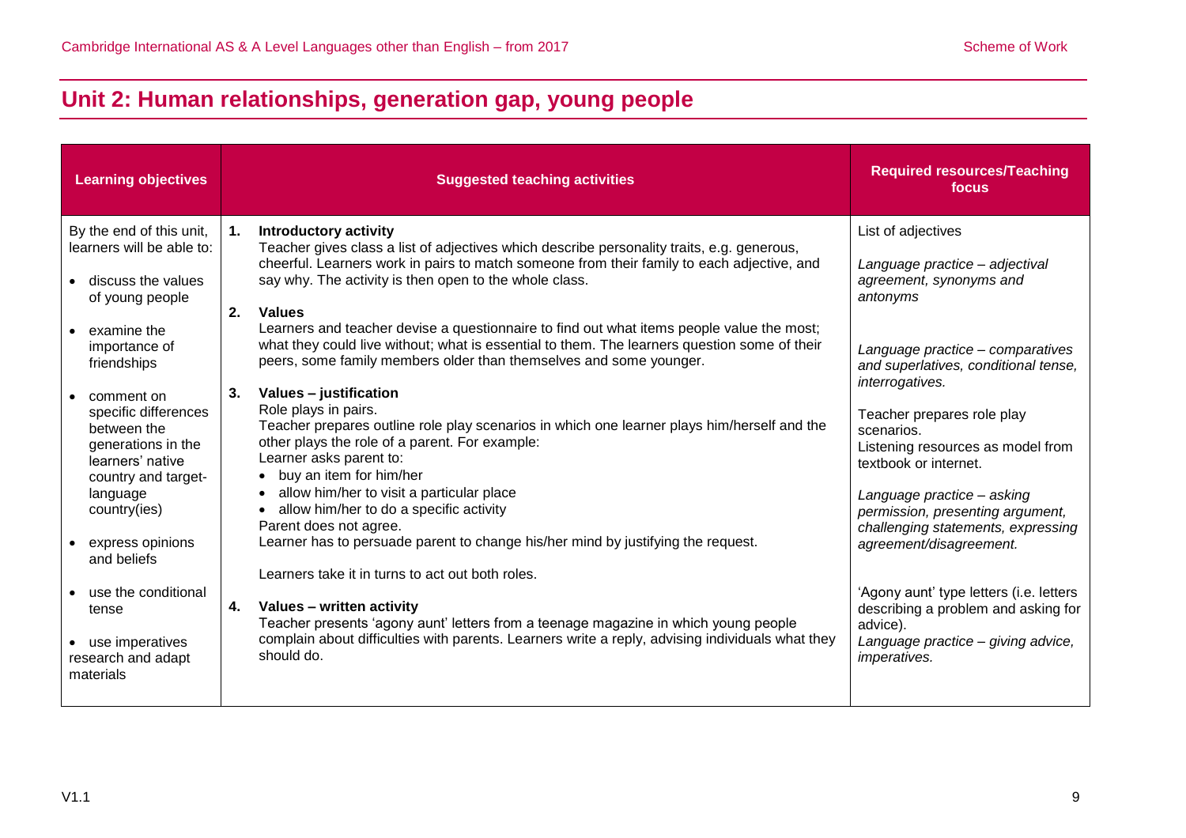## Unit 2: Human relationships, generation gap, young people

| Learning objectives | Suggested teaching activities | Required resources/Teaching focus |
|---|---|---|
| By the end of this unit, learners will be able to:<br><br>• discuss the values of young people<br><br>• examine the importance of friendships<br><br>• comment on specific differences between the generations in the learners' native country and target-language country(ies)<br><br>• express opinions and beliefs<br><br>• use the conditional tense<br><br>• use imperatives research and adapt materials | **1. Introductory activity**<br>Teacher gives class a list of adjectives which describe personality traits, e.g. generous, cheerful. Learners work in pairs to match someone from their family to each adjective, and say why. The activity is then open to the whole class.<br><br>**2. Values**<br>Learners and teacher devise a questionnaire to find out what items people value the most; what they could live without; what is essential to them. The learners question some of their peers, some family members older than themselves and some younger.<br><br>**3. Values – justification**<br>Role plays in pairs.<br>Teacher prepares outline role play scenarios in which one learner plays him/herself and the other plays the role of a parent. For example:<br>Learner asks parent to:<br>• buy an item for him/her<br>• allow him/her to visit a particular place<br>• allow him/her to do a specific activity<br>Parent does not agree.<br>Learner has to persuade parent to change his/her mind by justifying the request.<br><br>Learners take it in turns to act out both roles.<br><br>**4. Values – written activity**<br>Teacher presents 'agony aunt' letters from a teenage magazine in which young people complain about difficulties with parents. Learners write a reply, advising individuals what they should do. | List of adjectives<br><br>*Language practice – adjectival agreement, synonyms and antonyms*<br><br>*Language practice – comparatives and superlatives, conditional tense, interrogatives.*<br><br>Teacher prepares role play scenarios.<br>Listening resources as model from textbook or internet.<br><br>*Language practice – asking permission, presenting argument, challenging statements, expressing agreement/disagreement.*<br><br>'Agony aunt' type letters (i.e. letters describing a problem and asking for advice).<br>*Language practice – giving advice, imperatives.* |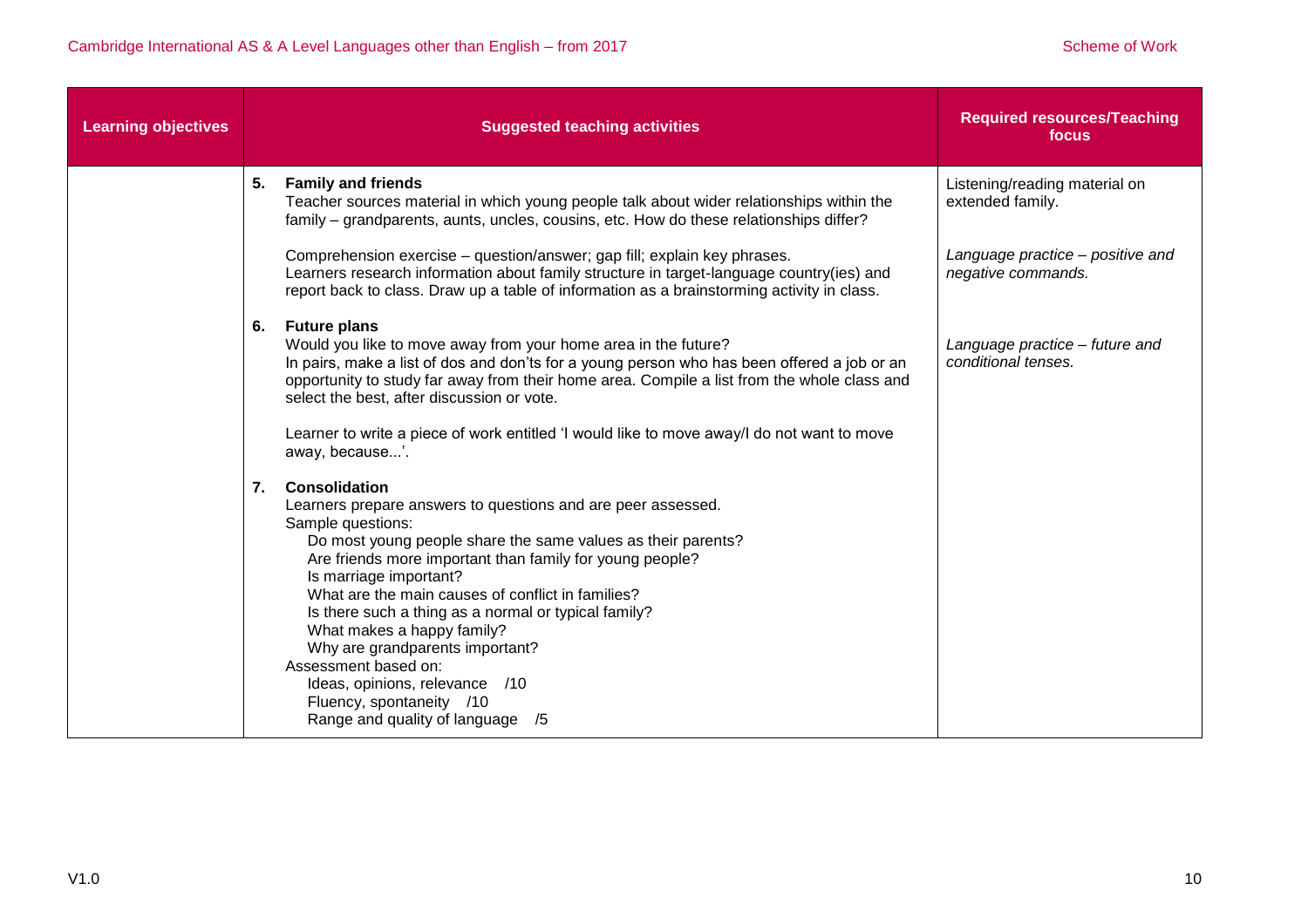| Learning objectives | Suggested teaching activities | Required resources/Teaching focus |
|---|---|---|
| | **5. Family and friends**<br>Teacher sources material in which young people talk about wider relationships within the family – grandparents, aunts, uncles, cousins, etc. How do these relationships differ?<br><br>Comprehension exercise – question/answer; gap fill; explain key phrases.<br>Learners research information about family structure in target-language country(ies) and report back to class. Draw up a table of information as a brainstorming activity in class. | Listening/reading material on extended family.<br><br>*Language practice – positive and negative commands.* |
| | **6. Future plans**<br>Would you like to move away from your home area in the future?<br>In pairs, make a list of dos and don'ts for a young person who has been offered a job or an opportunity to study far away from their home area. Compile a list from the whole class and select the best, after discussion or vote.<br><br>Learner to write a piece of work entitled 'I would like to move away/I do not want to move away, because...'. | *Language practice – future and conditional tenses.* |
| | **7. Consolidation**<br>Learners prepare answers to questions and are peer assessed.<br>Sample questions:<br>Do most young people share the same values as their parents?<br>Are friends more important than family for young people?<br>Is marriage important?<br>What are the main causes of conflict in families?<br>Is there such a thing as a normal or typical family?<br>What makes a happy family?<br>Why are grandparents important?<br>Assessment based on:<br>Ideas, opinions, relevance /10<br>Fluency, spontaneity /10<br>Range and quality of language /5 | |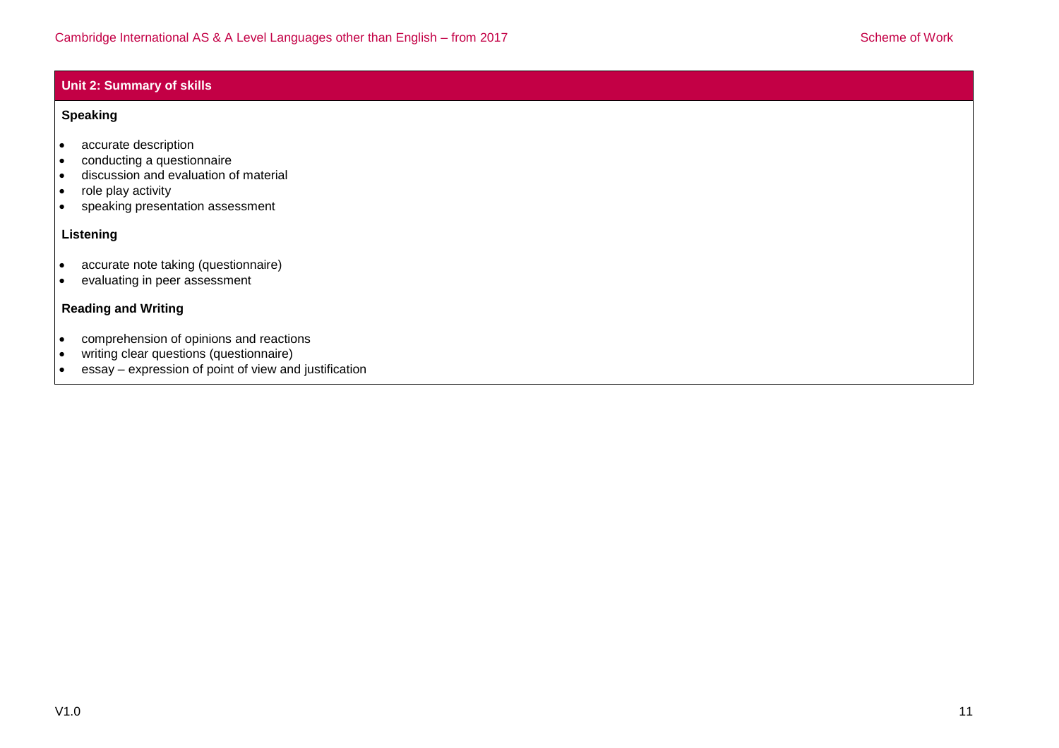## Unit 2: Summary of skills

### Speaking

- accurate description
- conducting a questionnaire
- discussion and evaluation of material
- role play activity
- speaking presentation assessment

### Listening

- accurate note taking (questionnaire)
- evaluating in peer assessment

### Reading and Writing

- comprehension of opinions and reactions
- writing clear questions (questionnaire)
- essay – expression of point of view and justification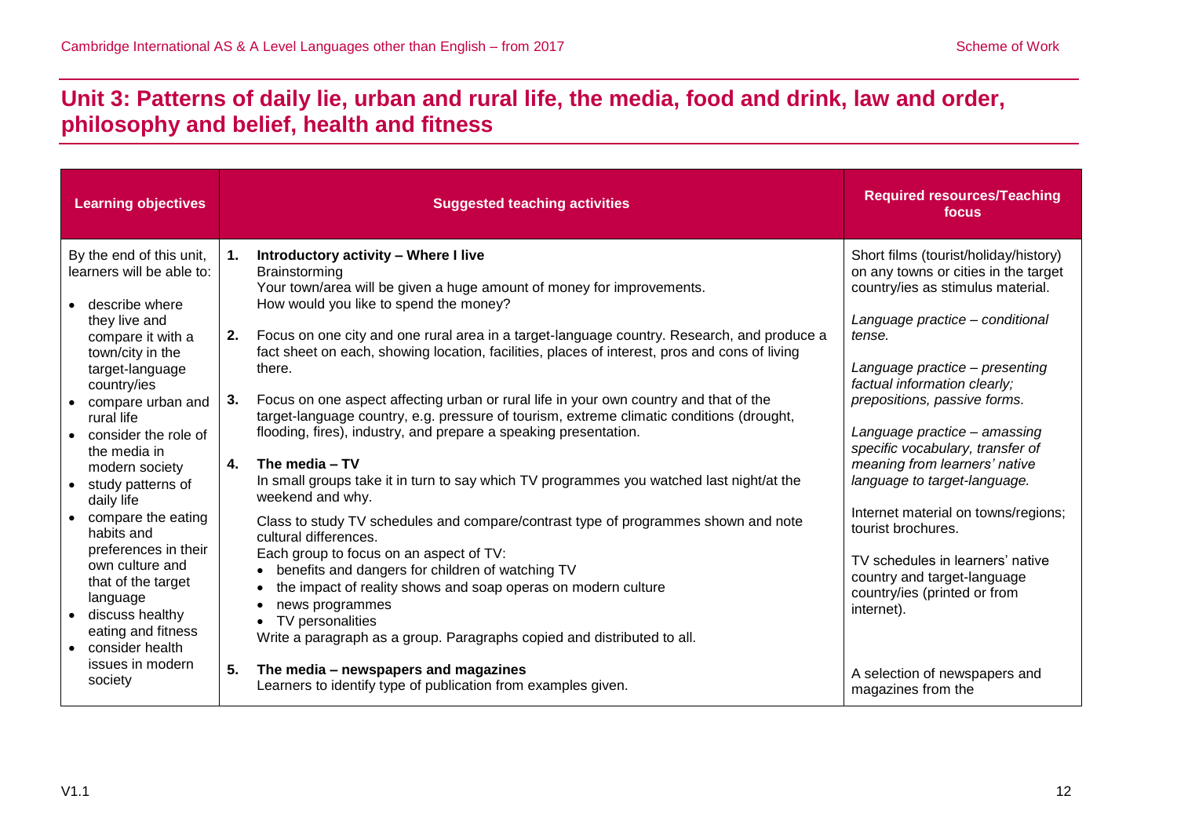## Unit 3: Patterns of daily lie, urban and rural life, the media, food and drink, law and order, philosophy and belief, health and fitness

| Learning objectives | Suggested teaching activities | Required resources/Teaching focus |
|---|---|---|
| By the end of this unit, learners will be able to:<br>• describe where they live and compare it with a town/city in the target-language country/ies<br>• compare urban and rural life<br>• consider the role of the media in modern society<br>• study patterns of daily life<br>• compare the eating habits and preferences in their own culture and that of the target language<br>• discuss healthy eating and fitness<br>• consider health issues in modern society | **1. Introductory activity – Where I live**<br>Brainstorming<br>Your town/area will be given a huge amount of money for improvements.<br>How would you like to spend the money? | Short films (tourist/holiday/history) on any towns or cities in the target country/ies as stimulus material.<br><br>*Language practice – conditional tense.* |
| | **2.** Focus on one city and one rural area in a target-language country. Research, and produce a fact sheet on each, showing location, facilities, places of interest, pros and cons of living there. | *Language practice – presenting factual information clearly; prepositions, passive forms.* |
| | **3.** Focus on one aspect affecting urban or rural life in your own country and that of the target-language country, e.g. pressure of tourism, extreme climatic conditions (drought, flooding, fires), industry, and prepare a speaking presentation. | *Language practice – amassing specific vocabulary, transfer of meaning from learners' native language to target-language.*<br><br>Internet material on towns/regions; tourist brochures. |
| | **4. The media – TV**<br>In small groups take it in turn to say which TV programmes you watched last night/at the weekend and why.<br><br>Class to study TV schedules and compare/contrast type of programmes shown and note cultural differences.<br>Each group to focus on an aspect of TV:<br>• benefits and dangers for children of watching TV<br>• the impact of reality shows and soap operas on modern culture<br>• news programmes<br>• TV personalities<br>Write a paragraph as a group. Paragraphs copied and distributed to all. | TV schedules in learners' native country and target-language country/ies (printed or from internet). |
| | **5. The media – newspapers and magazines**<br>Learners to identify type of publication from examples given. | A selection of newspapers and magazines from the |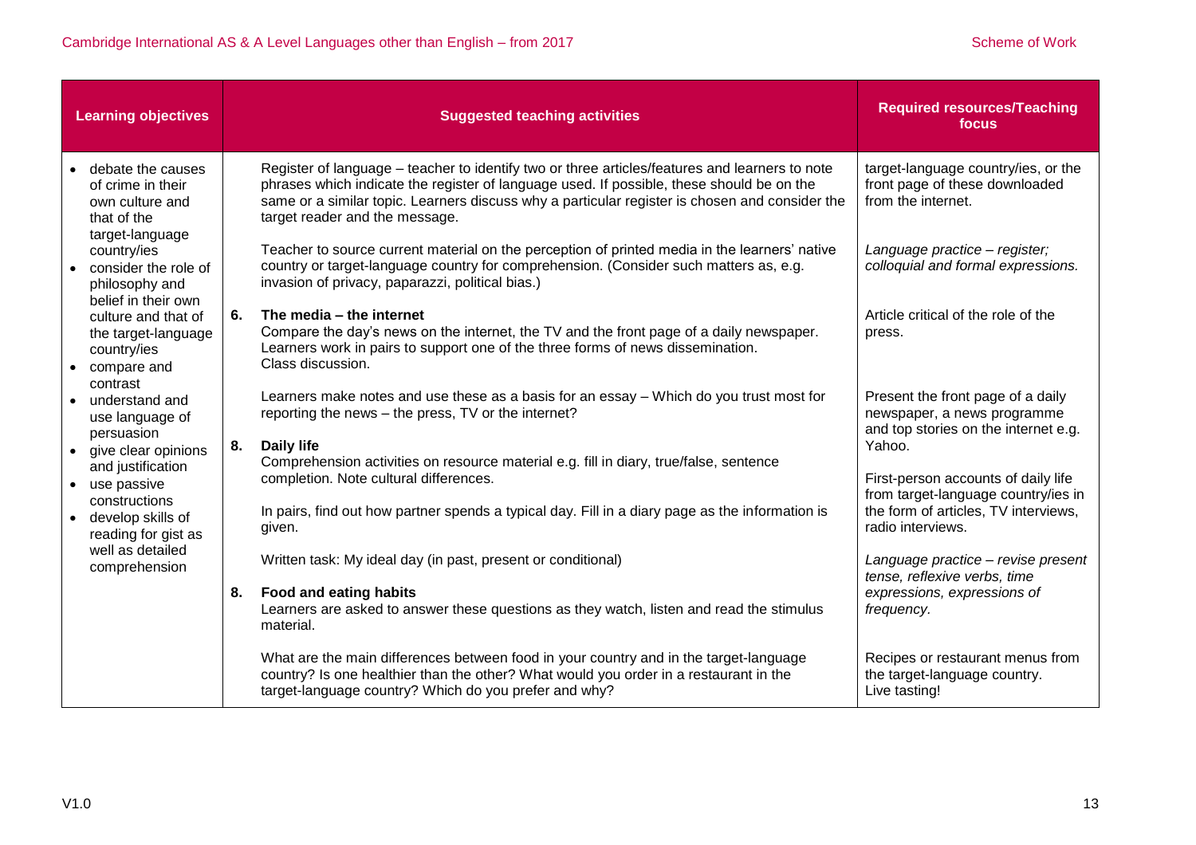| Learning objectives | Suggested teaching activities | Required resources/Teaching focus |
|---|---|---|
| • debate the causes of crime in their own culture and that of the target-language country/ies<br>• consider the role of philosophy and belief in their own culture and that of the target-language country/ies<br>• compare and contrast<br>• understand and use language of persuasion<br>• give clear opinions and justification<br>• use passive constructions<br>• develop skills of reading for gist as well as detailed comprehension | Register of language – teacher to identify two or three articles/features and learners to note phrases which indicate the register of language used. If possible, these should be on the same or a similar topic. Learners discuss why a particular register is chosen and consider the target reader and the message. | target-language country/ies, or the front page of these downloaded from the internet. |
| | Teacher to source current material on the perception of printed media in the learners' native country or target-language country for comprehension. (Consider such matters as, e.g. invasion of privacy, paparazzi, political bias.) | *Language practice – register; colloquial and formal expressions.* |
| | **6. The media – the internet**<br>Compare the day's news on the internet, the TV and the front page of a daily newspaper. Learners work in pairs to support one of the three forms of news dissemination.<br>Class discussion. | Article critical of the role of the press. |
| | Learners make notes and use these as a basis for an essay – Which do you trust most for reporting the news – the press, TV or the internet? | Present the front page of a daily newspaper, a news programme and top stories on the internet e.g. Yahoo. |
| | **8. Daily life**<br>Comprehension activities on resource material e.g. fill in diary, true/false, sentence completion. Note cultural differences. | First-person accounts of daily life from target-language country/ies in the form of articles, TV interviews, radio interviews. |
| | In pairs, find out how partner spends a typical day. Fill in a diary page as the information is given. | |
| | Written task: My ideal day (in past, present or conditional) | *Language practice – revise present tense, reflexive verbs, time expressions, expressions of frequency.* |
| | **8. Food and eating habits**<br>Learners are asked to answer these questions as they watch, listen and read the stimulus material. | |
| | What are the main differences between food in your country and in the target-language country? Is one healthier than the other? What would you order in a restaurant in the target-language country? Which do you prefer and why? | Recipes or restaurant menus from the target-language country.<br>Live tasting! |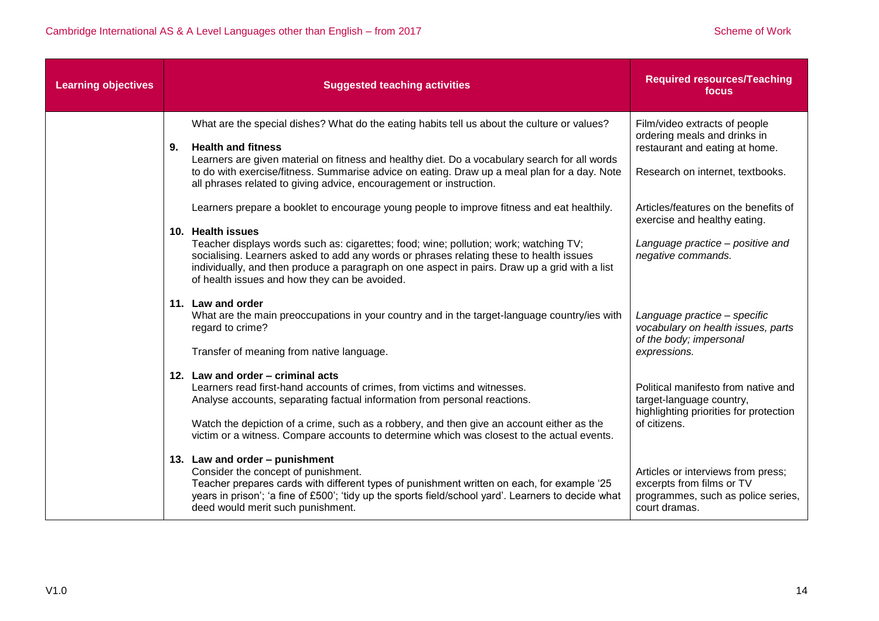| Learning objectives | Suggested teaching activities | Required resources/Teaching focus |
|---|---|---|
| | What are the special dishes? What do the eating habits tell us about the culture or values?<br><br>**9. Health and fitness**<br>Learners are given material on fitness and healthy diet. Do a vocabulary search for all words to do with exercise/fitness. Summarise advice on eating. Draw up a meal plan for a day. Note all phrases related to giving advice, encouragement or instruction.<br><br>Learners prepare a booklet to encourage young people to improve fitness and eat healthily.<br><br>**10. Health issues**<br>Teacher displays words such as: cigarettes; food; wine; pollution; work; watching TV; socialising. Learners asked to add any words or phrases relating these to health issues individually, and then produce a paragraph on one aspect in pairs. Draw up a grid with a list of health issues and how they can be avoided.<br><br>**11. Law and order**<br>What are the main preoccupations in your country and in the target-language country/ies with regard to crime?<br><br>Transfer of meaning from native language.<br><br>**12. Law and order – criminal acts**<br>Learners read first-hand accounts of crimes, from victims and witnesses.<br>Analyse accounts, separating factual information from personal reactions.<br><br>Watch the depiction of a crime, such as a robbery, and then give an account either as the victim or a witness. Compare accounts to determine which was closest to the actual events.<br><br>**13. Law and order – punishment**<br>Consider the concept of punishment.<br>Teacher prepares cards with different types of punishment written on each, for example '25 years in prison'; 'a fine of £500'; 'tidy up the sports field/school yard'. Learners to decide what deed would merit such punishment. | Film/video extracts of people ordering meals and drinks in restaurant and eating at home.<br><br>Research on internet, textbooks.<br><br>Articles/features on the benefits of exercise and healthy eating.<br><br>*Language practice – positive and negative commands.*<br><br>*Language practice – specific vocabulary on health issues, parts of the body; impersonal expressions.*<br><br>Political manifesto from native and target-language country, highlighting priorities for protection of citizens.<br><br>Articles or interviews from press; excerpts from films or TV programmes, such as police series, court dramas. |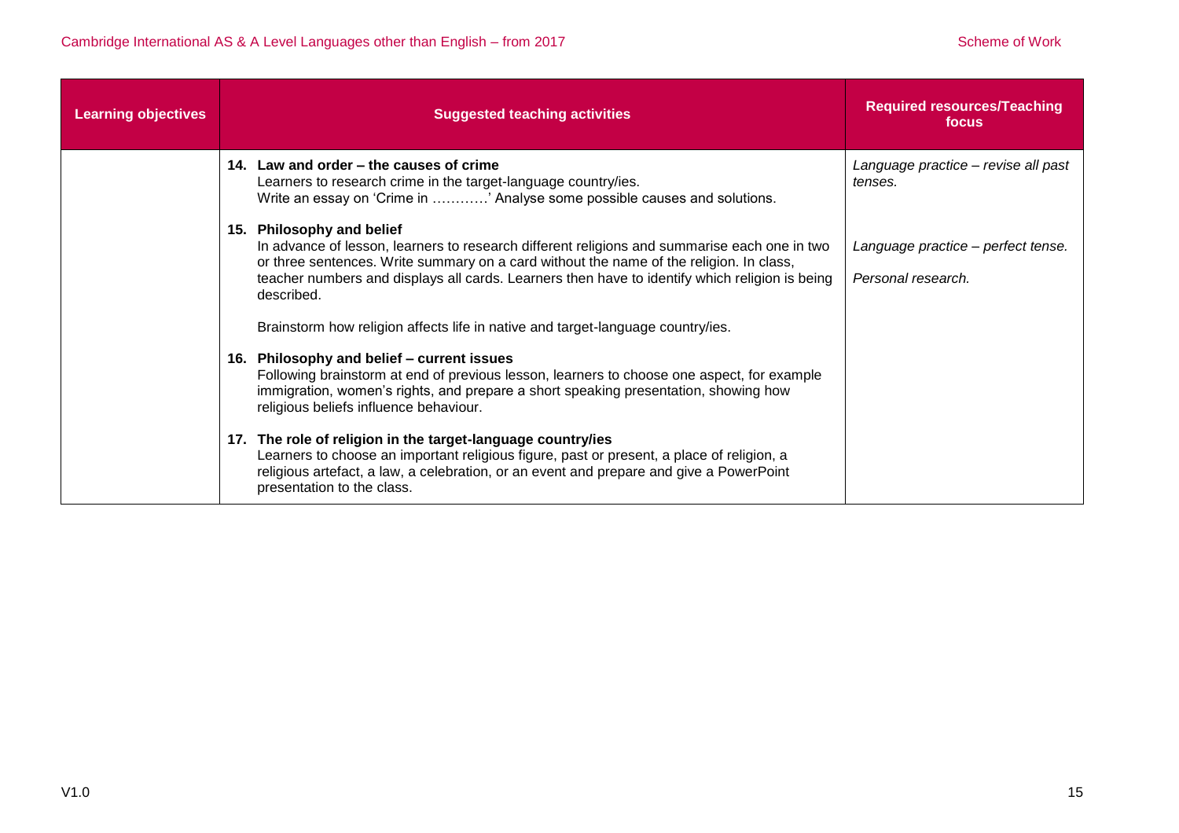| Learning objectives | Suggested teaching activities | Required resources/Teaching focus |
|---|---|---|
| | **14. Law and order – the causes of crime**<br>Learners to research crime in the target-language country/ies.<br>Write an essay on 'Crime in …………' Analyse some possible causes and solutions. | *Language practice – revise all past tenses.* |
| | **15. Philosophy and belief**<br>In advance of lesson, learners to research different religions and summarise each one in two or three sentences. Write summary on a card without the name of the religion. In class, teacher numbers and displays all cards. Learners then have to identify which religion is being described.<br><br>Brainstorm how religion affects life in native and target-language country/ies. | *Language practice – perfect tense.*<br><br>*Personal research.* |
| | **16. Philosophy and belief – current issues**<br>Following brainstorm at end of previous lesson, learners to choose one aspect, for example immigration, women's rights, and prepare a short speaking presentation, showing how religious beliefs influence behaviour. | |
| | **17. The role of religion in the target-language country/ies**<br>Learners to choose an important religious figure, past or present, a place of religion, a religious artefact, a law, a celebration, or an event and prepare and give a PowerPoint presentation to the class. | |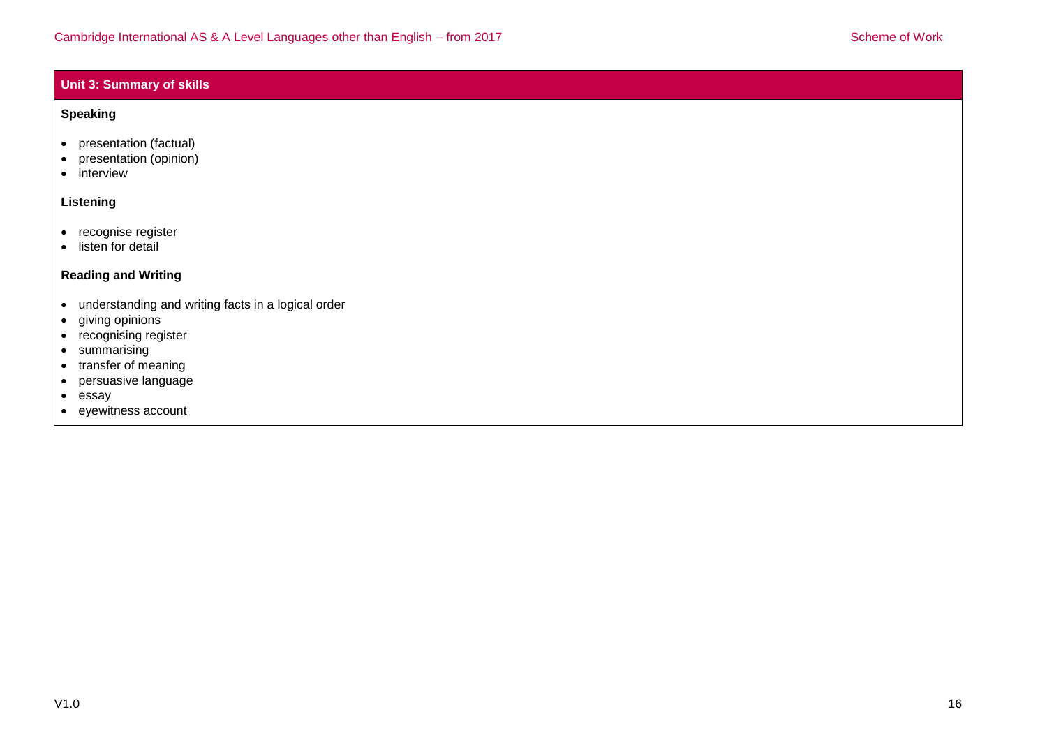## Unit 3: Summary of skills

### Speaking

- presentation (factual)
- presentation (opinion)
- interview

### Listening

- recognise register
- listen for detail

### Reading and Writing

- understanding and writing facts in a logical order
- giving opinions
- recognising register
- summarising
- transfer of meaning
- persuasive language
- essay
- eyewitness account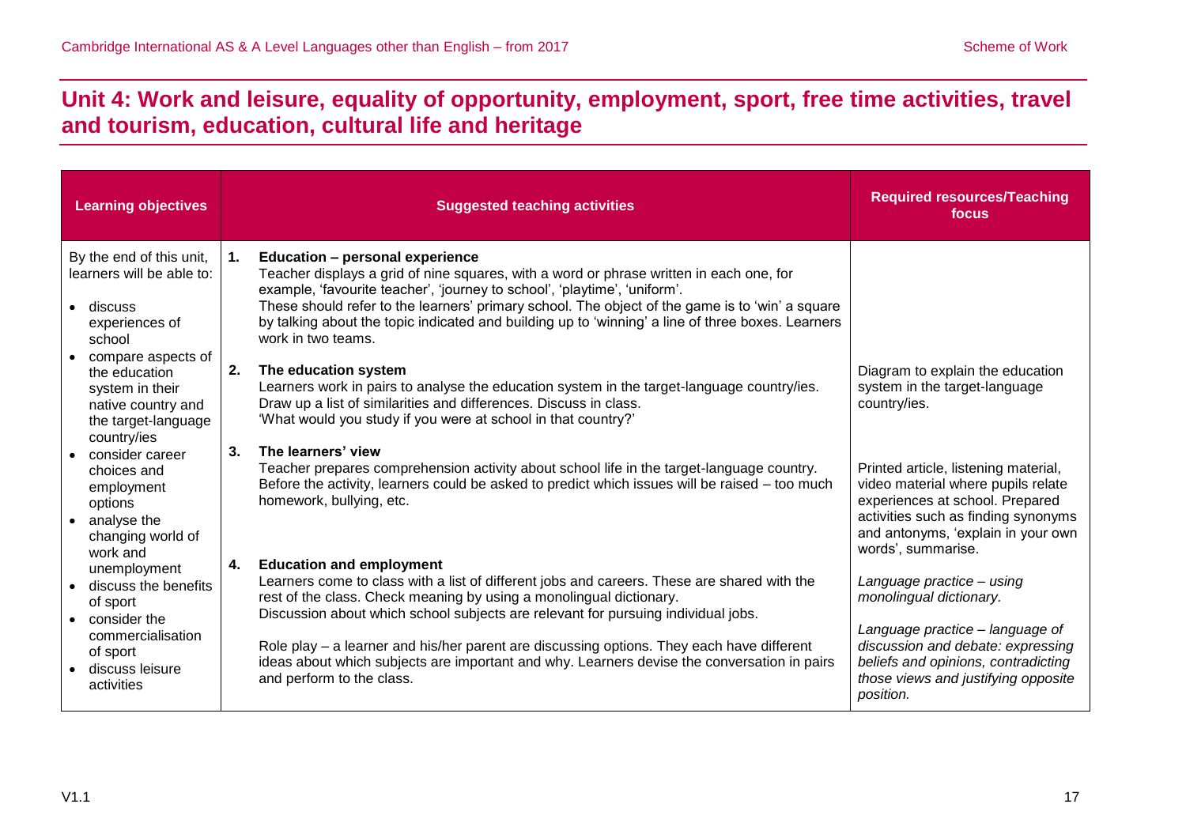## Unit 4: Work and leisure, equality of opportunity, employment, sport, free time activities, travel and tourism, education, cultural life and heritage

| Learning objectives | Suggested teaching activities | Required resources/Teaching focus |
|---|---|---|
| By the end of this unit, learners will be able to:<br>• discuss experiences of school<br>• compare aspects of the education system in their native country and the target-language country/ies<br>• consider career choices and employment options<br>• analyse the changing world of work and unemployment<br>• discuss the benefits of sport<br>• consider the commercialisation of sport<br>• discuss leisure activities | **1. Education – personal experience**<br>Teacher displays a grid of nine squares, with a word or phrase written in each one, for example, 'favourite teacher', 'journey to school', 'playtime', 'uniform'.<br>These should refer to the learners' primary school. The object of the game is to 'win' a square by talking about the topic indicated and building up to 'winning' a line of three boxes. Learners work in two teams. | |
| | **2. The education system**<br>Learners work in pairs to analyse the education system in the target-language country/ies. Draw up a list of similarities and differences. Discuss in class.<br>'What would you study if you were at school in that country?' | Diagram to explain the education system in the target-language country/ies. |
| | **3. The learners' view**<br>Teacher prepares comprehension activity about school life in the target-language country. Before the activity, learners could be asked to predict which issues will be raised – too much homework, bullying, etc. | Printed article, listening material, video material where pupils relate experiences at school. Prepared activities such as finding synonyms and antonyms, 'explain in your own words', summarise. |
| | **4. Education and employment**<br>Learners come to class with a list of different jobs and careers. These are shared with the rest of the class. Check meaning by using a monolingual dictionary.<br>Discussion about which school subjects are relevant for pursuing individual jobs. | *Language practice – using monolingual dictionary.* |
| | Role play – a learner and his/her parent are discussing options. They each have different ideas about which subjects are important and why. Learners devise the conversation in pairs and perform to the class. | *Language practice – language of discussion and debate: expressing beliefs and opinions, contradicting those views and justifying opposite position.* |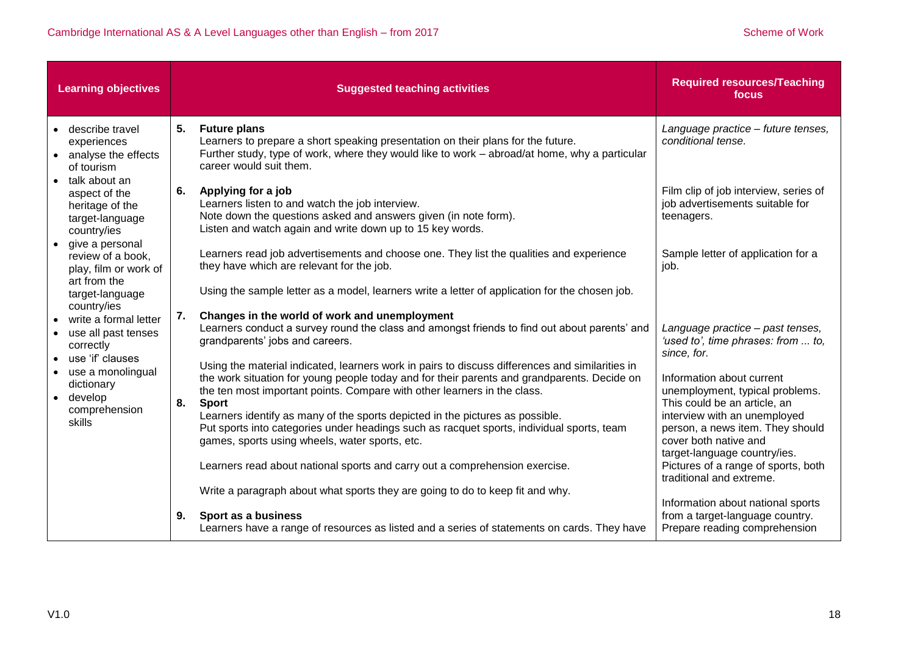| Learning objectives | Suggested teaching activities | Required resources/Teaching focus |
|---|---|---|
| • describe travel experiences<br>• analyse the effects of tourism<br>• talk about an aspect of the heritage of the target-language country/ies<br>• give a personal review of a book, play, film or work of art from the target-language country/ies<br>• write a formal letter<br>• use all past tenses correctly<br>• use 'if' clauses<br>• use a monolingual dictionary<br>• develop comprehension skills | **5. Future plans**<br>Learners to prepare a short speaking presentation on their plans for the future.<br>Further study, type of work, where they would like to work – abroad/at home, why a particular career would suit them. | *Language practice – future tenses, conditional tense.* |
| | **6. Applying for a job**<br>Learners listen to and watch the job interview.<br>Note down the questions asked and answers given (in note form).<br>Listen and watch again and write down up to 15 key words.<br><br>Learners read job advertisements and choose one. They list the qualities and experience they have which are relevant for the job.<br><br>Using the sample letter as a model, learners write a letter of application for the chosen job. | Film clip of job interview, series of job advertisements suitable for teenagers.<br><br>Sample letter of application for a job. |
| | **7. Changes in the world of work and unemployment**<br>Learners conduct a survey round the class and amongst friends to find out about parents' and grandparents' jobs and careers.<br><br>Using the material indicated, learners work in pairs to discuss differences and similarities in the work situation for young people today and for their parents and grandparents. Decide on the ten most important points. Compare with other learners in the class. | *Language practice – past tenses, 'used to', time phrases: from ... to, since, for.*<br><br>Information about current unemployment, typical problems. This could be an article, an interview with an unemployed person, a news item. They should cover both native and target-language country/ies. |
| | **8. Sport**<br>Learners identify as many of the sports depicted in the pictures as possible.<br>Put sports into categories under headings such as racquet sports, individual sports, team games, sports using wheels, water sports, etc.<br><br>Learners read about national sports and carry out a comprehension exercise.<br><br>Write a paragraph about what sports they are going to do to keep fit and why. | Pictures of a range of sports, both traditional and extreme.<br><br>Information about national sports from a target-language country. Prepare reading comprehension |
| | **9. Sport as a business**<br>Learners have a range of resources as listed and a series of statements on cards. They have | |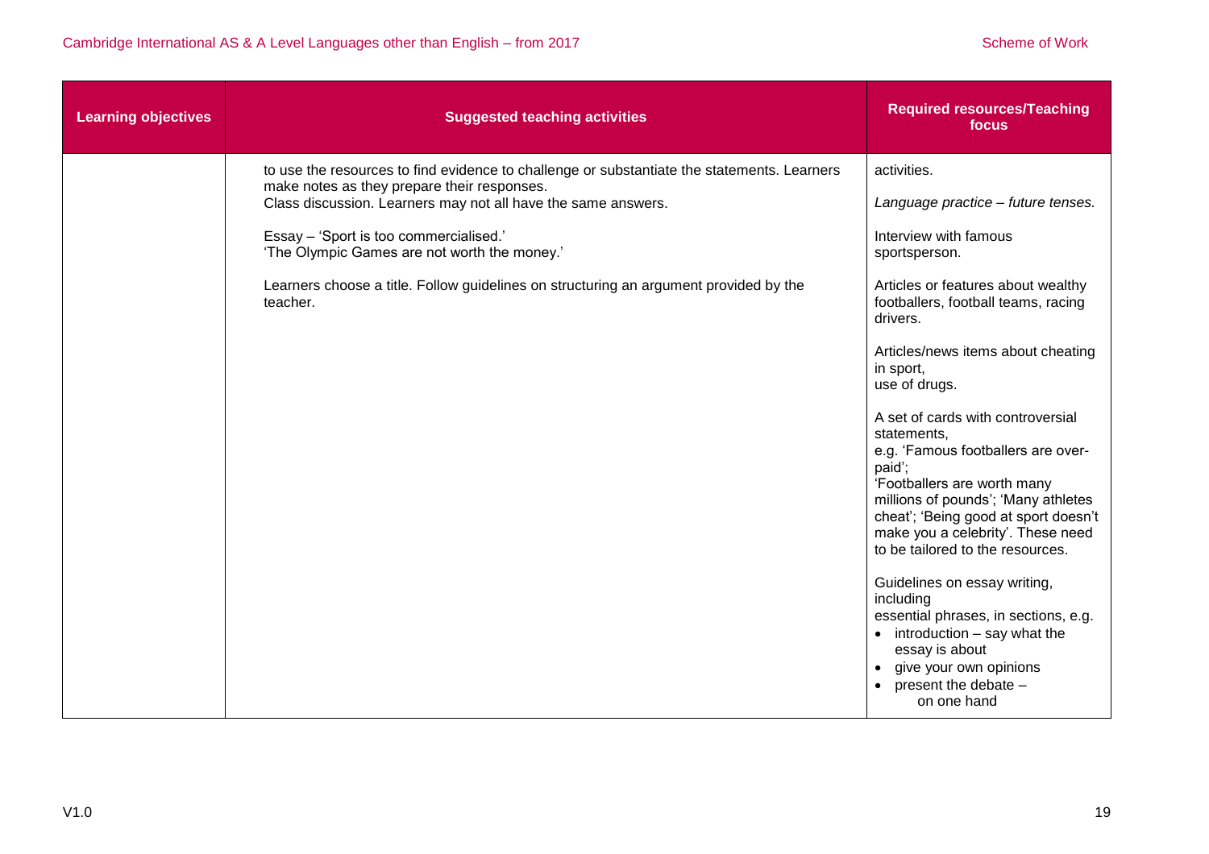| Learning objectives | Suggested teaching activities | Required resources/Teaching focus |
|---|---|---|
| | to use the resources to find evidence to challenge or substantiate the statements. Learners make notes as they prepare their responses.<br>Class discussion. Learners may not all have the same answers.<br><br>Essay – 'Sport is too commercialised.'<br>'The Olympic Games are not worth the money.'<br><br>Learners choose a title. Follow guidelines on structuring an argument provided by the teacher. | activities.<br><br>*Language practice – future tenses.*<br><br>Interview with famous sportsperson.<br><br>Articles or features about wealthy footballers, football teams, racing drivers.<br><br>Articles/news items about cheating in sport,<br>use of drugs.<br><br>A set of cards with controversial statements,<br>e.g. 'Famous footballers are over-paid';<br>'Footballers are worth many millions of pounds'; 'Many athletes cheat'; 'Being good at sport doesn't make you a celebrity'. These need to be tailored to the resources.<br><br>Guidelines on essay writing, including<br>essential phrases, in sections, e.g.<br>• introduction – say what the essay is about<br>• give your own opinions<br>• present the debate –<br>on one hand |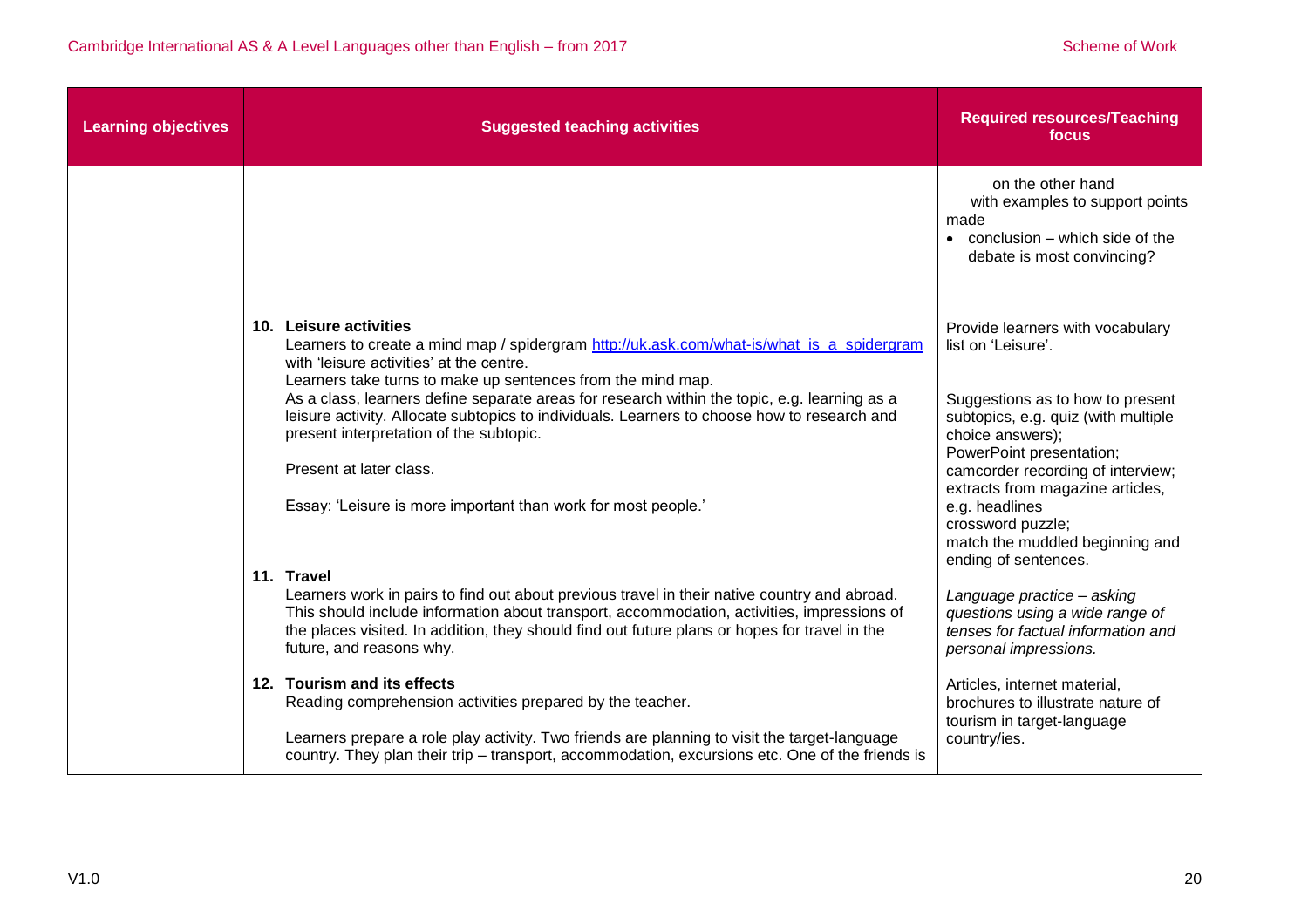| Learning objectives | Suggested teaching activities | Required resources/Teaching focus |
|---|---|---|
| | | on the other hand<br>with examples to support points made<br>• conclusion – which side of the debate is most convincing? |
| | **10. Leisure activities**<br>Learners to create a mind map / spidergram http://uk.ask.com/what-is/what_is_a_spidergram with 'leisure activities' at the centre.<br>Learners take turns to make up sentences from the mind map.<br>As a class, learners define separate areas for research within the topic, e.g. learning as a leisure activity. Allocate subtopics to individuals. Learners to choose how to research and present interpretation of the subtopic.<br><br>Present at later class.<br><br>Essay: 'Leisure is more important than work for most people.' | Provide learners with vocabulary list on 'Leisure'.<br><br>Suggestions as to how to present subtopics, e.g. quiz (with multiple choice answers);<br>PowerPoint presentation;<br>camcorder recording of interview;<br>extracts from magazine articles, e.g. headlines<br>crossword puzzle;<br>match the muddled beginning and ending of sentences. |
| | **11. Travel**<br>Learners work in pairs to find out about previous travel in their native country and abroad. This should include information about transport, accommodation, activities, impressions of the places visited. In addition, they should find out future plans or hopes for travel in the future, and reasons why. | *Language practice – asking questions using a wide range of tenses for factual information and personal impressions.* |
| | **12. Tourism and its effects**<br>Reading comprehension activities prepared by the teacher.<br><br>Learners prepare a role play activity. Two friends are planning to visit the target-language country. They plan their trip – transport, accommodation, excursions etc. One of the friends is | Articles, internet material, brochures to illustrate nature of tourism in target-language country/ies. |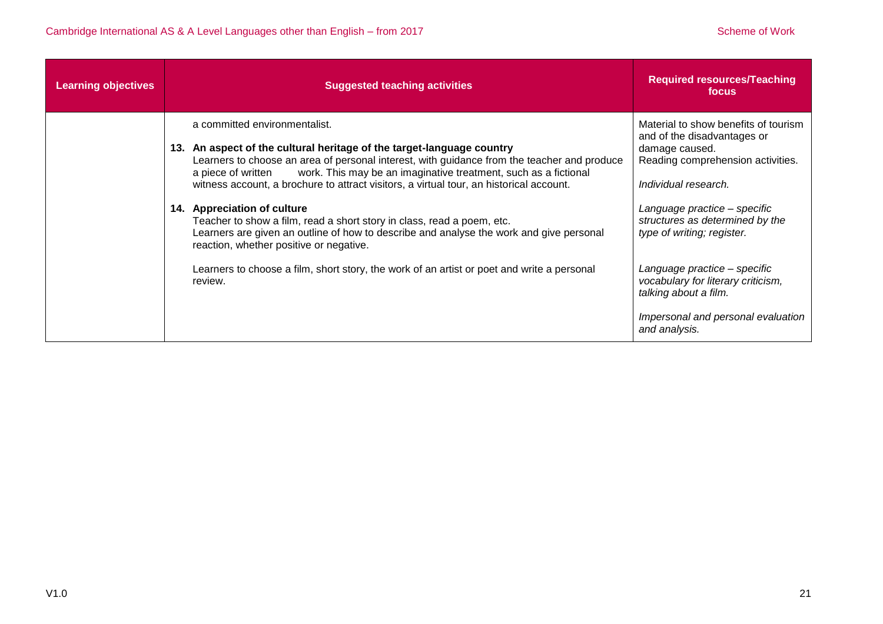| Learning objectives | Suggested teaching activities | Required resources/Teaching focus |
|---|---|---|
| | a committed environmentalist.<br><br>**13. An aspect of the cultural heritage of the target-language country**<br>Learners to choose an area of personal interest, with guidance from the teacher and produce a piece of written work. This may be an imaginative treatment, such as a fictional witness account, a brochure to attract visitors, a virtual tour, an historical account.<br><br>**14. Appreciation of culture**<br>Teacher to show a film, read a short story in class, read a poem, etc.<br>Learners are given an outline of how to describe and analyse the work and give personal reaction, whether positive or negative.<br><br>Learners to choose a film, short story, the work of an artist or poet and write a personal review. | Material to show benefits of tourism and of the disadvantages or damage caused.<br>Reading comprehension activities.<br><br>*Individual research.*<br><br>*Language practice – specific structures as determined by the type of writing; register.*<br><br>*Language practice – specific vocabulary for literary criticism, talking about a film.*<br><br>*Impersonal and personal evaluation and analysis.* |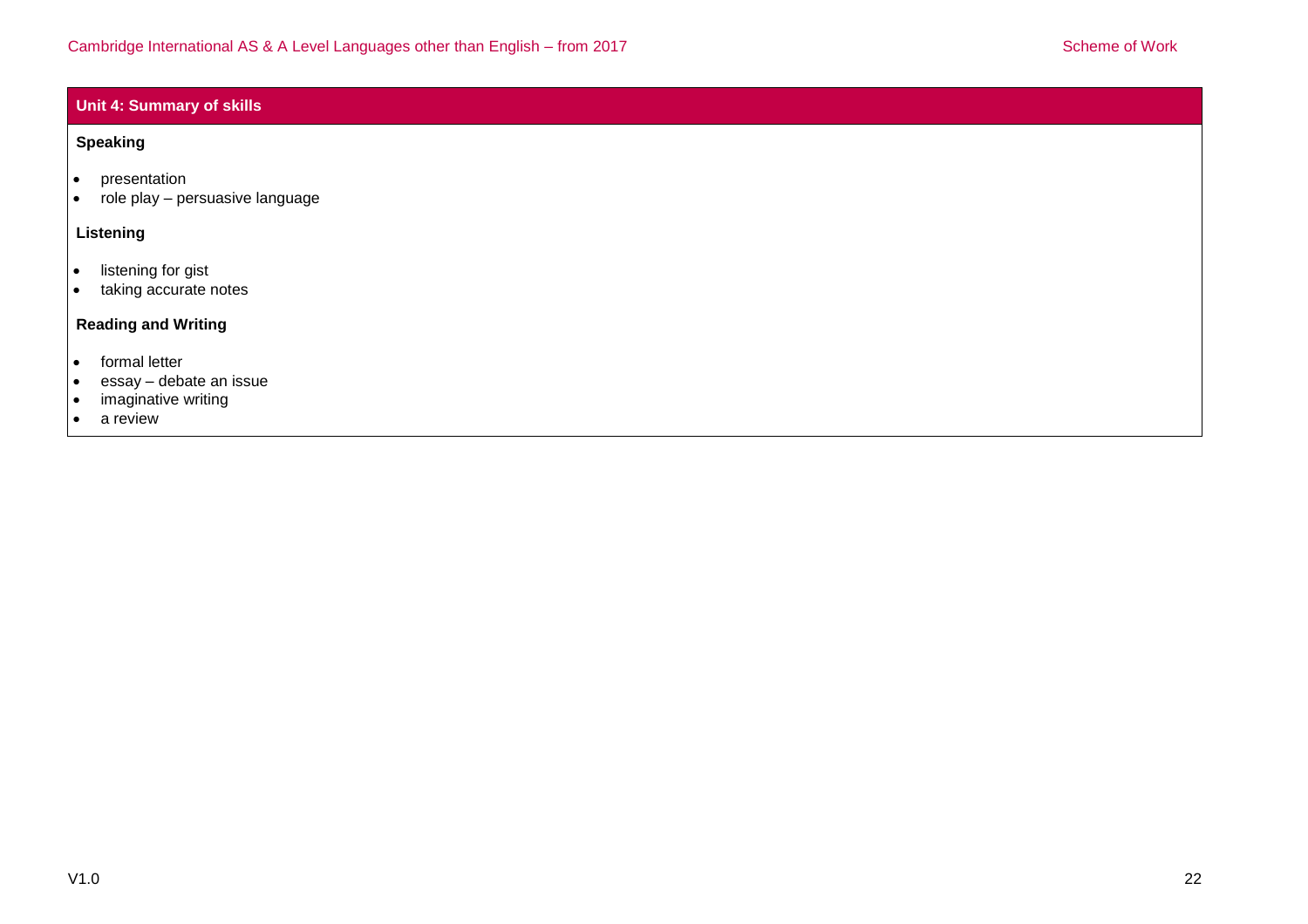## Unit 4: Summary of skills

**Speaking**

- presentation
- role play – persuasive language

**Listening**

- listening for gist
- taking accurate notes

**Reading and Writing**

- formal letter
- essay – debate an issue
- imaginative writing
- a review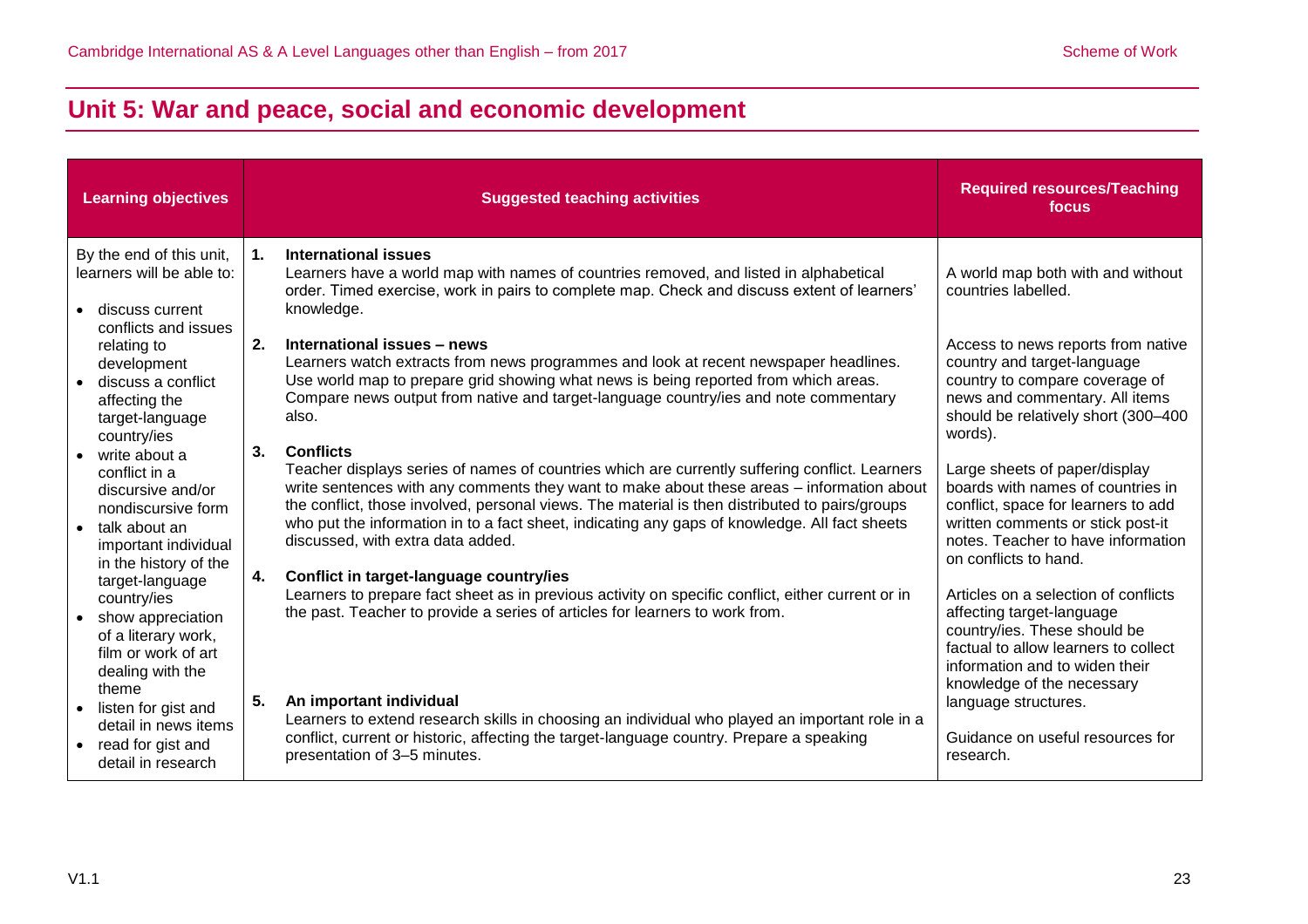# Unit 5: War and peace, social and economic development

| Learning objectives | Suggested teaching activities | Required resources/Teaching focus |
|---|---|---|
| By the end of this unit, learners will be able to:<br>• discuss current conflicts and issues relating to development<br>• discuss a conflict affecting the target-language country/ies<br>• write about a conflict in a discursive and/or nondiscursive form<br>• talk about an important individual in the history of the target-language country/ies<br>• show appreciation of a literary work, film or work of art dealing with the theme<br>• listen for gist and detail in news items<br>• read for gist and detail in research | **1. International issues**<br>Learners have a world map with names of countries removed, and listed in alphabetical order. Timed exercise, work in pairs to complete map. Check and discuss extent of learners' knowledge. | A world map both with and without countries labelled. |
| | **2. International issues – news**<br>Learners watch extracts from news programmes and look at recent newspaper headlines. Use world map to prepare grid showing what news is being reported from which areas. Compare news output from native and target-language country/ies and note commentary also. | Access to news reports from native country and target-language country to compare coverage of news and commentary. All items should be relatively short (300–400 words). |
| | **3. Conflicts**<br>Teacher displays series of names of countries which are currently suffering conflict. Learners write sentences with any comments they want to make about these areas – information about the conflict, those involved, personal views. The material is then distributed to pairs/groups who put the information in to a fact sheet, indicating any gaps of knowledge. All fact sheets discussed, with extra data added. | Large sheets of paper/display boards with names of countries in conflict, space for learners to add written comments or stick post-it notes. Teacher to have information on conflicts to hand. |
| | **4. Conflict in target-language country/ies**<br>Learners to prepare fact sheet as in previous activity on specific conflict, either current or in the past. Teacher to provide a series of articles for learners to work from. | Articles on a selection of conflicts affecting target-language country/ies. These should be factual to allow learners to collect information and to widen their knowledge of the necessary language structures. |
| | **5. An important individual**<br>Learners to extend research skills in choosing an individual who played an important role in a conflict, current or historic, affecting the target-language country. Prepare a speaking presentation of 3–5 minutes. | Guidance on useful resources for research. |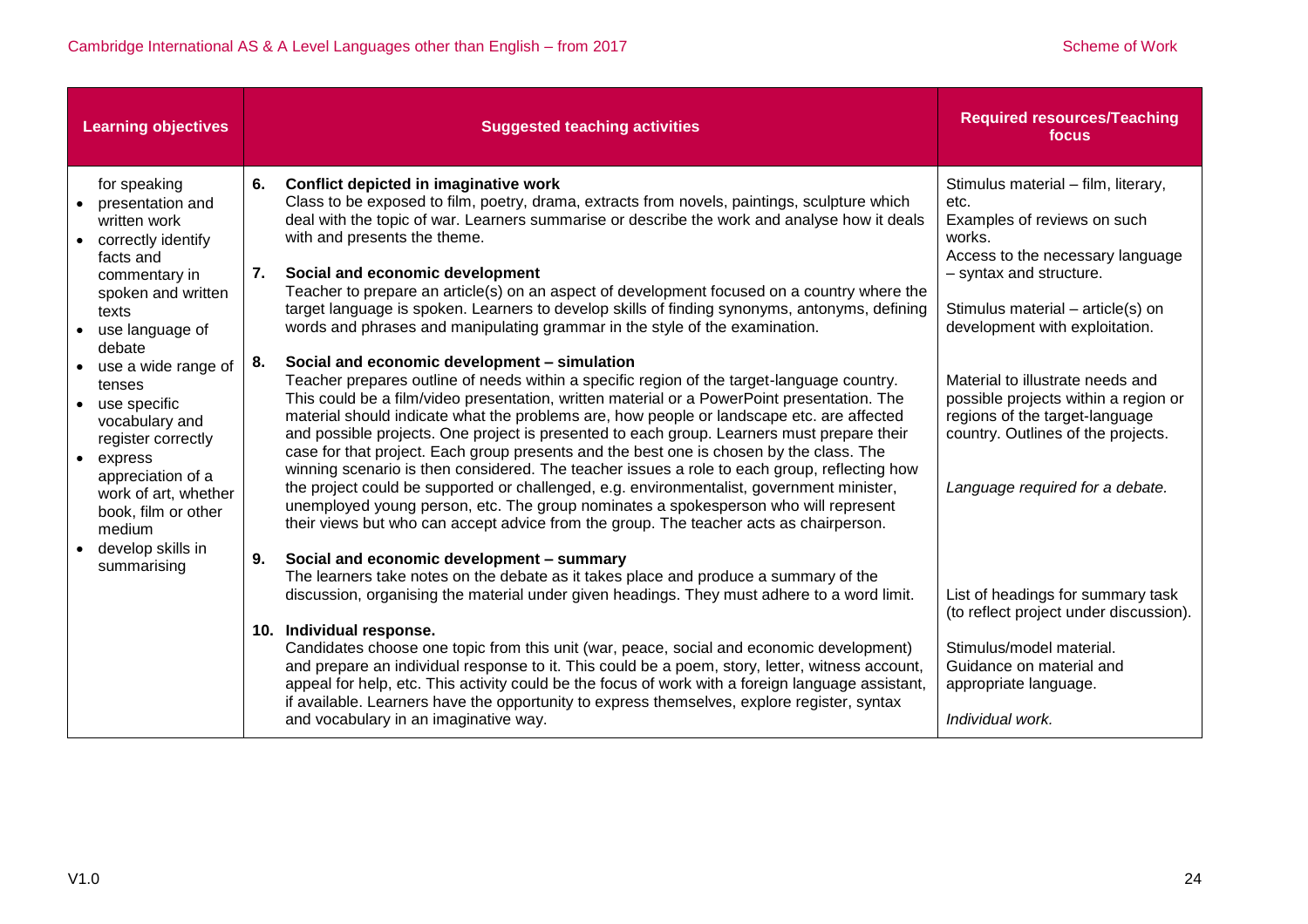| Learning objectives | Suggested teaching activities | Required resources/Teaching focus |
|---|---|---|
| for speaking<br>• presentation and written work<br>• correctly identify facts and commentary in spoken and written texts<br>• use language of debate<br>• use a wide range of tenses<br>• use specific vocabulary and register correctly<br>• express appreciation of a work of art, whether book, film or other medium<br>• develop skills in summarising | **6. Conflict depicted in imaginative work**<br>Class to be exposed to film, poetry, drama, extracts from novels, paintings, sculpture which deal with the topic of war. Learners summarise or describe the work and analyse how it deals with and presents the theme. | Stimulus material – film, literary, etc.<br>Examples of reviews on such works.<br>Access to the necessary language – syntax and structure. |
| | **7. Social and economic development**<br>Teacher to prepare an article(s) on an aspect of development focused on a country where the target language is spoken. Learners to develop skills of finding synonyms, antonyms, defining words and phrases and manipulating grammar in the style of the examination. | Stimulus material – article(s) on development with exploitation. |
| | **8. Social and economic development – simulation**<br>Teacher prepares outline of needs within a specific region of the target-language country. This could be a film/video presentation, written material or a PowerPoint presentation. The material should indicate what the problems are, how people or landscape etc. are affected and possible projects. One project is presented to each group. Learners must prepare their case for that project. Each group presents and the best one is chosen by the class. The winning scenario is then considered. The teacher issues a role to each group, reflecting how the project could be supported or challenged, e.g. environmentalist, government minister, unemployed young person, etc. The group nominates a spokesperson who will represent their views but who can accept advice from the group. The teacher acts as chairperson. | Material to illustrate needs and possible projects within a region or regions of the target-language country. Outlines of the projects.<br><br>*Language required for a debate.* |
| | **9. Social and economic development – summary**<br>The learners take notes on the debate as it takes place and produce a summary of the discussion, organising the material under given headings. They must adhere to a word limit. | List of headings for summary task (to reflect project under discussion). |
| | **10. Individual response.**<br>Candidates choose one topic from this unit (war, peace, social and economic development) and prepare an individual response to it. This could be a poem, story, letter, witness account, appeal for help, etc. This activity could be the focus of work with a foreign language assistant, if available. Learners have the opportunity to express themselves, explore register, syntax and vocabulary in an imaginative way. | Stimulus/model material.<br>Guidance on material and appropriate language.<br><br>*Individual work.* |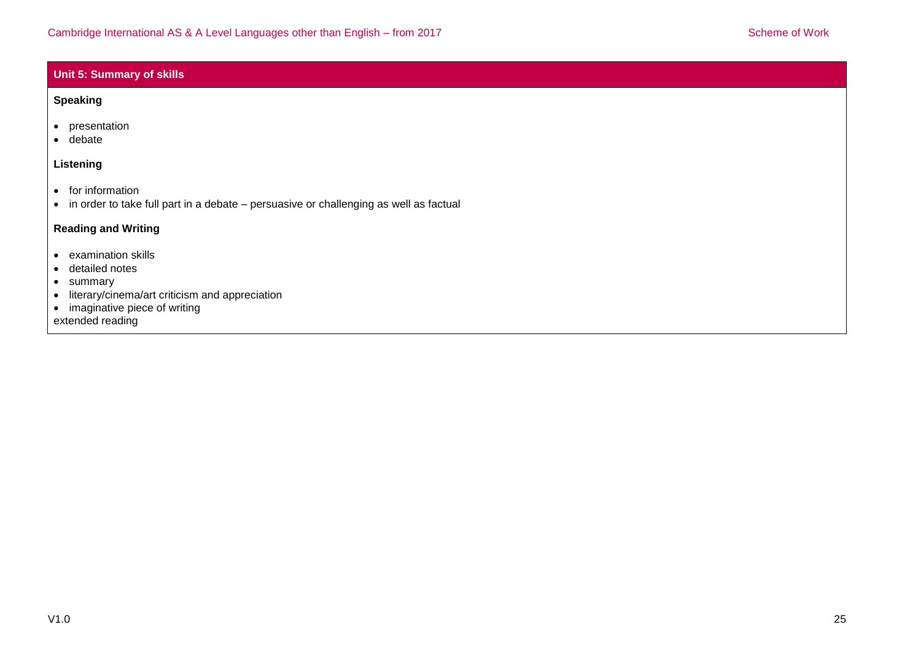## Unit 5: Summary of skills

**Speaking**

- presentation
- debate

**Listening**

- for information
- in order to take full part in a debate – persuasive or challenging as well as factual

**Reading and Writing**

- examination skills
- detailed notes
- summary
- literary/cinema/art criticism and appreciation
- imaginative piece of writing

extended reading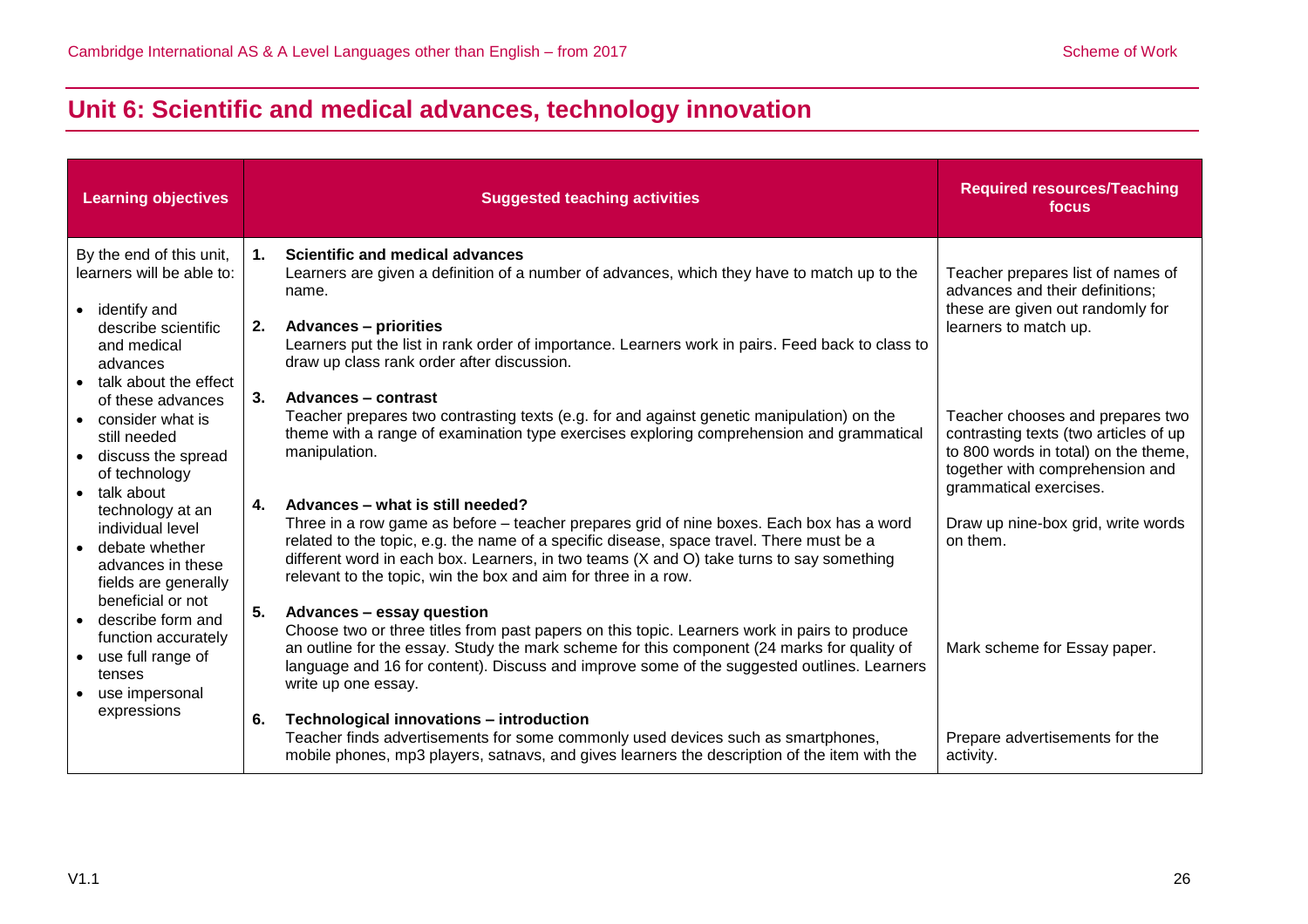# Unit 6: Scientific and medical advances, technology innovation

| Learning objectives | Suggested teaching activities | Required resources/Teaching focus |
|---|---|---|
| By the end of this unit, learners will be able to:<br><br>• identify and describe scientific and medical advances<br>• talk about the effect of these advances<br>• consider what is still needed<br>• discuss the spread of technology<br>• talk about technology at an individual level<br>• debate whether advances in these fields are generally beneficial or not<br>• describe form and function accurately<br>• use full range of tenses<br>• use impersonal expressions | **1. Scientific and medical advances**<br>Learners are given a definition of a number of advances, which they have to match up to the name. | Teacher prepares list of names of advances and their definitions; these are given out randomly for learners to match up. |
| | **2. Advances – priorities**<br>Learners put the list in rank order of importance. Learners work in pairs. Feed back to class to draw up class rank order after discussion. | |
| | **3. Advances – contrast**<br>Teacher prepares two contrasting texts (e.g. for and against genetic manipulation) on the theme with a range of examination type exercises exploring comprehension and grammatical manipulation. | Teacher chooses and prepares two contrasting texts (two articles of up to 800 words in total) on the theme, together with comprehension and grammatical exercises. |
| | **4. Advances – what is still needed?**<br>Three in a row game as before – teacher prepares grid of nine boxes. Each box has a word related to the topic, e.g. the name of a specific disease, space travel. There must be a different word in each box. Learners, in two teams (X and O) take turns to say something relevant to the topic, win the box and aim for three in a row. | Draw up nine-box grid, write words on them. |
| | **5. Advances – essay question**<br>Choose two or three titles from past papers on this topic. Learners work in pairs to produce an outline for the essay. Study the mark scheme for this component (24 marks for quality of language and 16 for content). Discuss and improve some of the suggested outlines. Learners write up one essay. | Mark scheme for Essay paper. |
| | **6. Technological innovations – introduction**<br>Teacher finds advertisements for some commonly used devices such as smartphones, mobile phones, mp3 players, satnavs, and gives learners the description of the item with the | Prepare advertisements for the activity. |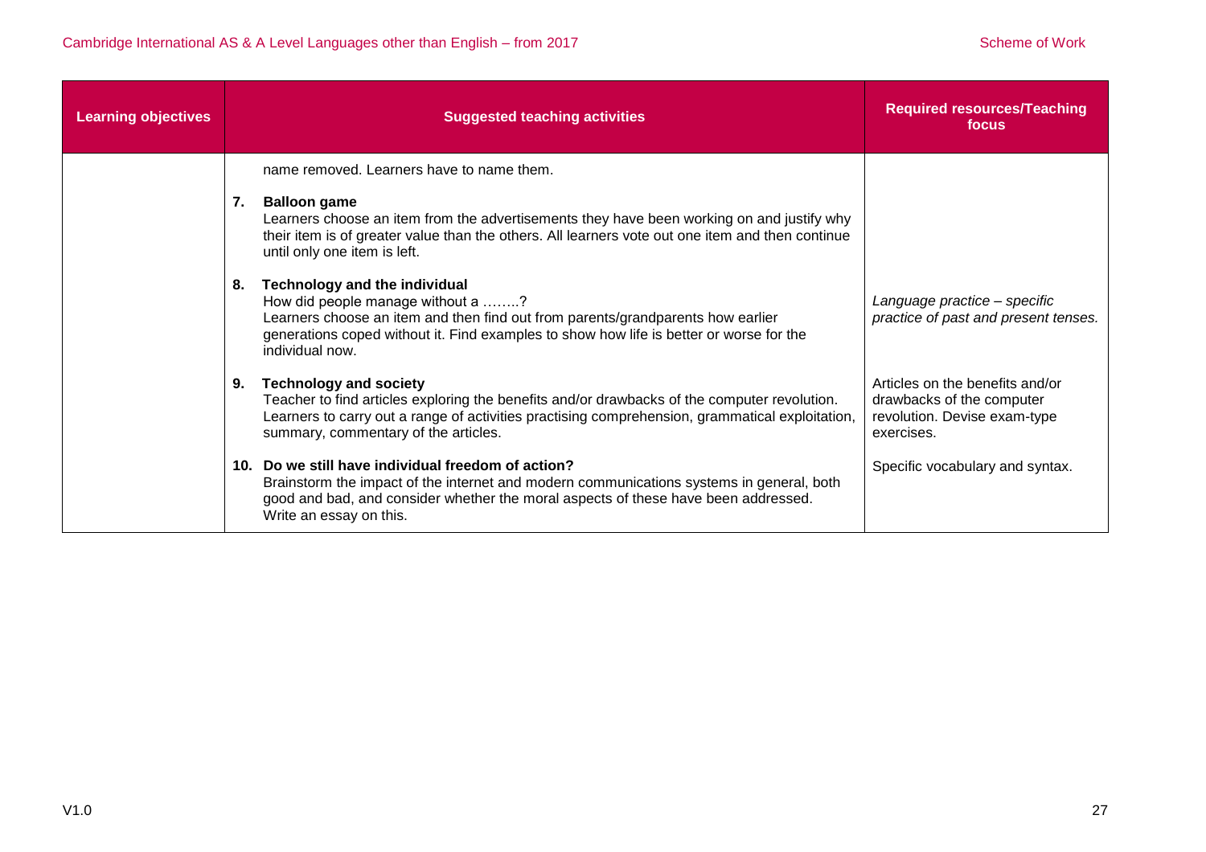| Learning objectives | Suggested teaching activities | Required resources/Teaching focus |
|---|---|---|
| | name removed. Learners have to name them.<br><br>**7. Balloon game**<br>Learners choose an item from the advertisements they have been working on and justify why their item is of greater value than the others. All learners vote out one item and then continue until only one item is left.<br><br>**8. Technology and the individual**<br>How did people manage without a ……..?<br>Learners choose an item and then find out from parents/grandparents how earlier generations coped without it. Find examples to show how life is better or worse for the individual now.<br><br>**9. Technology and society**<br>Teacher to find articles exploring the benefits and/or drawbacks of the computer revolution. Learners to carry out a range of activities practising comprehension, grammatical exploitation, summary, commentary of the articles.<br><br>**10. Do we still have individual freedom of action?**<br>Brainstorm the impact of the internet and modern communications systems in general, both good and bad, and consider whether the moral aspects of these have been addressed. Write an essay on this. | *Language practice – specific practice of past and present tenses.*<br><br>Articles on the benefits and/or drawbacks of the computer revolution. Devise exam-type exercises.<br><br>Specific vocabulary and syntax. |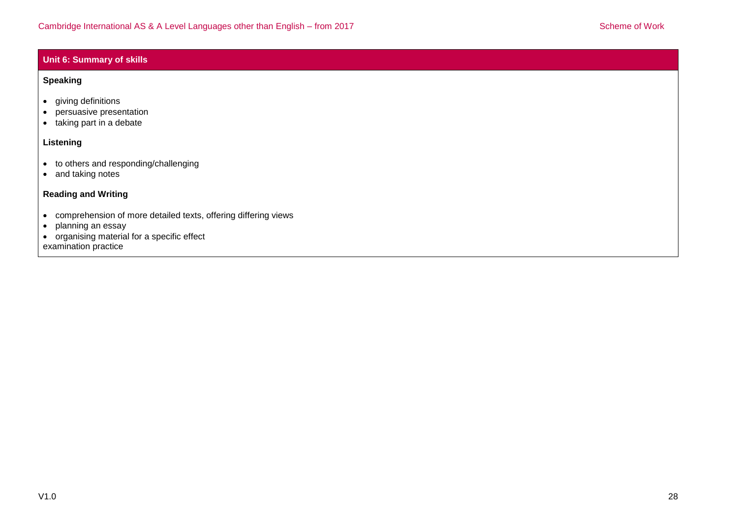## Unit 6: Summary of skills

**Speaking**

- giving definitions
- persuasive presentation
- taking part in a debate

**Listening**

- to others and responding/challenging
- and taking notes

**Reading and Writing**

- comprehension of more detailed texts, offering differing views
- planning an essay
- organising material for a specific effect

examination practice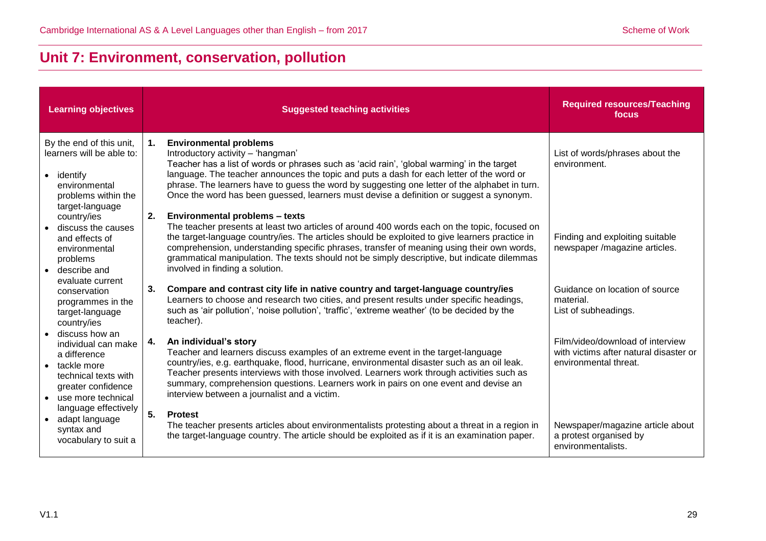## Unit 7: Environment, conservation, pollution

| Learning objectives | Suggested teaching activities | Required resources/Teaching focus |
|---|---|---|
| By the end of this unit, learners will be able to:<br>• identify environmental problems within the target-language country/ies<br>• discuss the causes and effects of environmental problems<br>• describe and evaluate current conservation programmes in the target-language country/ies<br>• discuss how an individual can make a difference<br>• tackle more technical texts with greater confidence<br>• use more technical language effectively<br>• adapt language syntax and vocabulary to suit a | **1. Environmental problems**<br>Introductory activity – 'hangman'<br>Teacher has a list of words or phrases such as 'acid rain', 'global warming' in the target language. The teacher announces the topic and puts a dash for each letter of the word or phrase. The learners have to guess the word by suggesting one letter of the alphabet in turn. Once the word has been guessed, learners must devise a definition or suggest a synonym. | List of words/phrases about the environment. |
| | **2. Environmental problems – texts**<br>The teacher presents at least two articles of around 400 words each on the topic, focused on the target-language country/ies. The articles should be exploited to give learners practice in comprehension, understanding specific phrases, transfer of meaning using their own words, grammatical manipulation. The texts should not be simply descriptive, but indicate dilemmas involved in finding a solution. | Finding and exploiting suitable newspaper /magazine articles. |
| | **3. Compare and contrast city life in native country and target-language country/ies**<br>Learners to choose and research two cities, and present results under specific headings, such as 'air pollution', 'noise pollution', 'traffic', 'extreme weather' (to be decided by the teacher). | Guidance on location of source material.<br>List of subheadings. |
| | **4. An individual's story**<br>Teacher and learners discuss examples of an extreme event in the target-language country/ies, e.g. earthquake, flood, hurricane, environmental disaster such as an oil leak. Teacher presents interviews with those involved. Learners work through activities such as summary, comprehension questions. Learners work in pairs on one event and devise an interview between a journalist and a victim. | Film/video/download of interview with victims after natural disaster or environmental threat. |
| | **5. Protest**<br>The teacher presents articles about environmentalists protesting about a threat in a region in the target-language country. The article should be exploited as if it is an examination paper. | Newspaper/magazine article about a protest organised by environmentalists. |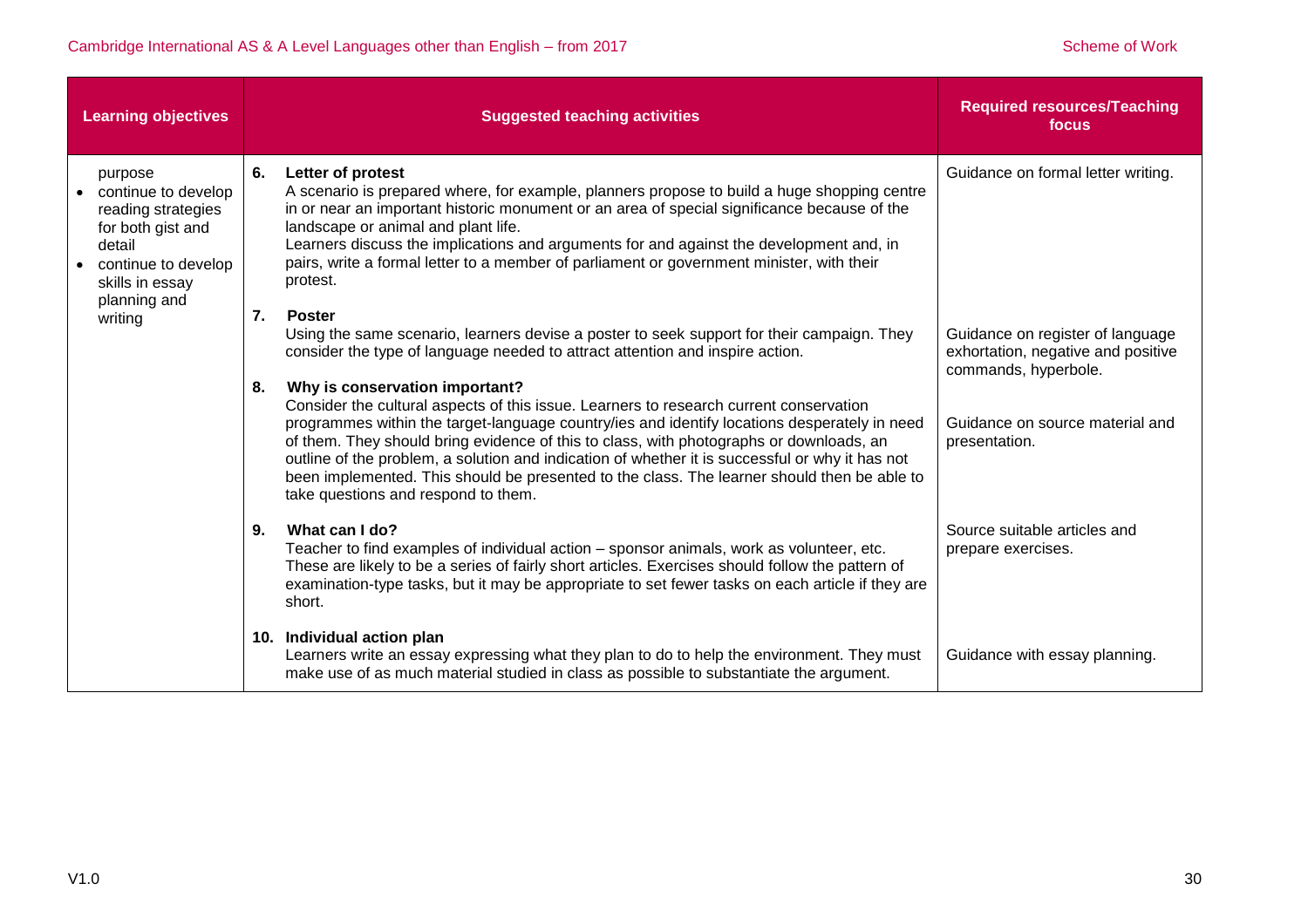| Learning objectives | Suggested teaching activities | Required resources/Teaching focus |
|---|---|---|
| purpose<br>• continue to develop reading strategies for both gist and detail<br>• continue to develop skills in essay planning and writing | **6. Letter of protest**<br>A scenario is prepared where, for example, planners propose to build a huge shopping centre in or near an important historic monument or an area of special significance because of the landscape or animal and plant life.<br>Learners discuss the implications and arguments for and against the development and, in pairs, write a formal letter to a member of parliament or government minister, with their protest. | Guidance on formal letter writing. |
| | **7. Poster**<br>Using the same scenario, learners devise a poster to seek support for their campaign. They consider the type of language needed to attract attention and inspire action. | Guidance on register of language exhortation, negative and positive commands, hyperbole. |
| | **8. Why is conservation important?**<br>Consider the cultural aspects of this issue. Learners to research current conservation programmes within the target-language country/ies and identify locations desperately in need of them. They should bring evidence of this to class, with photographs or downloads, an outline of the problem, a solution and indication of whether it is successful or why it has not been implemented. This should be presented to the class. The learner should then be able to take questions and respond to them. | Guidance on source material and presentation. |
| | **9. What can I do?**<br>Teacher to find examples of individual action – sponsor animals, work as volunteer, etc. These are likely to be a series of fairly short articles. Exercises should follow the pattern of examination-type tasks, but it may be appropriate to set fewer tasks on each article if they are short. | Source suitable articles and prepare exercises. |
| | **10. Individual action plan**<br>Learners write an essay expressing what they plan to do to help the environment. They must make use of as much material studied in class as possible to substantiate the argument. | Guidance with essay planning. |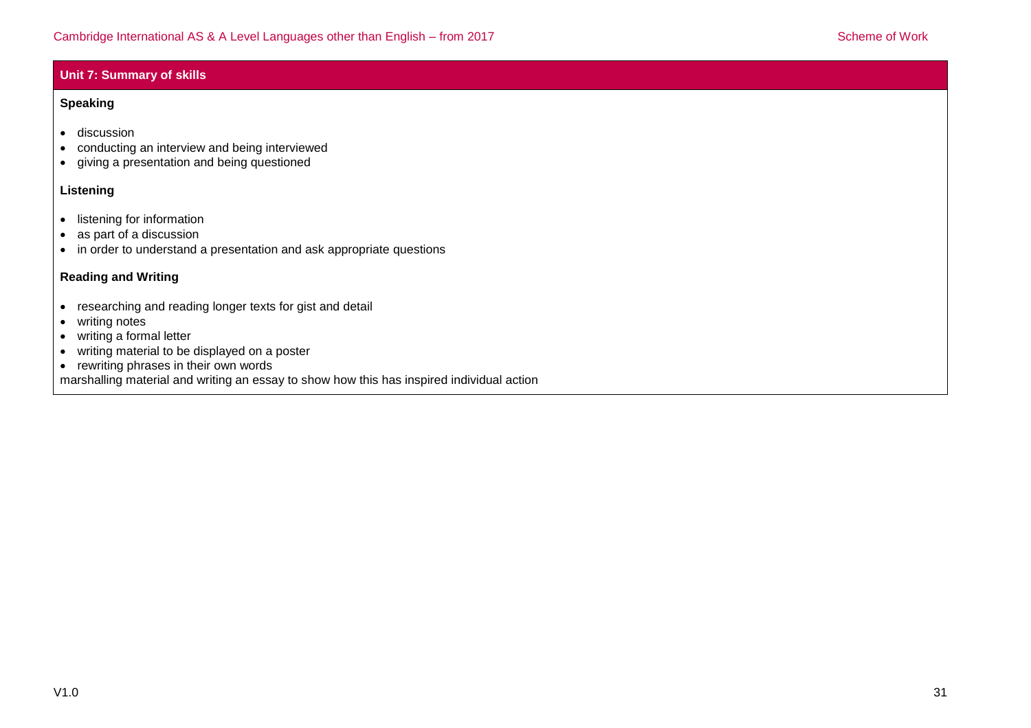## Unit 7: Summary of skills

**Speaking**

- discussion
- conducting an interview and being interviewed
- giving a presentation and being questioned

**Listening**

- listening for information
- as part of a discussion
- in order to understand a presentation and ask appropriate questions

**Reading and Writing**

- researching and reading longer texts for gist and detail
- writing notes
- writing a formal letter
- writing material to be displayed on a poster
- rewriting phrases in their own words

marshalling material and writing an essay to show how this has inspired individual action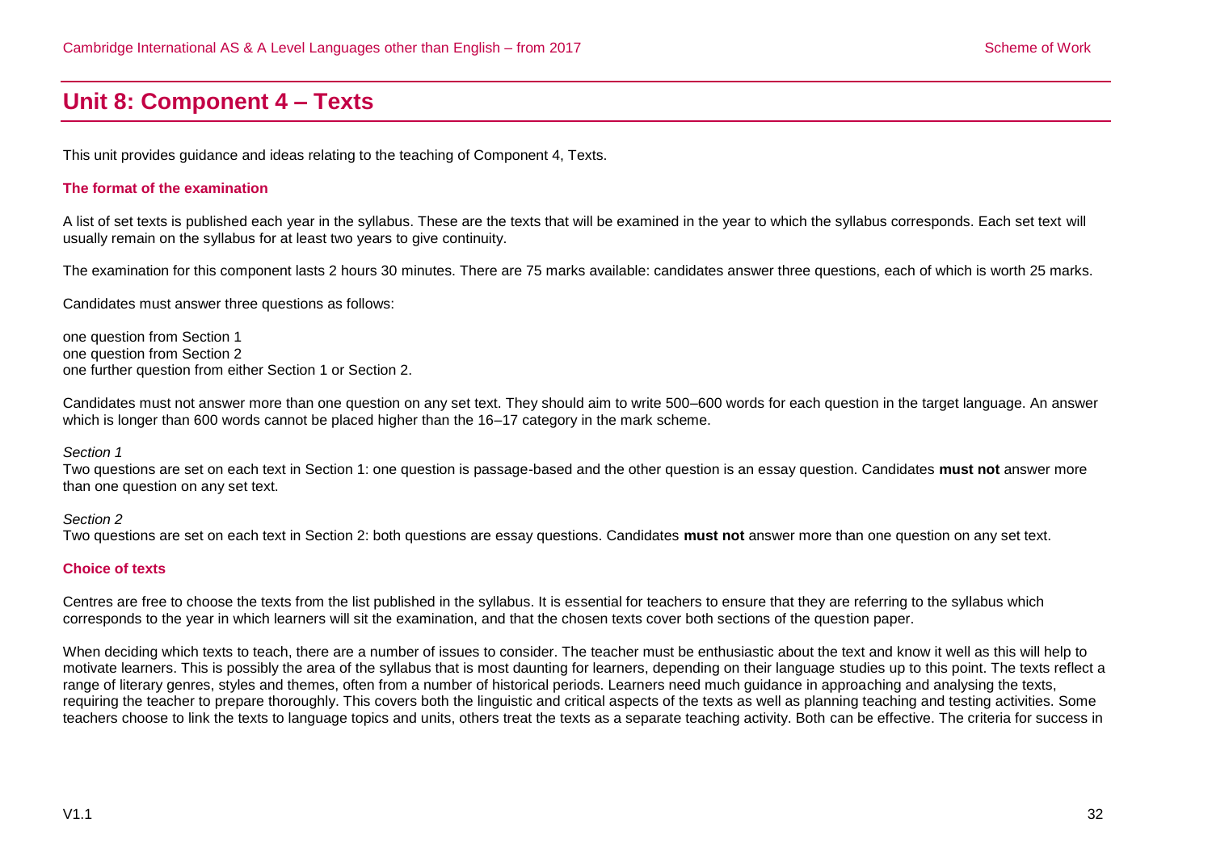## Unit 8: Component 4 – Texts

This unit provides guidance and ideas relating to the teaching of Component 4, Texts.

### The format of the examination

A list of set texts is published each year in the syllabus. These are the texts that will be examined in the year to which the syllabus corresponds. Each set text will usually remain on the syllabus for at least two years to give continuity.

The examination for this component lasts 2 hours 30 minutes. There are 75 marks available: candidates answer three questions, each of which is worth 25 marks.

Candidates must answer three questions as follows:

one question from Section 1
one question from Section 2
one further question from either Section 1 or Section 2.

Candidates must not answer more than one question on any set text. They should aim to write 500–600 words for each question in the target language. An answer which is longer than 600 words cannot be placed higher than the 16–17 category in the mark scheme.

*Section 1*
Two questions are set on each text in Section 1: one question is passage-based and the other question is an essay question. Candidates **must not** answer more than one question on any set text.

*Section 2*
Two questions are set on each text in Section 2: both questions are essay questions. Candidates **must not** answer more than one question on any set text.

### Choice of texts

Centres are free to choose the texts from the list published in the syllabus. It is essential for teachers to ensure that they are referring to the syllabus which corresponds to the year in which learners will sit the examination, and that the chosen texts cover both sections of the question paper.

When deciding which texts to teach, there are a number of issues to consider. The teacher must be enthusiastic about the text and know it well as this will help to motivate learners. This is possibly the area of the syllabus that is most daunting for learners, depending on their language studies up to this point. The texts reflect a range of literary genres, styles and themes, often from a number of historical periods. Learners need much guidance in approaching and analysing the texts, requiring the teacher to prepare thoroughly. This covers both the linguistic and critical aspects of the texts as well as planning teaching and testing activities. Some teachers choose to link the texts to language topics and units, others treat the texts as a separate teaching activity. Both can be effective. The criteria for success in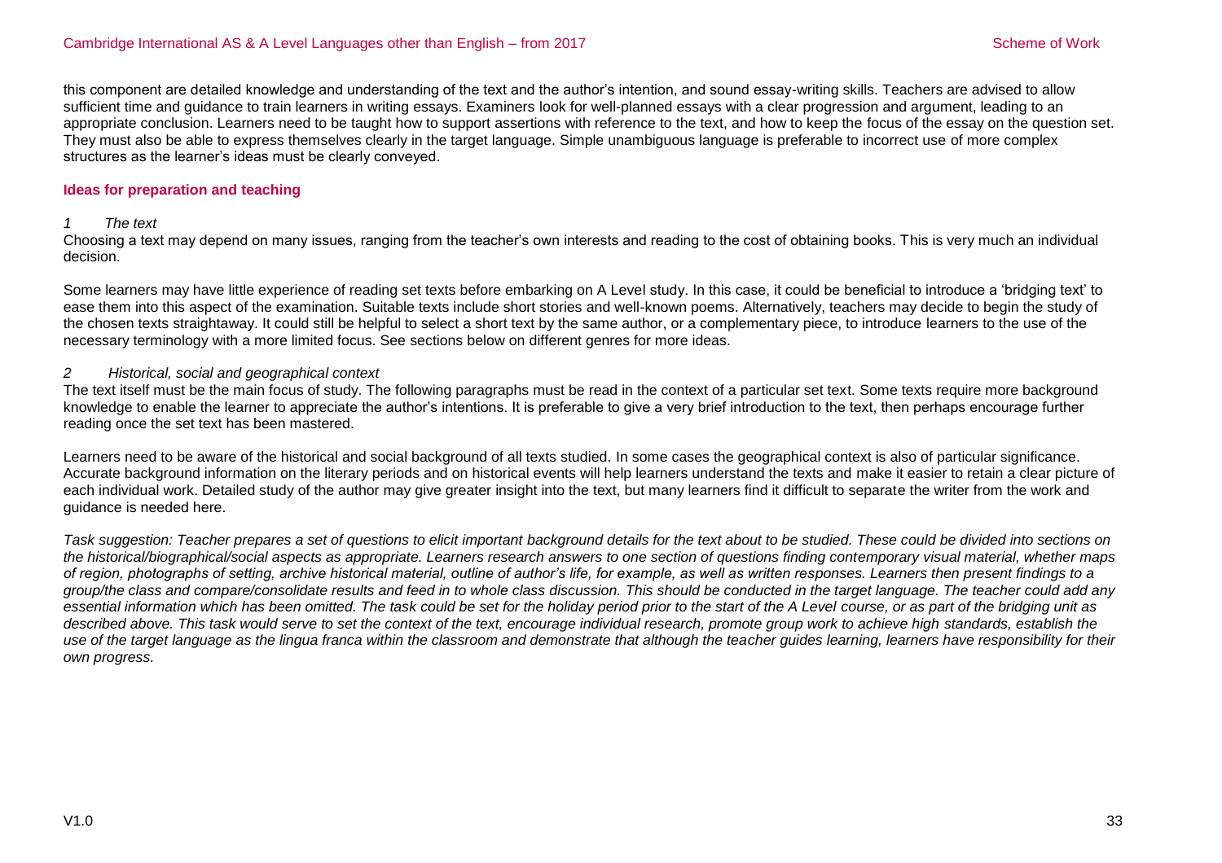this component are detailed knowledge and understanding of the text and the author's intention, and sound essay-writing skills. Teachers are advised to allow sufficient time and guidance to train learners in writing essays. Examiners look for well-planned essays with a clear progression and argument, leading to an appropriate conclusion. Learners need to be taught how to support assertions with reference to the text, and how to keep the focus of the essay on the question set. They must also be able to express themselves clearly in the target language. Simple unambiguous language is preferable to incorrect use of more complex structures as the learner's ideas must be clearly conveyed.

### Ideas for preparation and teaching

*1 The text*

Choosing a text may depend on many issues, ranging from the teacher's own interests and reading to the cost of obtaining books. This is very much an individual decision.

Some learners may have little experience of reading set texts before embarking on A Level study. In this case, it could be beneficial to introduce a 'bridging text' to ease them into this aspect of the examination. Suitable texts include short stories and well-known poems. Alternatively, teachers may decide to begin the study of the chosen texts straightaway. It could still be helpful to select a short text by the same author, or a complementary piece, to introduce learners to the use of the necessary terminology with a more limited focus. See sections below on different genres for more ideas.

*2 Historical, social and geographical context*

The text itself must be the main focus of study. The following paragraphs must be read in the context of a particular set text. Some texts require more background knowledge to enable the learner to appreciate the author's intentions. It is preferable to give a very brief introduction to the text, then perhaps encourage further reading once the set text has been mastered.

Learners need to be aware of the historical and social background of all texts studied. In some cases the geographical context is also of particular significance. Accurate background information on the literary periods and on historical events will help learners understand the texts and make it easier to retain a clear picture of each individual work. Detailed study of the author may give greater insight into the text, but many learners find it difficult to separate the writer from the work and guidance is needed here.

*Task suggestion: Teacher prepares a set of questions to elicit important background details for the text about to be studied. These could be divided into sections on the historical/biographical/social aspects as appropriate. Learners research answers to one section of questions finding contemporary visual material, whether maps of region, photographs of setting, archive historical material, outline of author's life, for example, as well as written responses. Learners then present findings to a group/the class and compare/consolidate results and feed in to whole class discussion. This should be conducted in the target language. The teacher could add any essential information which has been omitted. The task could be set for the holiday period prior to the start of the A Level course, or as part of the bridging unit as described above. This task would serve to set the context of the text, encourage individual research, promote group work to achieve high standards, establish the use of the target language as the lingua franca within the classroom and demonstrate that although the teacher guides learning, learners have responsibility for their own progress.*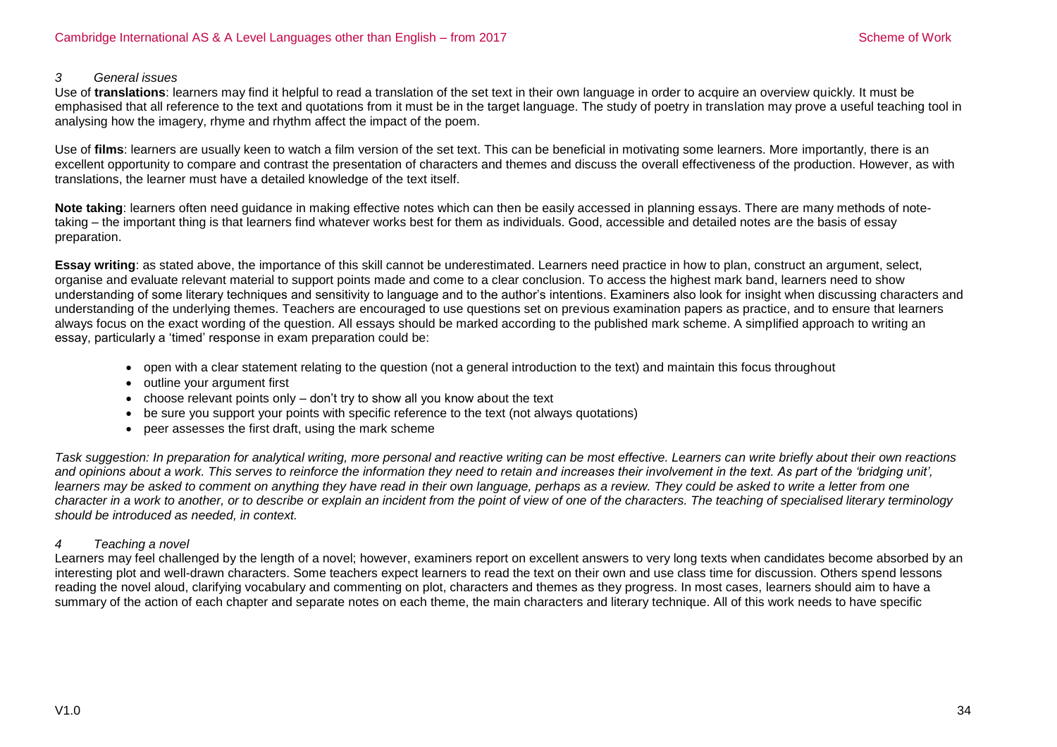*3 General issues*

Use of **translations**: learners may find it helpful to read a translation of the set text in their own language in order to acquire an overview quickly. It must be emphasised that all reference to the text and quotations from it must be in the target language. The study of poetry in translation may prove a useful teaching tool in analysing how the imagery, rhyme and rhythm affect the impact of the poem.

Use of **films**: learners are usually keen to watch a film version of the set text. This can be beneficial in motivating some learners. More importantly, there is an excellent opportunity to compare and contrast the presentation of characters and themes and discuss the overall effectiveness of the production. However, as with translations, the learner must have a detailed knowledge of the text itself.

**Note taking**: learners often need guidance in making effective notes which can then be easily accessed in planning essays. There are many methods of note-taking – the important thing is that learners find whatever works best for them as individuals. Good, accessible and detailed notes are the basis of essay preparation.

**Essay writing**: as stated above, the importance of this skill cannot be underestimated. Learners need practice in how to plan, construct an argument, select, organise and evaluate relevant material to support points made and come to a clear conclusion. To access the highest mark band, learners need to show understanding of some literary techniques and sensitivity to language and to the author's intentions. Examiners also look for insight when discussing characters and understanding of the underlying themes. Teachers are encouraged to use questions set on previous examination papers as practice, and to ensure that learners always focus on the exact wording of the question. All essays should be marked according to the published mark scheme. A simplified approach to writing an essay, particularly a 'timed' response in exam preparation could be:

- open with a clear statement relating to the question (not a general introduction to the text) and maintain this focus throughout
- outline your argument first
- choose relevant points only – don't try to show all you know about the text
- be sure you support your points with specific reference to the text (not always quotations)
- peer assesses the first draft, using the mark scheme

*Task suggestion: In preparation for analytical writing, more personal and reactive writing can be most effective. Learners can write briefly about their own reactions and opinions about a work. This serves to reinforce the information they need to retain and increases their involvement in the text. As part of the 'bridging unit', learners may be asked to comment on anything they have read in their own language, perhaps as a review. They could be asked to write a letter from one character in a work to another, or to describe or explain an incident from the point of view of one of the characters. The teaching of specialised literary terminology should be introduced as needed, in context.*

*4 Teaching a novel*

Learners may feel challenged by the length of a novel; however, examiners report on excellent answers to very long texts when candidates become absorbed by an interesting plot and well-drawn characters. Some teachers expect learners to read the text on their own and use class time for discussion. Others spend lessons reading the novel aloud, clarifying vocabulary and commenting on plot, characters and themes as they progress. In most cases, learners should aim to have a summary of the action of each chapter and separate notes on each theme, the main characters and literary technique. All of this work needs to have specific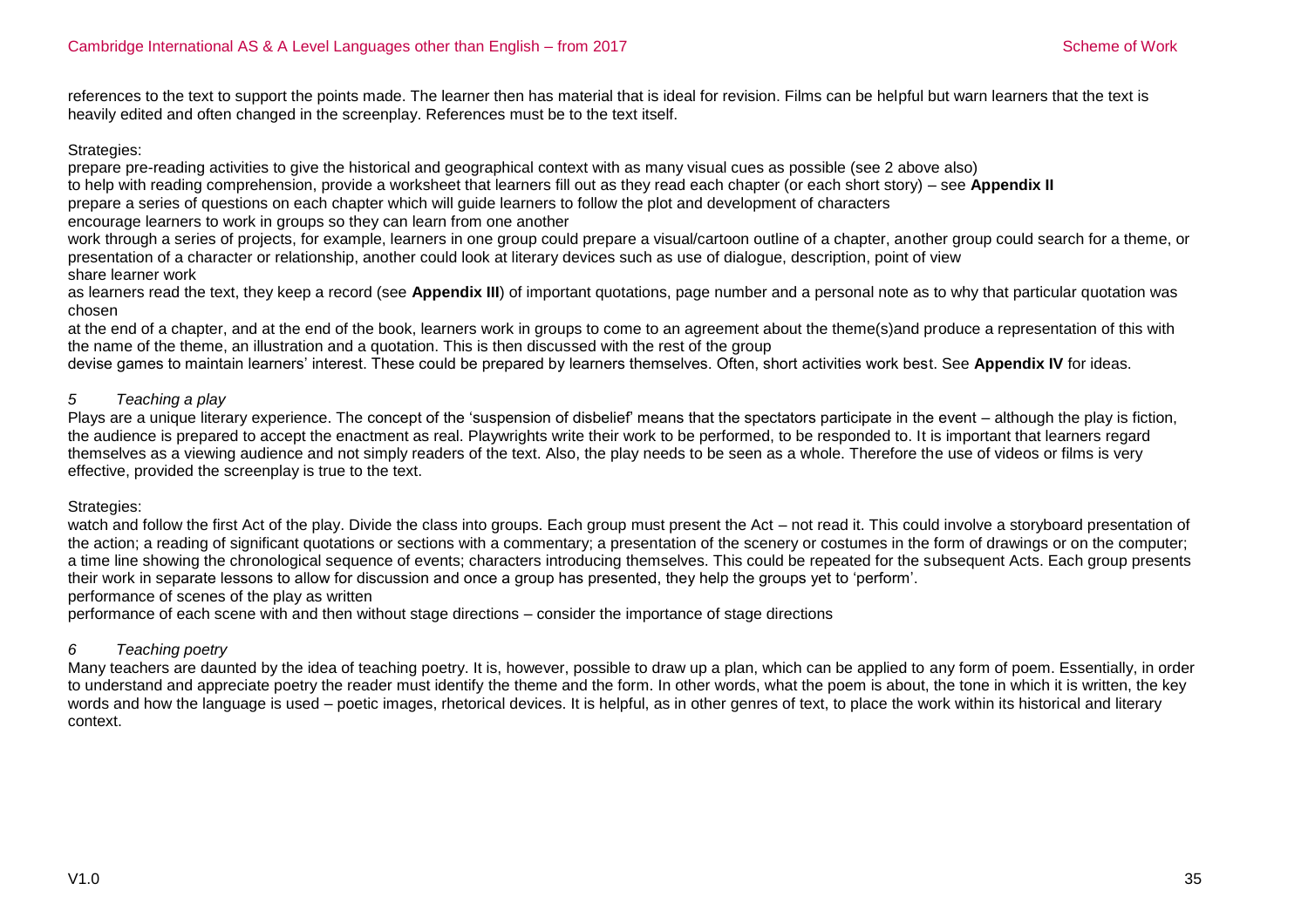references to the text to support the points made. The learner then has material that is ideal for revision. Films can be helpful but warn learners that the text is heavily edited and often changed in the screenplay. References must be to the text itself.

Strategies:

prepare pre-reading activities to give the historical and geographical context with as many visual cues as possible (see 2 above also)

to help with reading comprehension, provide a worksheet that learners fill out as they read each chapter (or each short story) – see **Appendix II**

prepare a series of questions on each chapter which will guide learners to follow the plot and development of characters

encourage learners to work in groups so they can learn from one another

work through a series of projects, for example, learners in one group could prepare a visual/cartoon outline of a chapter, another group could search for a theme, or presentation of a character or relationship, another could look at literary devices such as use of dialogue, description, point of view

share learner work

as learners read the text, they keep a record (see **Appendix III**) of important quotations, page number and a personal note as to why that particular quotation was chosen

at the end of a chapter, and at the end of the book, learners work in groups to come to an agreement about the theme(s)and produce a representation of this with the name of the theme, an illustration and a quotation. This is then discussed with the rest of the group

devise games to maintain learners' interest. These could be prepared by learners themselves. Often, short activities work best. See **Appendix IV** for ideas.

*5 Teaching a play*

Plays are a unique literary experience. The concept of the 'suspension of disbelief' means that the spectators participate in the event – although the play is fiction, the audience is prepared to accept the enactment as real. Playwrights write their work to be performed, to be responded to. It is important that learners regard themselves as a viewing audience and not simply readers of the text. Also, the play needs to be seen as a whole. Therefore the use of videos or films is very effective, provided the screenplay is true to the text.

Strategies:

watch and follow the first Act of the play. Divide the class into groups. Each group must present the Act – not read it. This could involve a storyboard presentation of the action; a reading of significant quotations or sections with a commentary; a presentation of the scenery or costumes in the form of drawings or on the computer; a time line showing the chronological sequence of events; characters introducing themselves. This could be repeated for the subsequent Acts. Each group presents their work in separate lessons to allow for discussion and once a group has presented, they help the groups yet to 'perform'.

performance of scenes of the play as written

performance of each scene with and then without stage directions – consider the importance of stage directions

*6 Teaching poetry*

Many teachers are daunted by the idea of teaching poetry. It is, however, possible to draw up a plan, which can be applied to any form of poem. Essentially, in order to understand and appreciate poetry the reader must identify the theme and the form. In other words, what the poem is about, the tone in which it is written, the key words and how the language is used – poetic images, rhetorical devices. It is helpful, as in other genres of text, to place the work within its historical and literary context.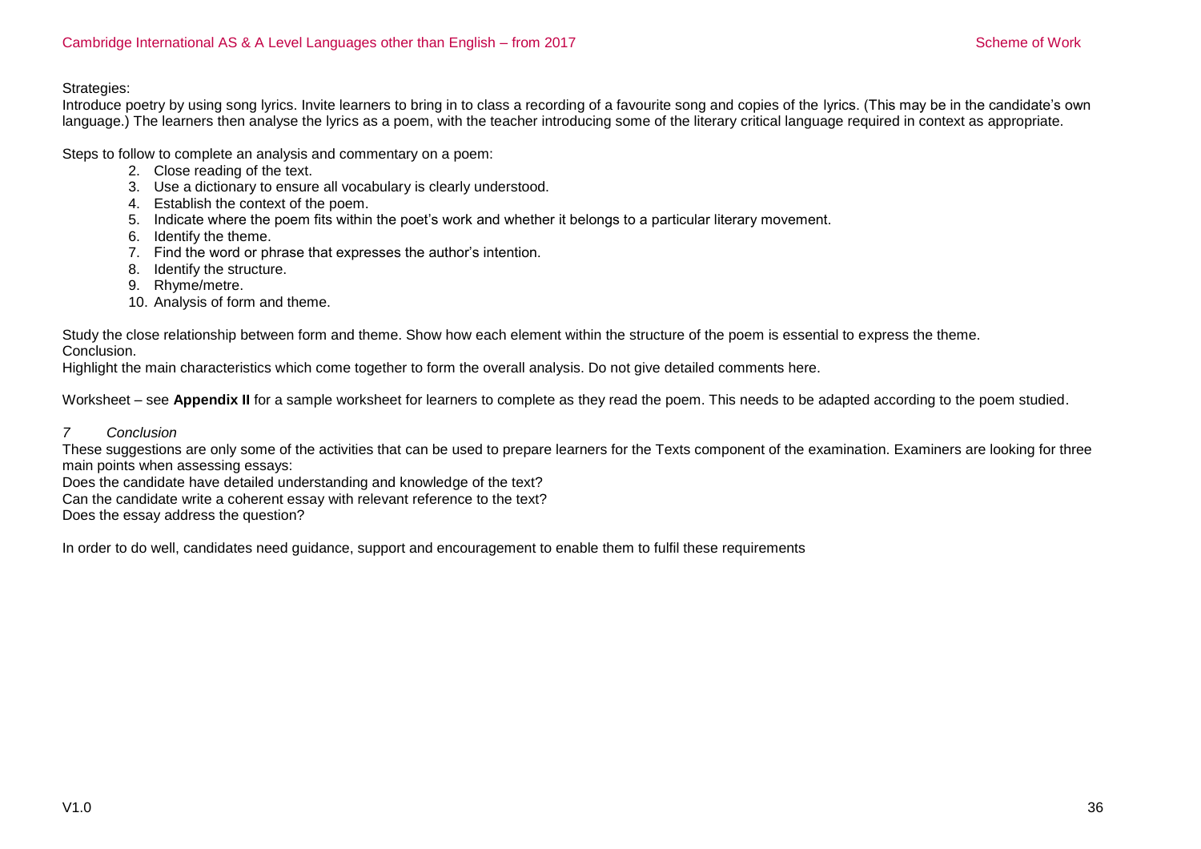Strategies:
Introduce poetry by using song lyrics. Invite learners to bring in to class a recording of a favourite song and copies of the lyrics. (This may be in the candidate's own language.) The learners then analyse the lyrics as a poem, with the teacher introducing some of the literary critical language required in context as appropriate.

Steps to follow to complete an analysis and commentary on a poem:

2. Close reading of the text.
3. Use a dictionary to ensure all vocabulary is clearly understood.
4. Establish the context of the poem.
5. Indicate where the poem fits within the poet's work and whether it belongs to a particular literary movement.
6. Identify the theme.
7. Find the word or phrase that expresses the author's intention.
8. Identify the structure.
9. Rhyme/metre.
10. Analysis of form and theme.

Study the close relationship between form and theme. Show how each element within the structure of the poem is essential to express the theme.
Conclusion.
Highlight the main characteristics which come together to form the overall analysis. Do not give detailed comments here.

Worksheet – see **Appendix II** for a sample worksheet for learners to complete as they read the poem. This needs to be adapted according to the poem studied.

*7 Conclusion*

These suggestions are only some of the activities that can be used to prepare learners for the Texts component of the examination. Examiners are looking for three main points when assessing essays:
Does the candidate have detailed understanding and knowledge of the text?
Can the candidate write a coherent essay with relevant reference to the text?
Does the essay address the question?

In order to do well, candidates need guidance, support and encouragement to enable them to fulfil these requirements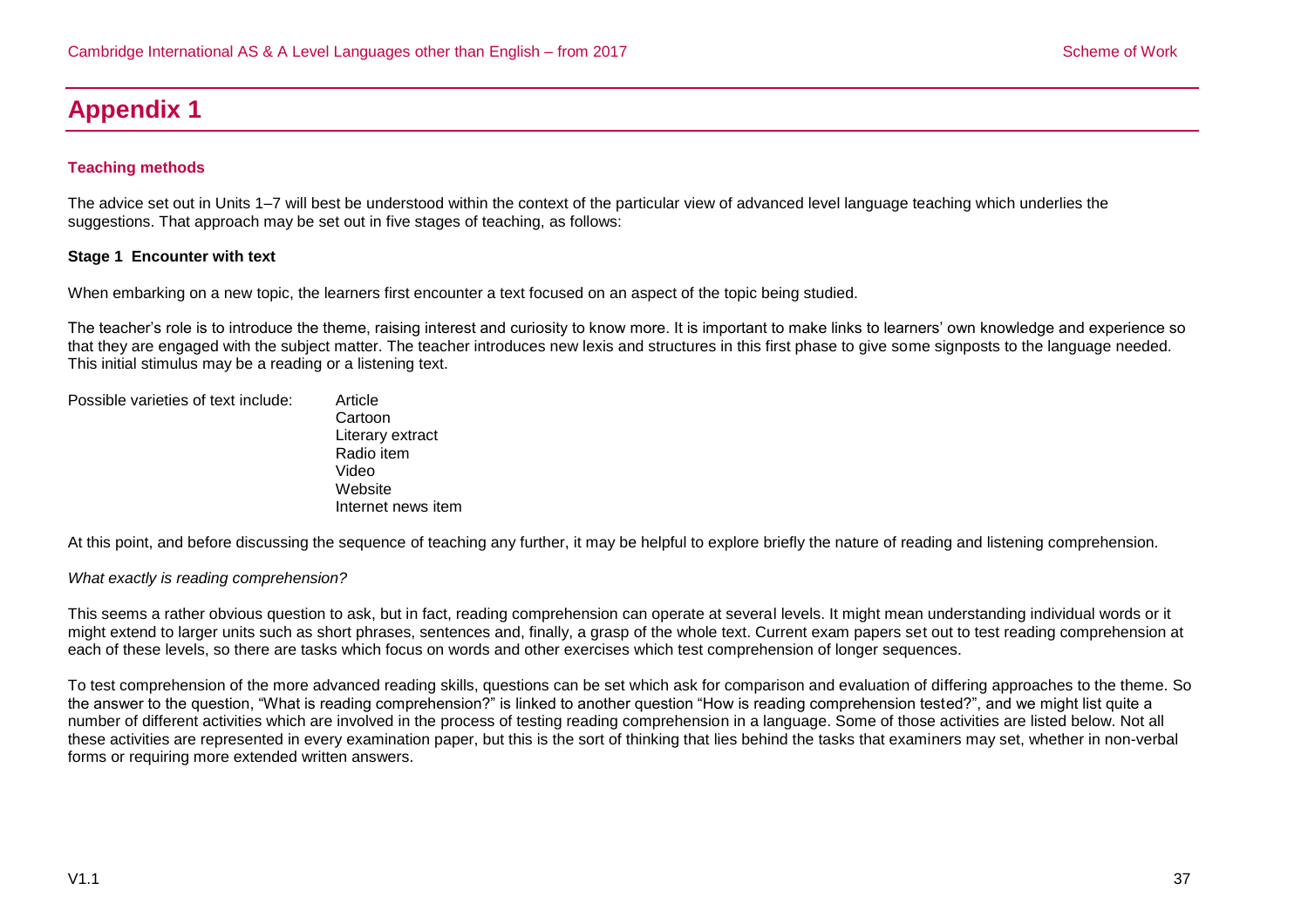# Appendix 1

## Teaching methods

The advice set out in Units 1–7 will best be understood within the context of the particular view of advanced level language teaching which underlies the suggestions. That approach may be set out in five stages of teaching, as follows:

### Stage 1 Encounter with text

When embarking on a new topic, the learners first encounter a text focused on an aspect of the topic being studied.

The teacher's role is to introduce the theme, raising interest and curiosity to know more. It is important to make links to learners' own knowledge and experience so that they are engaged with the subject matter. The teacher introduces new lexis and structures in this first phase to give some signposts to the language needed. This initial stimulus may be a reading or a listening text.

Possible varieties of text include:

- Article
- Cartoon
- Literary extract
- Radio item
- Video
- Website
- Internet news item

At this point, and before discussing the sequence of teaching any further, it may be helpful to explore briefly the nature of reading and listening comprehension.

*What exactly is reading comprehension?*

This seems a rather obvious question to ask, but in fact, reading comprehension can operate at several levels. It might mean understanding individual words or it might extend to larger units such as short phrases, sentences and, finally, a grasp of the whole text. Current exam papers set out to test reading comprehension at each of these levels, so there are tasks which focus on words and other exercises which test comprehension of longer sequences.

To test comprehension of the more advanced reading skills, questions can be set which ask for comparison and evaluation of differing approaches to the theme. So the answer to the question, "What is reading comprehension?" is linked to another question "How is reading comprehension tested?", and we might list quite a number of different activities which are involved in the process of testing reading comprehension in a language. Some of those activities are listed below. Not all these activities are represented in every examination paper, but this is the sort of thinking that lies behind the tasks that examiners may set, whether in non-verbal forms or requiring more extended written answers.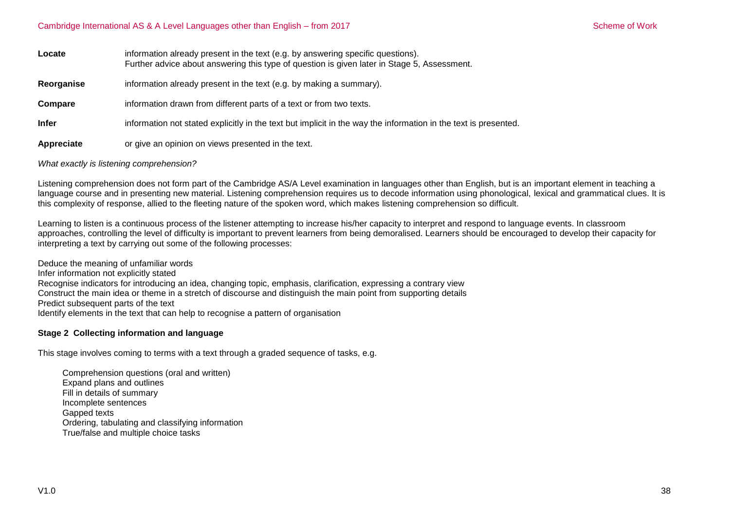**Locate** information already present in the text (e.g. by answering specific questions). Further advice about answering this type of question is given later in Stage 5, Assessment.

**Reorganise** information already present in the text (e.g. by making a summary).

**Compare** information drawn from different parts of a text or from two texts.

**Infer** information not stated explicitly in the text but implicit in the way the information in the text is presented.

**Appreciate** or give an opinion on views presented in the text.

*What exactly is listening comprehension?*

Listening comprehension does not form part of the Cambridge AS/A Level examination in languages other than English, but is an important element in teaching a language course and in presenting new material. Listening comprehension requires us to decode information using phonological, lexical and grammatical clues. It is this complexity of response, allied to the fleeting nature of the spoken word, which makes listening comprehension so difficult.

Learning to listen is a continuous process of the listener attempting to increase his/her capacity to interpret and respond to language events. In classroom approaches, controlling the level of difficulty is important to prevent learners from being demoralised. Learners should be encouraged to develop their capacity for interpreting a text by carrying out some of the following processes:

Deduce the meaning of unfamiliar words
Infer information not explicitly stated
Recognise indicators for introducing an idea, changing topic, emphasis, clarification, expressing a contrary view
Construct the main idea or theme in a stretch of discourse and distinguish the main point from supporting details
Predict subsequent parts of the text
Identify elements in the text that can help to recognise a pattern of organisation

**Stage 2 Collecting information and language**

This stage involves coming to terms with a text through a graded sequence of tasks, e.g.

Comprehension questions (oral and written)
Expand plans and outlines
Fill in details of summary
Incomplete sentences
Gapped texts
Ordering, tabulating and classifying information
True/false and multiple choice tasks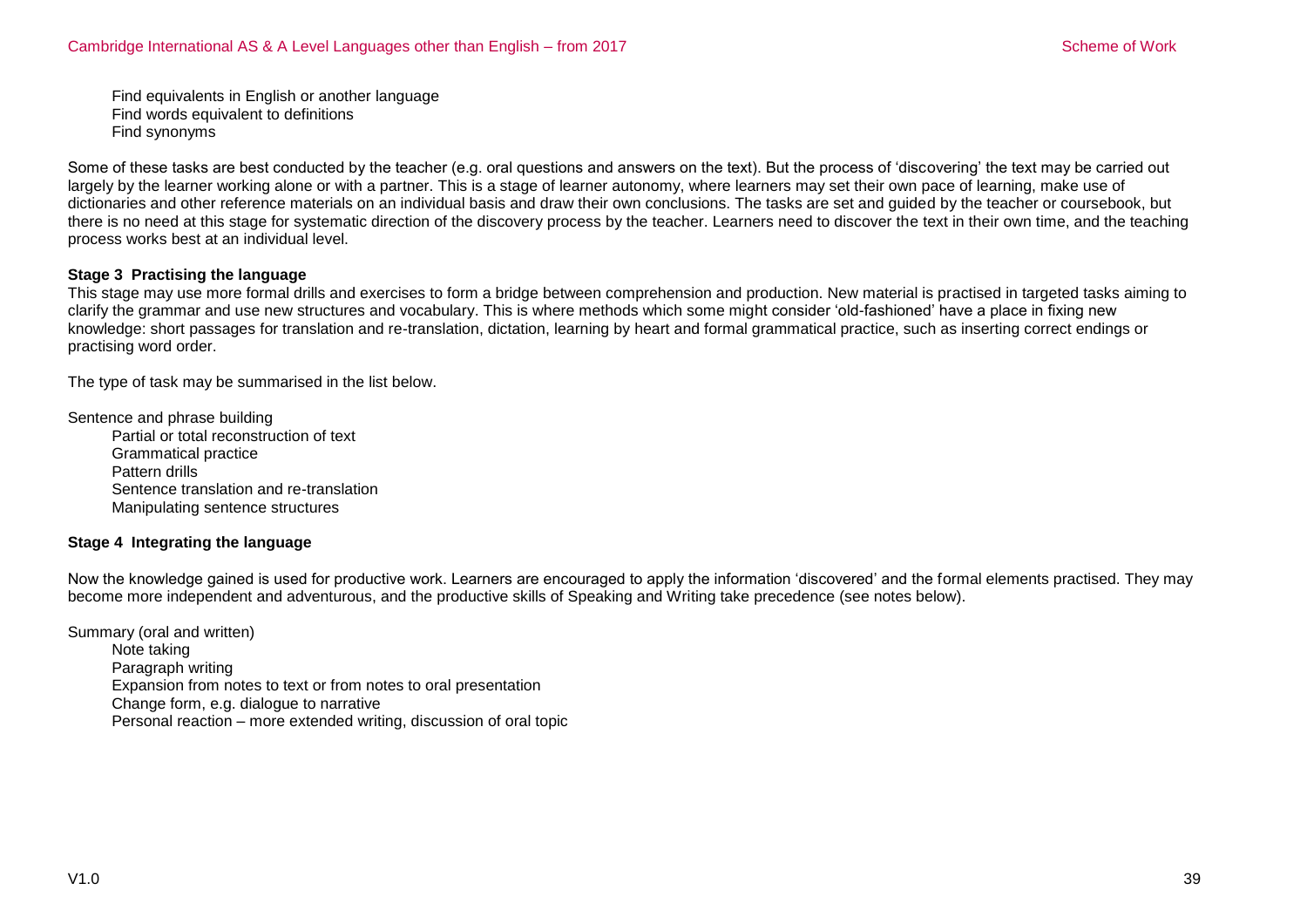Find equivalents in English or another language
Find words equivalent to definitions
Find synonyms

Some of these tasks are best conducted by the teacher (e.g. oral questions and answers on the text). But the process of 'discovering' the text may be carried out largely by the learner working alone or with a partner. This is a stage of learner autonomy, where learners may set their own pace of learning, make use of dictionaries and other reference materials on an individual basis and draw their own conclusions. The tasks are set and guided by the teacher or coursebook, but there is no need at this stage for systematic direction of the discovery process by the teacher. Learners need to discover the text in their own time, and the teaching process works best at an individual level.

**Stage 3 Practising the language**

This stage may use more formal drills and exercises to form a bridge between comprehension and production. New material is practised in targeted tasks aiming to clarify the grammar and use new structures and vocabulary. This is where methods which some might consider 'old-fashioned' have a place in fixing new knowledge: short passages for translation and re-translation, dictation, learning by heart and formal grammatical practice, such as inserting correct endings or practising word order.

The type of task may be summarised in the list below.

Sentence and phrase building
Partial or total reconstruction of text
Grammatical practice
Pattern drills
Sentence translation and re-translation
Manipulating sentence structures

**Stage 4 Integrating the language**

Now the knowledge gained is used for productive work. Learners are encouraged to apply the information 'discovered' and the formal elements practised. They may become more independent and adventurous, and the productive skills of Speaking and Writing take precedence (see notes below).

Summary (oral and written)
Note taking
Paragraph writing
Expansion from notes to text or from notes to oral presentation
Change form, e.g. dialogue to narrative
Personal reaction – more extended writing, discussion of oral topic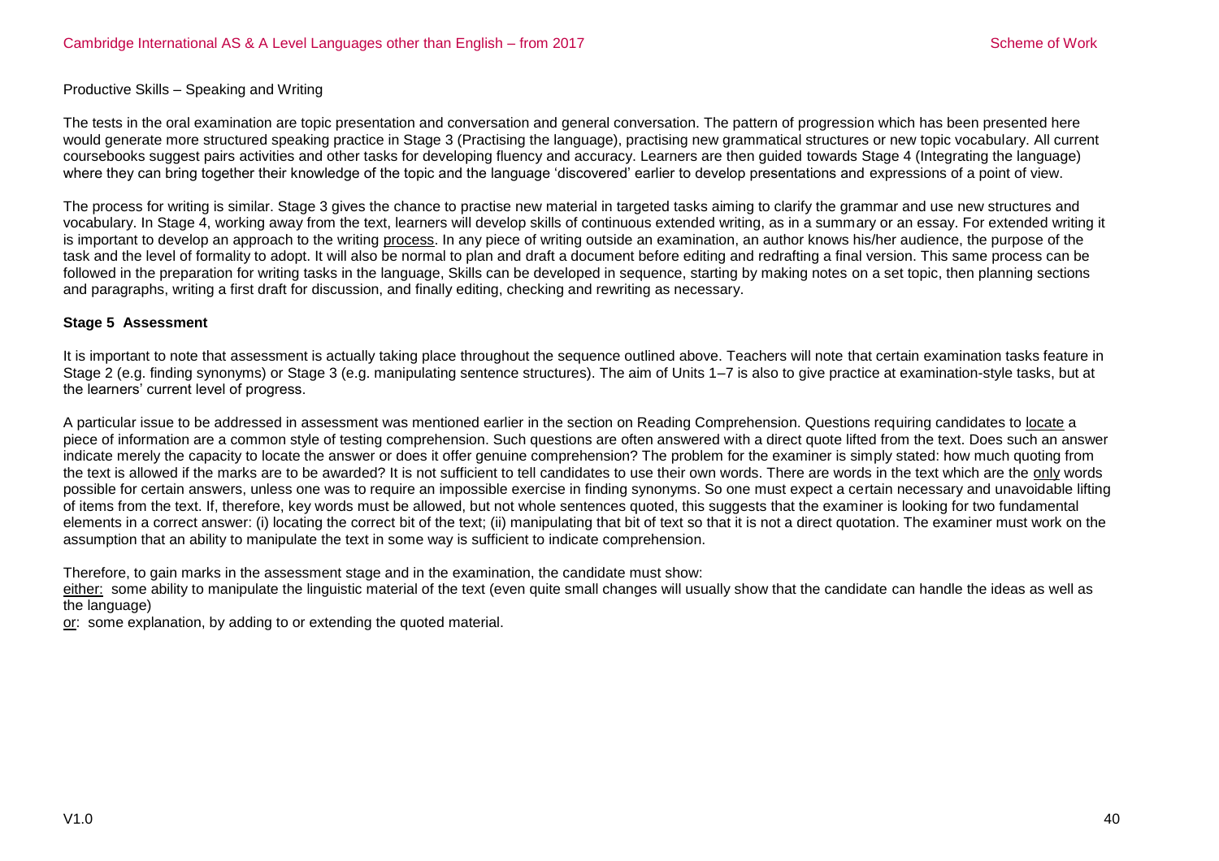Productive Skills – Speaking and Writing

The tests in the oral examination are topic presentation and conversation and general conversation. The pattern of progression which has been presented here would generate more structured speaking practice in Stage 3 (Practising the language), practising new grammatical structures or new topic vocabulary. All current coursebooks suggest pairs activities and other tasks for developing fluency and accuracy. Learners are then guided towards Stage 4 (Integrating the language) where they can bring together their knowledge of the topic and the language 'discovered' earlier to develop presentations and expressions of a point of view.

The process for writing is similar. Stage 3 gives the chance to practise new material in targeted tasks aiming to clarify the grammar and use new structures and vocabulary. In Stage 4, working away from the text, learners will develop skills of continuous extended writing, as in a summary or an essay. For extended writing it is important to develop an approach to the writing process. In any piece of writing outside an examination, an author knows his/her audience, the purpose of the task and the level of formality to adopt. It will also be normal to plan and draft a document before editing and redrafting a final version. This same process can be followed in the preparation for writing tasks in the language, Skills can be developed in sequence, starting by making notes on a set topic, then planning sections and paragraphs, writing a first draft for discussion, and finally editing, checking and rewriting as necessary.

### Stage 5 Assessment

It is important to note that assessment is actually taking place throughout the sequence outlined above. Teachers will note that certain examination tasks feature in Stage 2 (e.g. finding synonyms) or Stage 3 (e.g. manipulating sentence structures). The aim of Units 1–7 is also to give practice at examination-style tasks, but at the learners' current level of progress.

A particular issue to be addressed in assessment was mentioned earlier in the section on Reading Comprehension. Questions requiring candidates to locate a piece of information are a common style of testing comprehension. Such questions are often answered with a direct quote lifted from the text. Does such an answer indicate merely the capacity to locate the answer or does it offer genuine comprehension? The problem for the examiner is simply stated: how much quoting from the text is allowed if the marks are to be awarded? It is not sufficient to tell candidates to use their own words. There are words in the text which are the only words possible for certain answers, unless one was to require an impossible exercise in finding synonyms. So one must expect a certain necessary and unavoidable lifting of items from the text. If, therefore, key words must be allowed, but not whole sentences quoted, this suggests that the examiner is looking for two fundamental elements in a correct answer: (i) locating the correct bit of the text; (ii) manipulating that bit of text so that it is not a direct quotation. The examiner must work on the assumption that an ability to manipulate the text in some way is sufficient to indicate comprehension.

Therefore, to gain marks in the assessment stage and in the examination, the candidate must show:

either: some ability to manipulate the linguistic material of the text (even quite small changes will usually show that the candidate can handle the ideas as well as the language)

or: some explanation, by adding to or extending the quoted material.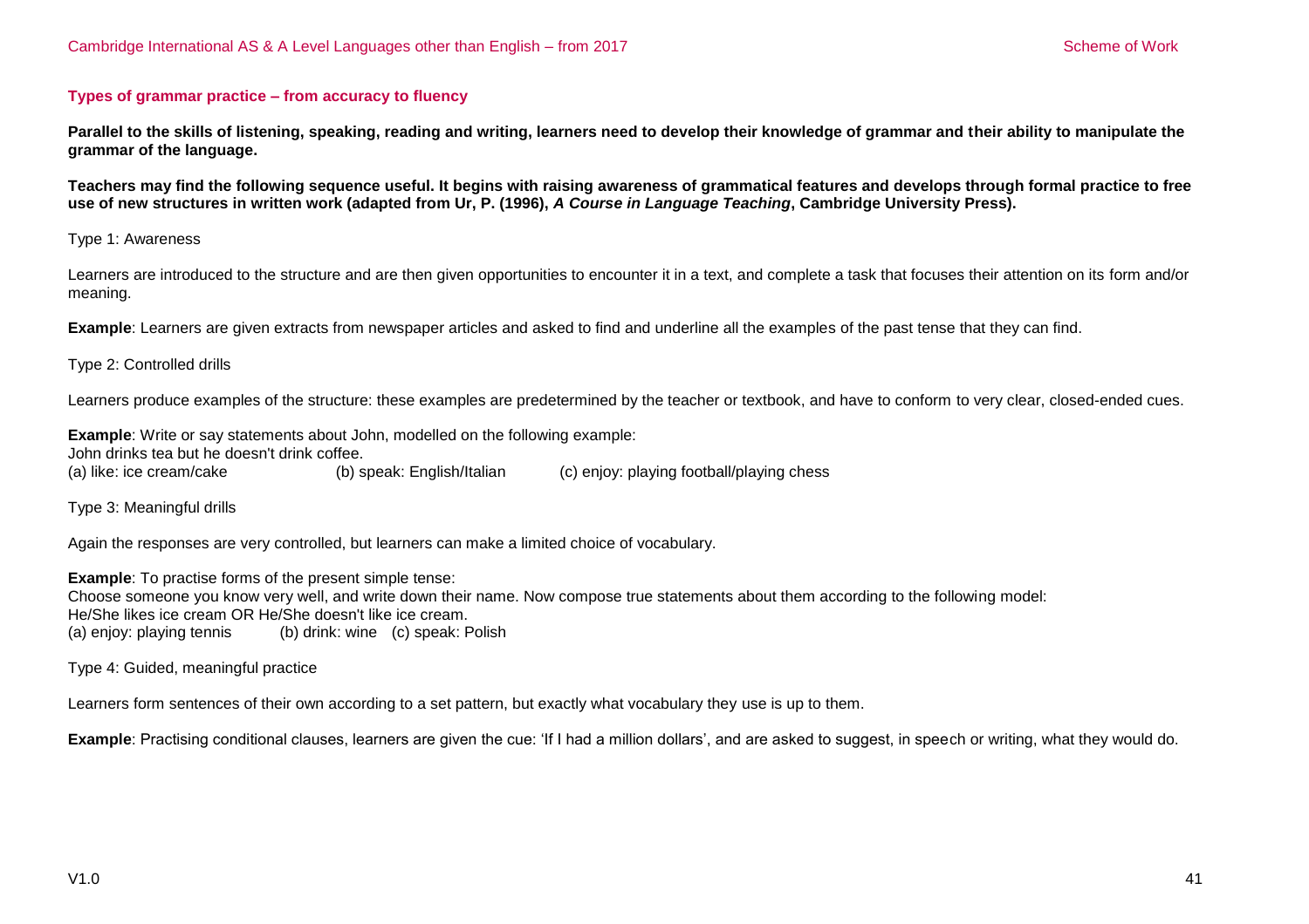### Types of grammar practice – from accuracy to fluency

**Parallel to the skills of listening, speaking, reading and writing, learners need to develop their knowledge of grammar and their ability to manipulate the grammar of the language.**

**Teachers may find the following sequence useful. It begins with raising awareness of grammatical features and develops through formal practice to free use of new structures in written work (adapted from Ur, P. (1996), *A Course in Language Teaching*, Cambridge University Press).**

Type 1: Awareness

Learners are introduced to the structure and are then given opportunities to encounter it in a text, and complete a task that focuses their attention on its form and/or meaning.

**Example**: Learners are given extracts from newspaper articles and asked to find and underline all the examples of the past tense that they can find.

Type 2: Controlled drills

Learners produce examples of the structure: these examples are predetermined by the teacher or textbook, and have to conform to very clear, closed-ended cues.

**Example**: Write or say statements about John, modelled on the following example:
John drinks tea but he doesn't drink coffee.
(a) like: ice cream/cake (b) speak: English/Italian (c) enjoy: playing football/playing chess

Type 3: Meaningful drills

Again the responses are very controlled, but learners can make a limited choice of vocabulary.

**Example**: To practise forms of the present simple tense:
Choose someone you know very well, and write down their name. Now compose true statements about them according to the following model:
He/She likes ice cream OR He/She doesn't like ice cream.
(a) enjoy: playing tennis (b) drink: wine (c) speak: Polish

Type 4: Guided, meaningful practice

Learners form sentences of their own according to a set pattern, but exactly what vocabulary they use is up to them.

**Example**: Practising conditional clauses, learners are given the cue: 'If I had a million dollars', and are asked to suggest, in speech or writing, what they would do.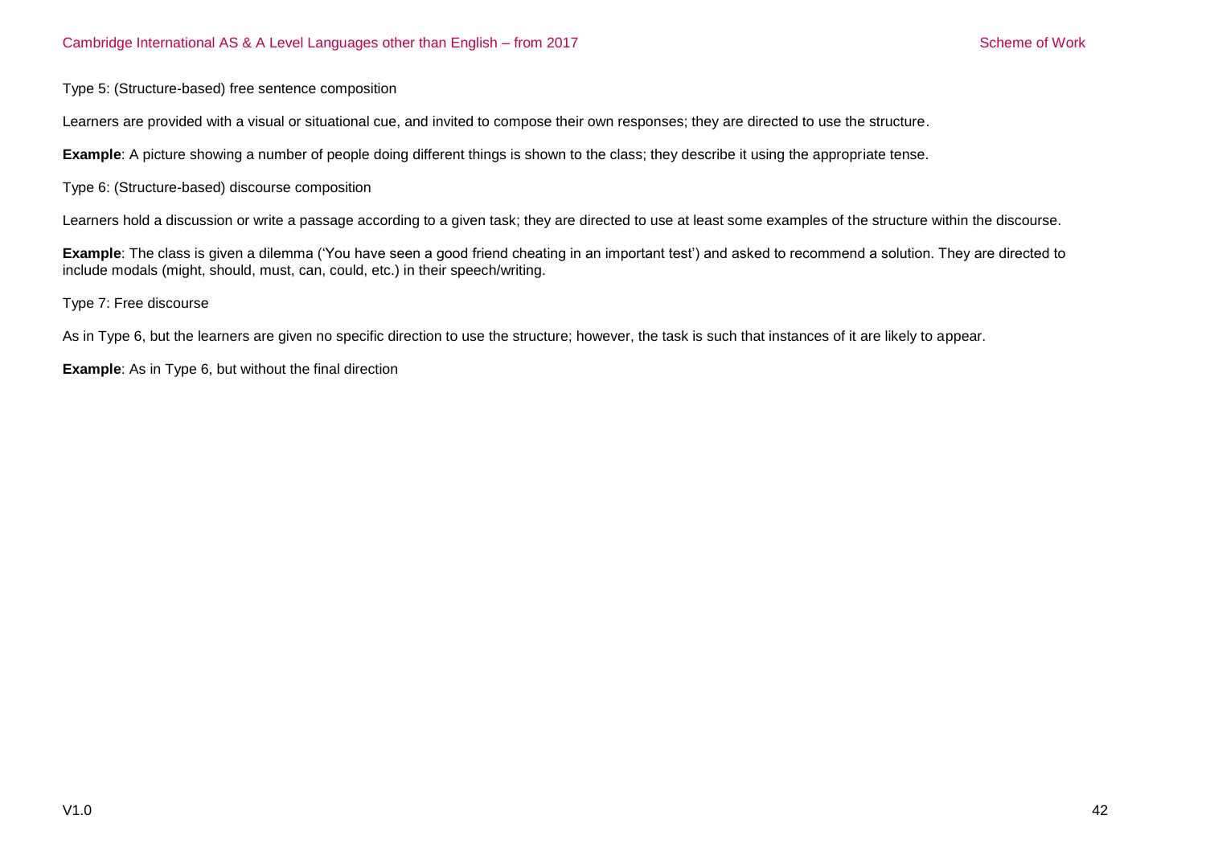Type 5: (Structure-based) free sentence composition

Learners are provided with a visual or situational cue, and invited to compose their own responses; they are directed to use the structure.

**Example**: A picture showing a number of people doing different things is shown to the class; they describe it using the appropriate tense.

Type 6: (Structure-based) discourse composition

Learners hold a discussion or write a passage according to a given task; they are directed to use at least some examples of the structure within the discourse.

**Example**: The class is given a dilemma ('You have seen a good friend cheating in an important test') and asked to recommend a solution. They are directed to include modals (might, should, must, can, could, etc.) in their speech/writing.

Type 7: Free discourse

As in Type 6, but the learners are given no specific direction to use the structure; however, the task is such that instances of it are likely to appear.

**Example**: As in Type 6, but without the final direction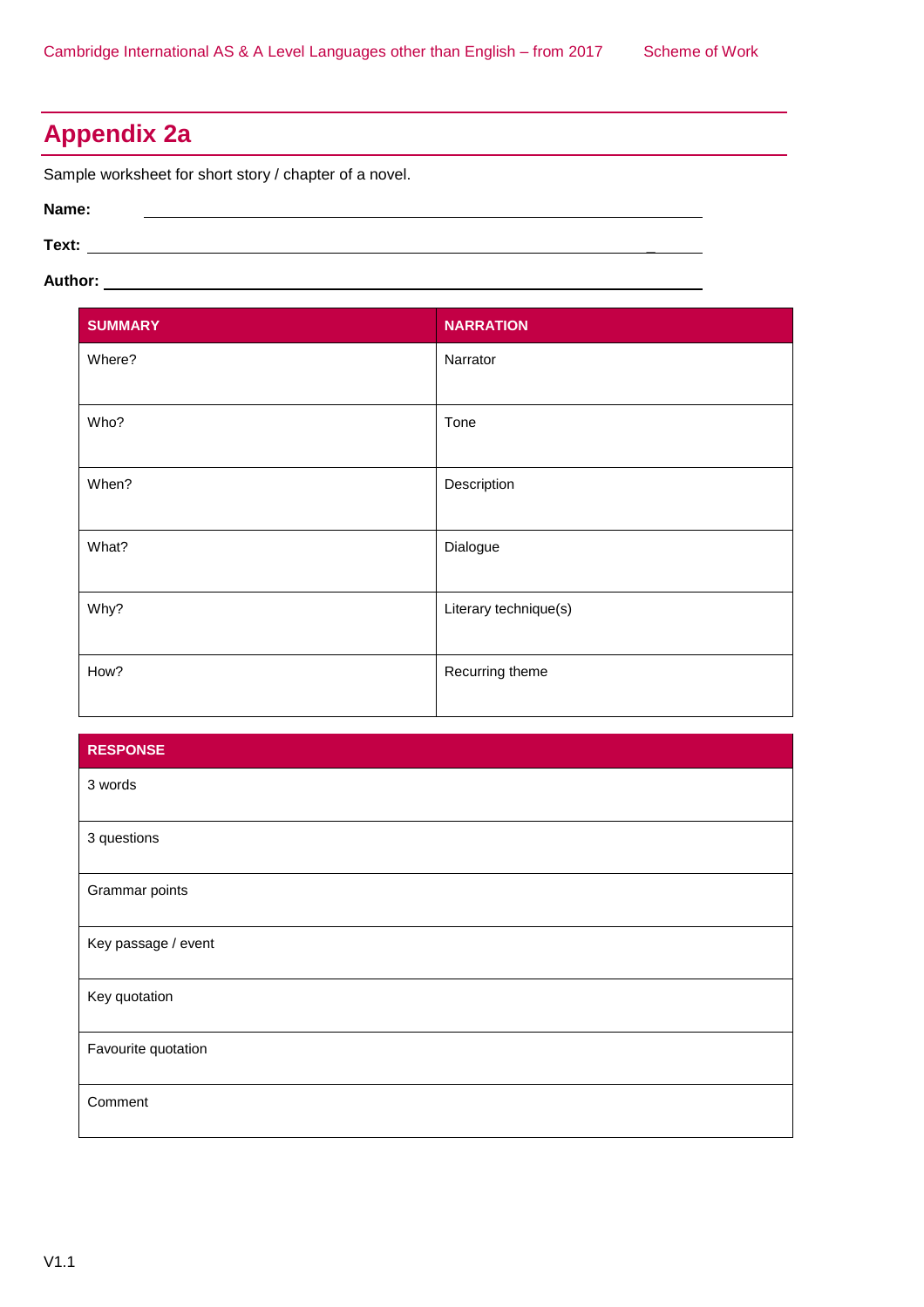## Appendix 2a

Sample worksheet for short story / chapter of a novel.

**Name:** ______________________________

**Text:** ______________________________

**Author:** ______________________________

| SUMMARY | NARRATION |
|---|---|
| Where? | Narrator |
| Who? | Tone |
| When? | Description |
| What? | Dialogue |
| Why? | Literary technique(s) |
| How? | Recurring theme |

| RESPONSE |
|---|
| 3 words |
| 3 questions |
| Grammar points |
| Key passage / event |
| Key quotation |
| Favourite quotation |
| Comment |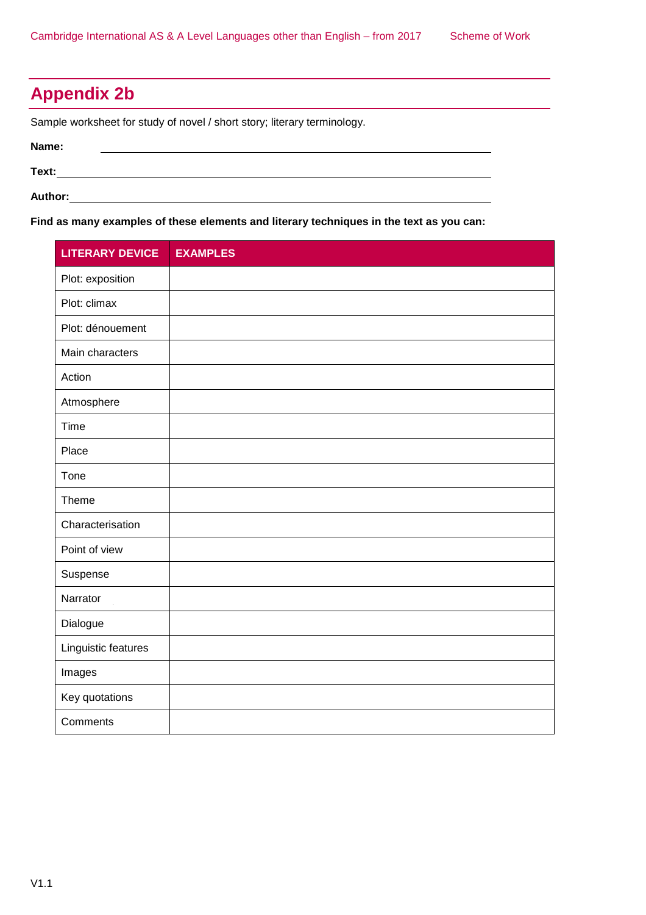## Appendix 2b

Sample worksheet for study of novel / short story; literary terminology.

**Name:** ________________________________________________

**Text:** ________________________________________________

**Author:** ________________________________________________

**Find as many examples of these elements and literary techniques in the text as you can:**

| LITERARY DEVICE | EXAMPLES |
|---|---|
| Plot: exposition | |
| Plot: climax | |
| Plot: dénouement | |
| Main characters | |
| Action | |
| Atmosphere | |
| Time | |
| Place | |
| Tone | |
| Theme | |
| Characterisation | |
| Point of view | |
| Suspense | |
| Narrator | |
| Dialogue | |
| Linguistic features | |
| Images | |
| Key quotations | |
| Comments | |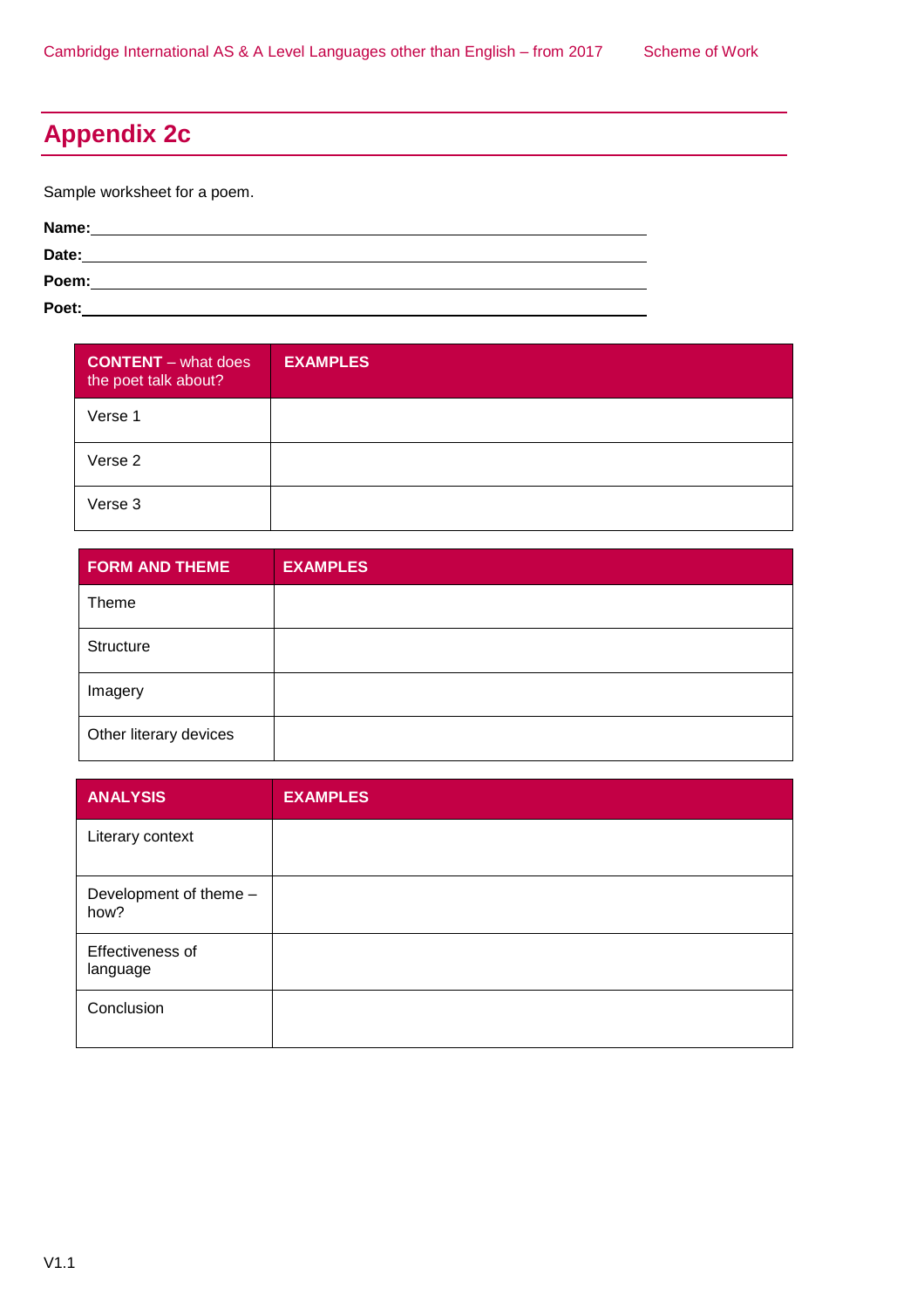## Appendix 2c

Sample worksheet for a poem.

**Name:**\_\_\_\_\_\_\_\_\_\_\_\_\_\_\_\_\_\_\_\_\_\_\_\_\_\_\_\_\_\_\_\_\_\_\_\_\_\_\_\_\_\_\_\_\_\_\_\_

**Date:**\_\_\_\_\_\_\_\_\_\_\_\_\_\_\_\_\_\_\_\_\_\_\_\_\_\_\_\_\_\_\_\_\_\_\_\_\_\_\_\_\_\_\_\_\_\_\_\_

**Poem:**\_\_\_\_\_\_\_\_\_\_\_\_\_\_\_\_\_\_\_\_\_\_\_\_\_\_\_\_\_\_\_\_\_\_\_\_\_\_\_\_\_\_\_\_\_\_\_\_

**Poet:**\_\_\_\_\_\_\_\_\_\_\_\_\_\_\_\_\_\_\_\_\_\_\_\_\_\_\_\_\_\_\_\_\_\_\_\_\_\_\_\_\_\_\_\_\_\_\_\_

| **CONTENT** – what does the poet talk about? | **EXAMPLES** |
|---|---|
| Verse 1 | |
| Verse 2 | |
| Verse 3 | |

| **FORM AND THEME** | **EXAMPLES** |
|---|---|
| Theme | |
| Structure | |
| Imagery | |
| Other literary devices | |

| **ANALYSIS** | **EXAMPLES** |
|---|---|
| Literary context | |
| Development of theme – how? | |
| Effectiveness of language | |
| Conclusion | |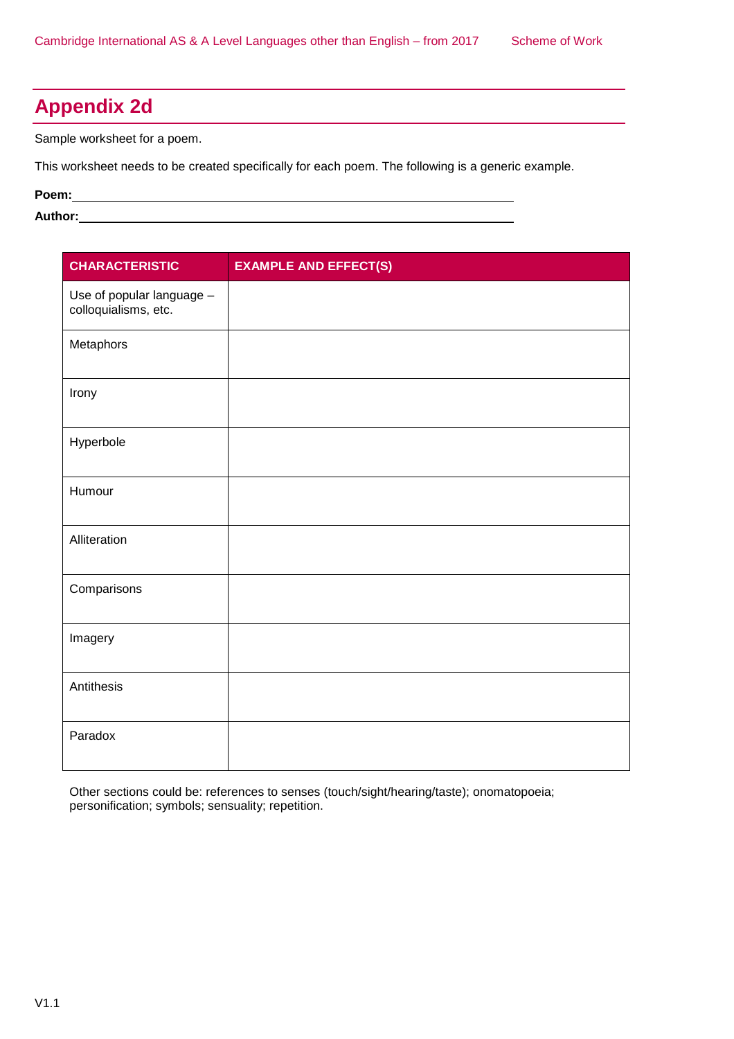# Appendix 2d

Sample worksheet for a poem.

This worksheet needs to be created specifically for each poem. The following is a generic example.

**Poem:** ______________________________________________

**Author:** ______________________________________________

| CHARACTERISTIC | EXAMPLE AND EFFECT(S) |
|---|---|
| Use of popular language – colloquialisms, etc. | |
| Metaphors | |
| Irony | |
| Hyperbole | |
| Humour | |
| Alliteration | |
| Comparisons | |
| Imagery | |
| Antithesis | |
| Paradox | |

Other sections could be: references to senses (touch/sight/hearing/taste); onomatopoeia; personification; symbols; sensuality; repetition.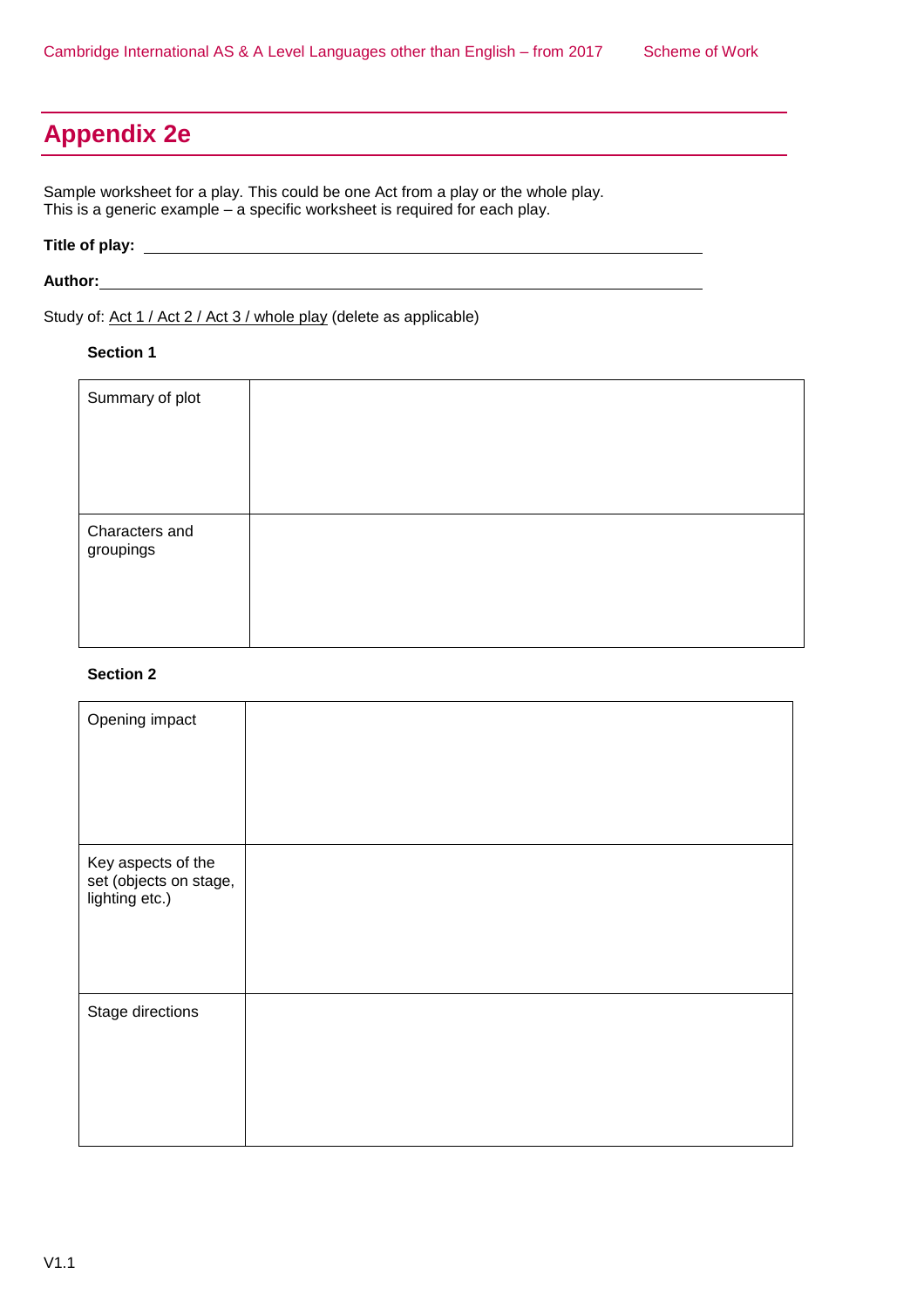# Appendix 2e

Sample worksheet for a play. This could be one Act from a play or the whole play.
This is a generic example – a specific worksheet is required for each play.

**Title of play:** ______________________________________________

**Author:** ______________________________________________

Study of: Act 1 / Act 2 / Act 3 / whole play (delete as applicable)

**Section 1**

| | |
|---|---|
| Summary of plot | |
| Characters and groupings | |

**Section 2**

| | |
|---|---|
| Opening impact | |
| Key aspects of the set (objects on stage, lighting etc.) | |
| Stage directions | |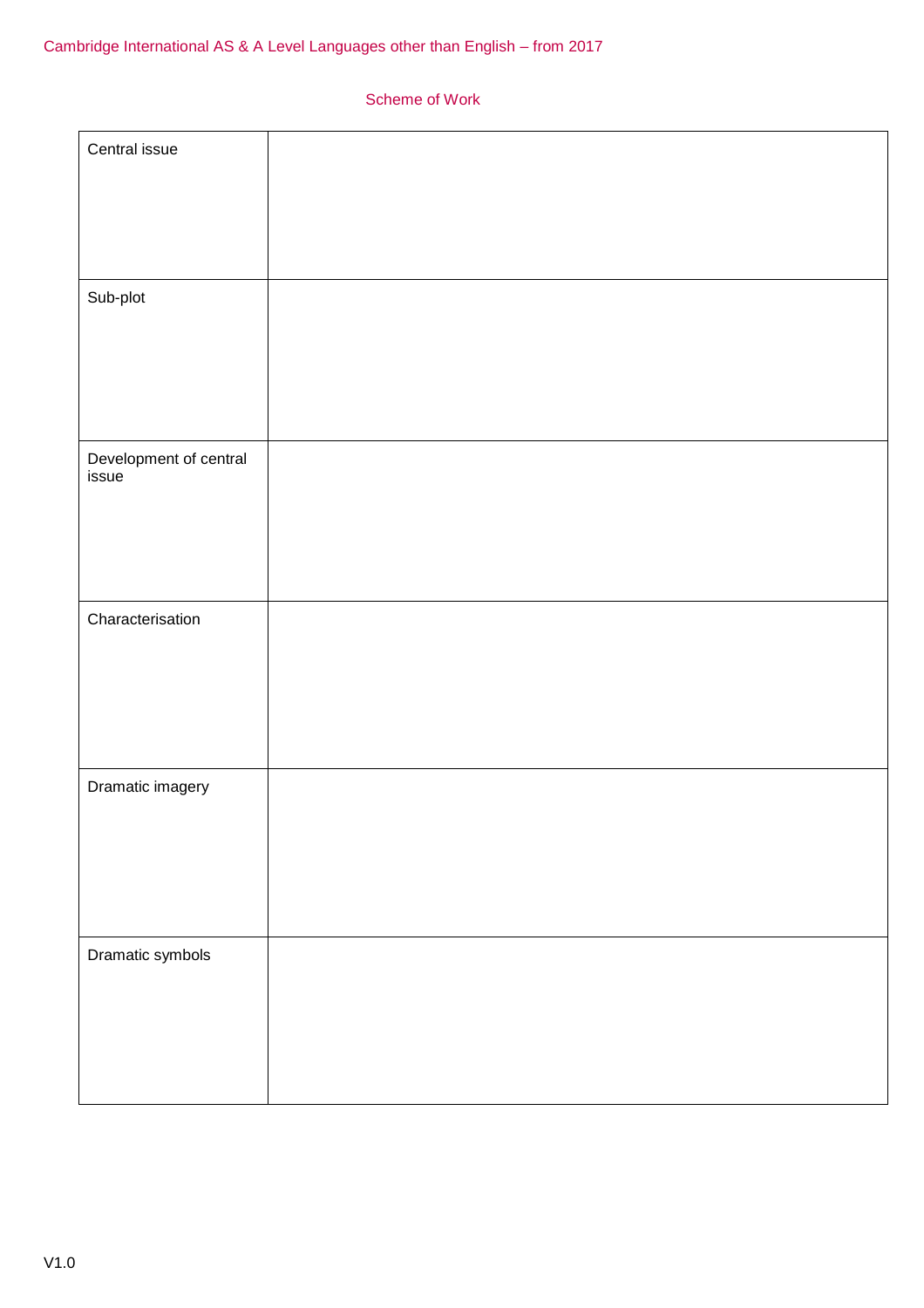Scheme of Work

| Central issue | |
|---|---|
| Sub-plot | |
| Development of central issue | |
| Characterisation | |
| Dramatic imagery | |
| Dramatic symbols | |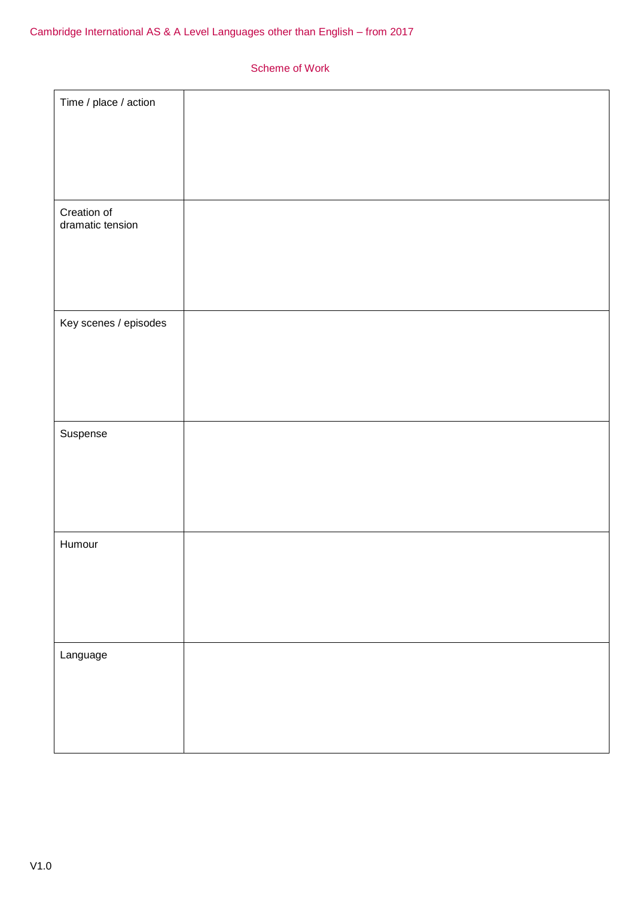Scheme of Work

| | |
|---|---|
| Time / place / action | |
| Creation of dramatic tension | |
| Key scenes / episodes | |
| Suspense | |
| Humour | |
| Language | |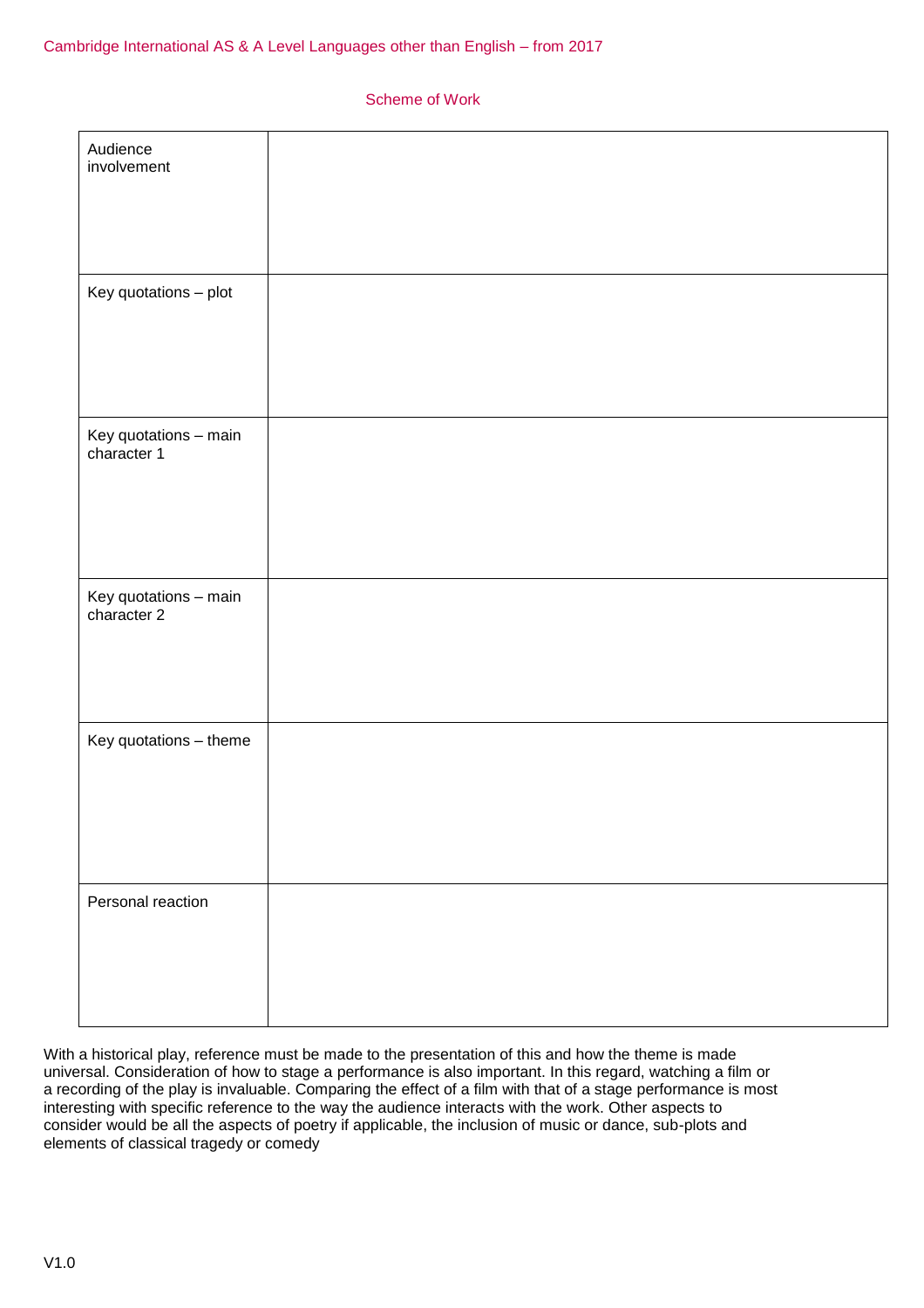| | |
|---|---|
| Audience involvement | |
| Key quotations – plot | |
| Key quotations – main character 1 | |
| Key quotations – main character 2 | |
| Key quotations – theme | |
| Personal reaction | |

With a historical play, reference must be made to the presentation of this and how the theme is made universal. Consideration of how to stage a performance is also important. In this regard, watching a film or a recording of the play is invaluable. Comparing the effect of a film with that of a stage performance is most interesting with specific reference to the way the audience interacts with the work. Other aspects to consider would be all the aspects of poetry if applicable, the inclusion of music or dance, sub-plots and elements of classical tragedy or comedy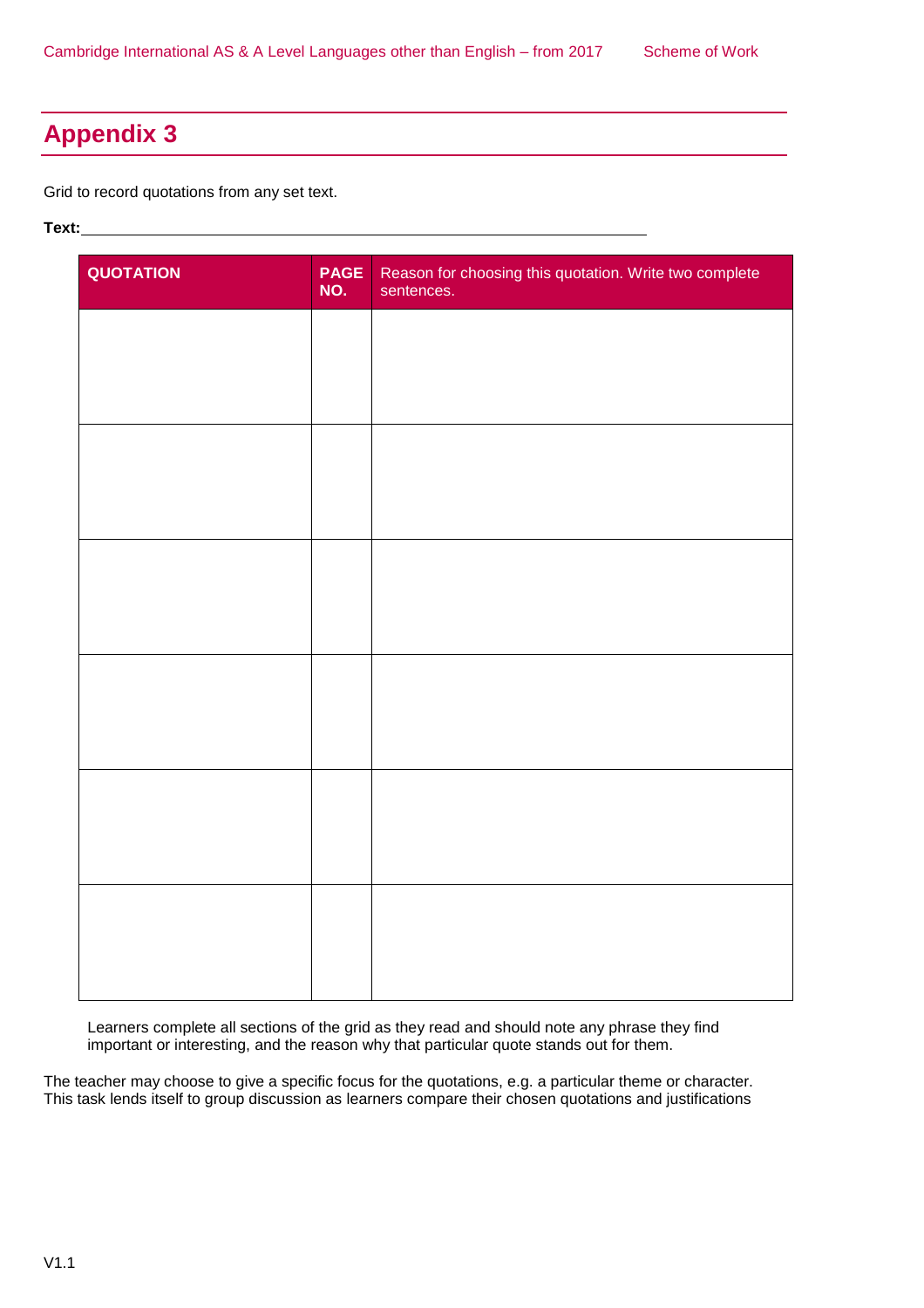# Appendix 3

Grid to record quotations from any set text.

**Text:** ____________________________________________

| QUOTATION | PAGE NO. | Reason for choosing this quotation. Write two complete sentences. |
|---|---|---|
| | | |
| | | |
| | | |
| | | |
| | | |
| | | |

Learners complete all sections of the grid as they read and should note any phrase they find important or interesting, and the reason why that particular quote stands out for them.

The teacher may choose to give a specific focus for the quotations, e.g. a particular theme or character. This task lends itself to group discussion as learners compare their chosen quotations and justifications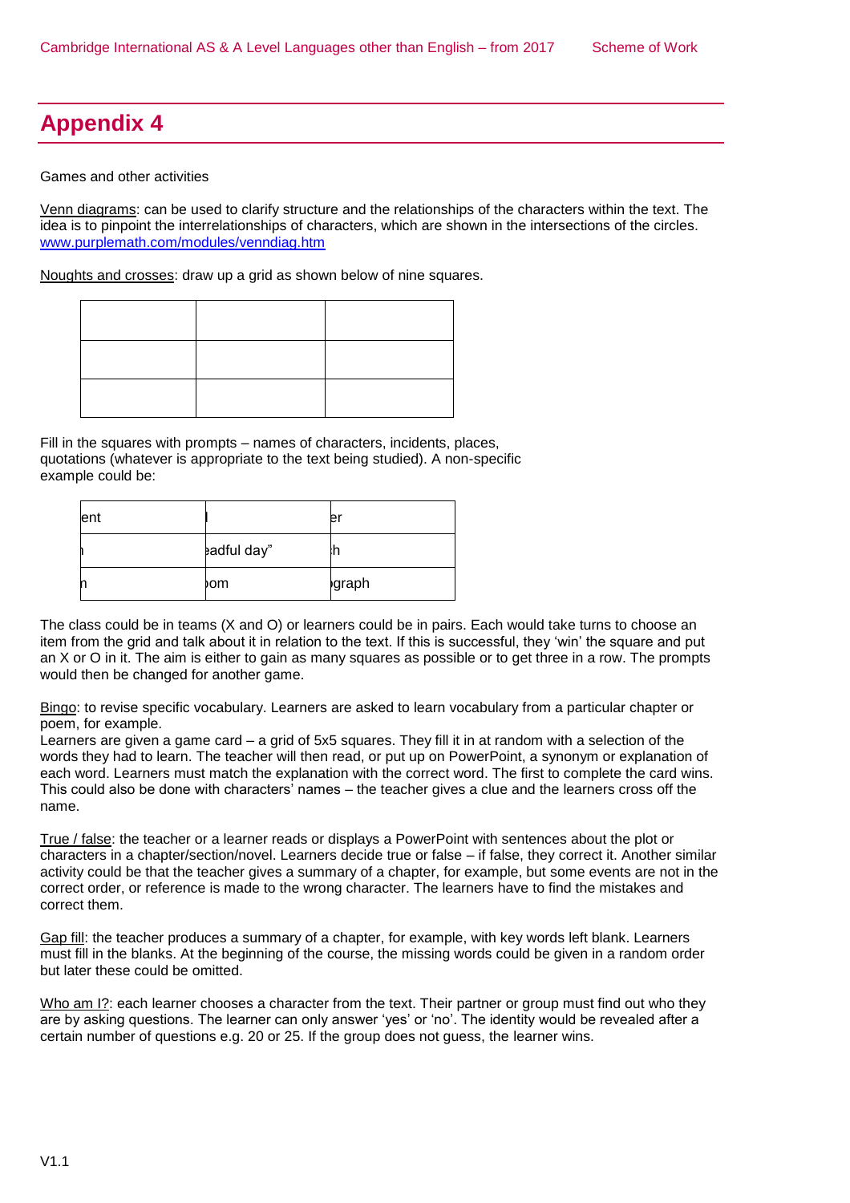## Appendix 4

Games and other activities

Venn diagrams: can be used to clarify structure and the relationships of the characters within the text. The idea is to pinpoint the interrelationships of characters, which are shown in the intersections of the circles. www.purplemath.com/modules/venndiag.htm

Noughts and crosses: draw up a grid as shown below of nine squares.

| | | |
|---|---|---|
| | | |
| | | |
| | | |

Fill in the squares with prompts – names of characters, incidents, places, quotations (whatever is appropriate to the text being studied). A non-specific example could be:

| | | |
|---|---|---|
| ent | l | er |
| ŋ | ɐadful day" | ɫh |
| n | ɒom | ɒgraph |

The class could be in teams (X and O) or learners could be in pairs. Each would take turns to choose an item from the grid and talk about it in relation to the text. If this is successful, they 'win' the square and put an X or O in it. The aim is either to gain as many squares as possible or to get three in a row. The prompts would then be changed for another game.

Bingo: to revise specific vocabulary. Learners are asked to learn vocabulary from a particular chapter or poem, for example.
Learners are given a game card – a grid of 5x5 squares. They fill it in at random with a selection of the words they had to learn. The teacher will then read, or put up on PowerPoint, a synonym or explanation of each word. Learners must match the explanation with the correct word. The first to complete the card wins. This could also be done with characters' names – the teacher gives a clue and the learners cross off the name.

True / false: the teacher or a learner reads or displays a PowerPoint with sentences about the plot or characters in a chapter/section/novel. Learners decide true or false – if false, they correct it. Another similar activity could be that the teacher gives a summary of a chapter, for example, but some events are not in the correct order, or reference is made to the wrong character. The learners have to find the mistakes and correct them.

Gap fill: the teacher produces a summary of a chapter, for example, with key words left blank. Learners must fill in the blanks. At the beginning of the course, the missing words could be given in a random order but later these could be omitted.

Who am I?: each learner chooses a character from the text. Their partner or group must find out who they are by asking questions. The learner can only answer 'yes' or 'no'. The identity would be revealed after a certain number of questions e.g. 20 or 25. If the group does not guess, the learner wins.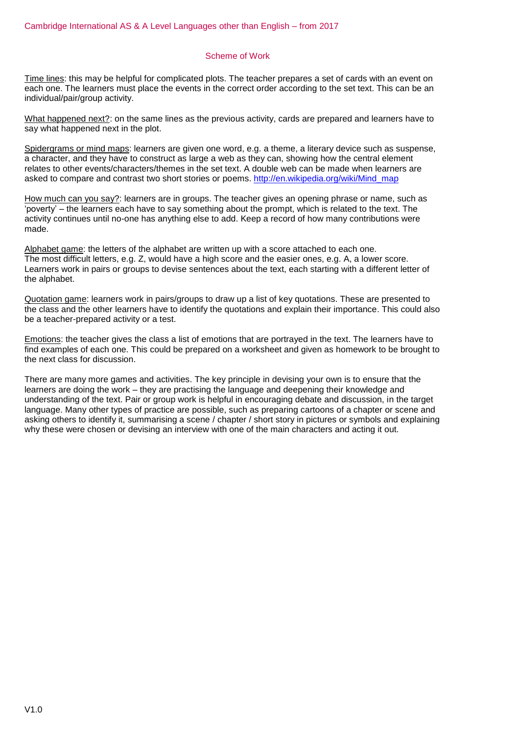Time lines: this may be helpful for complicated plots. The teacher prepares a set of cards with an event on each one. The learners must place the events in the correct order according to the set text. This can be an individual/pair/group activity.

What happened next?: on the same lines as the previous activity, cards are prepared and learners have to say what happened next in the plot.

Spidergrams or mind maps: learners are given one word, e.g. a theme, a literary device such as suspense, a character, and they have to construct as large a web as they can, showing how the central element relates to other events/characters/themes in the set text. A double web can be made when learners are asked to compare and contrast two short stories or poems. http://en.wikipedia.org/wiki/Mind_map

How much can you say?: learners are in groups. The teacher gives an opening phrase or name, such as 'poverty' – the learners each have to say something about the prompt, which is related to the text. The activity continues until no-one has anything else to add. Keep a record of how many contributions were made.

Alphabet game: the letters of the alphabet are written up with a score attached to each one. The most difficult letters, e.g. Z, would have a high score and the easier ones, e.g. A, a lower score. Learners work in pairs or groups to devise sentences about the text, each starting with a different letter of the alphabet.

Quotation game: learners work in pairs/groups to draw up a list of key quotations. These are presented to the class and the other learners have to identify the quotations and explain their importance. This could also be a teacher-prepared activity or a test.

Emotions: the teacher gives the class a list of emotions that are portrayed in the text. The learners have to find examples of each one. This could be prepared on a worksheet and given as homework to be brought to the next class for discussion.

There are many more games and activities. The key principle in devising your own is to ensure that the learners are doing the work – they are practising the language and deepening their knowledge and understanding of the text. Pair or group work is helpful in encouraging debate and discussion, in the target language. Many other types of practice are possible, such as preparing cartoons of a chapter or scene and asking others to identify it, summarising a scene / chapter / short story in pictures or symbols and explaining why these were chosen or devising an interview with one of the main characters and acting it out.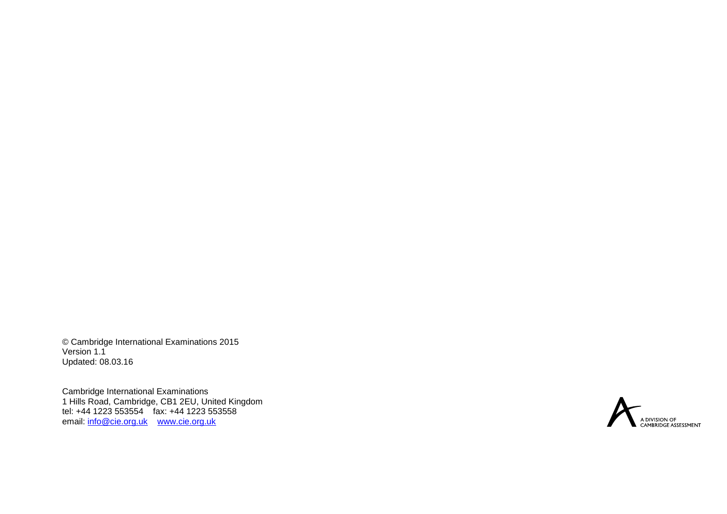© Cambridge International Examinations 2015
Version 1.1
Updated: 08.03.16

Cambridge International Examinations
1 Hills Road, Cambridge, CB1 2EU, United Kingdom
tel: +44 1223 553554 fax: +44 1223 553558
email: info@cie.org.uk www.cie.org.uk

A DIVISION OF
CAMBRIDGE ASSESSMENT